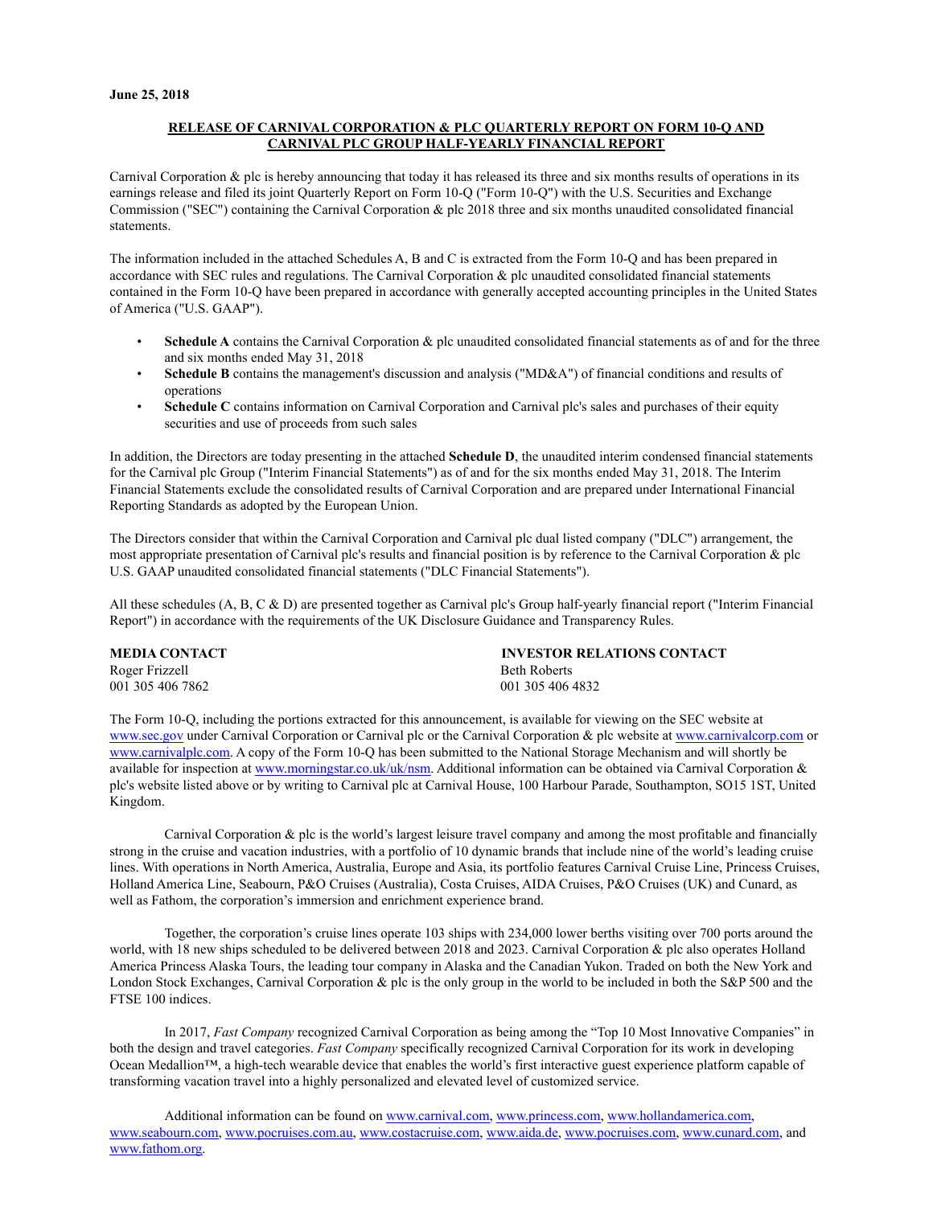**June 25, 2018**

## RELEASE OF CARNIVAL CORPORATION & PLC QUARTERLY REPORT ON FORM 10-Q AND CARNIVAL PLC GROUP HALF-YEARLY FINANCIAL REPORT

Carnival Corporation & plc is hereby announcing that today it has released its three and six months results of operations in its earnings release and filed its joint Quarterly Report on Form 10-Q ("Form 10-Q") with the U.S. Securities and Exchange Commission ("SEC") containing the Carnival Corporation & plc 2018 three and six months unaudited consolidated financial statements.

The information included in the attached Schedules A, B and C is extracted from the Form 10-Q and has been prepared in accordance with SEC rules and regulations. The Carnival Corporation & plc unaudited consolidated financial statements contained in the Form 10-Q have been prepared in accordance with generally accepted accounting principles in the United States of America ("U.S. GAAP").

- **Schedule A** contains the Carnival Corporation & plc unaudited consolidated financial statements as of and for the three and six months ended May 31, 2018
- **Schedule B** contains the management's discussion and analysis ("MD&A") of financial conditions and results of operations
- **Schedule C** contains information on Carnival Corporation and Carnival plc's sales and purchases of their equity securities and use of proceeds from such sales

In addition, the Directors are today presenting in the attached **Schedule D**, the unaudited interim condensed financial statements for the Carnival plc Group ("Interim Financial Statements") as of and for the six months ended May 31, 2018. The Interim Financial Statements exclude the consolidated results of Carnival Corporation and are prepared under International Financial Reporting Standards as adopted by the European Union.

The Directors consider that within the Carnival Corporation and Carnival plc dual listed company ("DLC") arrangement, the most appropriate presentation of Carnival plc's results and financial position is by reference to the Carnival Corporation & plc U.S. GAAP unaudited consolidated financial statements ("DLC Financial Statements").

All these schedules (A, B, C & D) are presented together as Carnival plc's Group half-yearly financial report ("Interim Financial Report") in accordance with the requirements of the UK Disclosure Guidance and Transparency Rules.

**MEDIA CONTACT**
Roger Frizzell
001 305 406 7862

**INVESTOR RELATIONS CONTACT**
Beth Roberts
001 305 406 4832

The Form 10-Q, including the portions extracted for this announcement, is available for viewing on the SEC website at www.sec.gov under Carnival Corporation or Carnival plc or the Carnival Corporation & plc website at www.carnivalcorp.com or www.carnivalplc.com. A copy of the Form 10-Q has been submitted to the National Storage Mechanism and will shortly be available for inspection at www.morningstar.co.uk/uk/nsm. Additional information can be obtained via Carnival Corporation & plc's website listed above or by writing to Carnival plc at Carnival House, 100 Harbour Parade, Southampton, SO15 1ST, United Kingdom.

Carnival Corporation & plc is the world's largest leisure travel company and among the most profitable and financially strong in the cruise and vacation industries, with a portfolio of 10 dynamic brands that include nine of the world's leading cruise lines. With operations in North America, Australia, Europe and Asia, its portfolio features Carnival Cruise Line, Princess Cruises, Holland America Line, Seabourn, P&O Cruises (Australia), Costa Cruises, AIDA Cruises, P&O Cruises (UK) and Cunard, as well as Fathom, the corporation's immersion and enrichment experience brand.

Together, the corporation's cruise lines operate 103 ships with 234,000 lower berths visiting over 700 ports around the world, with 18 new ships scheduled to be delivered between 2018 and 2023. Carnival Corporation & plc also operates Holland America Princess Alaska Tours, the leading tour company in Alaska and the Canadian Yukon. Traded on both the New York and London Stock Exchanges, Carnival Corporation & plc is the only group in the world to be included in both the S&P 500 and the FTSE 100 indices.

In 2017, *Fast Company* recognized Carnival Corporation as being among the "Top 10 Most Innovative Companies" in both the design and travel categories. *Fast Company* specifically recognized Carnival Corporation for its work in developing Ocean Medallion™, a high-tech wearable device that enables the world's first interactive guest experience platform capable of transforming vacation travel into a highly personalized and elevated level of customized service.

Additional information can be found on www.carnival.com, www.princess.com, www.hollandamerica.com, www.seabourn.com, www.pocruises.com.au, www.costacruise.com, www.aida.de, www.pocruises.com, www.cunard.com, and www.fathom.org.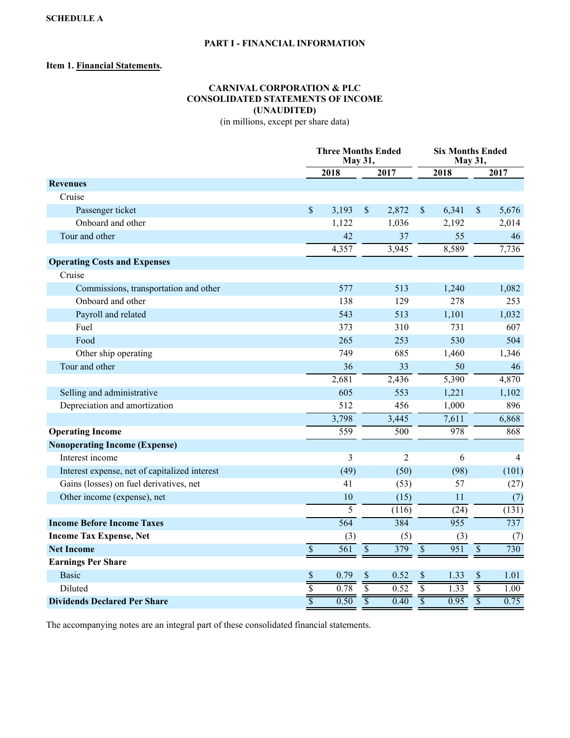**SCHEDULE A**

## PART I - FINANCIAL INFORMATION

**Item 1. Financial Statements.**

### CARNIVAL CORPORATION & PLC
### CONSOLIDATED STATEMENTS OF INCOME
### (UNAUDITED)

(in millions, except per share data)

| | Three Months Ended May 31, | | Six Months Ended May 31, | |
|---|---|---|---|---|
| | 2018 | 2017 | 2018 | 2017 |
| **Revenues** | | | | |
| Cruise | | | | |
| Passenger ticket | $ 3,193 | $ 2,872 | $ 6,341 | $ 5,676 |
| Onboard and other | 1,122 | 1,036 | 2,192 | 2,014 |
| Tour and other | 42 | 37 | 55 | 46 |
| | 4,357 | 3,945 | 8,589 | 7,736 |
| **Operating Costs and Expenses** | | | | |
| Cruise | | | | |
| Commissions, transportation and other | 577 | 513 | 1,240 | 1,082 |
| Onboard and other | 138 | 129 | 278 | 253 |
| Payroll and related | 543 | 513 | 1,101 | 1,032 |
| Fuel | 373 | 310 | 731 | 607 |
| Food | 265 | 253 | 530 | 504 |
| Other ship operating | 749 | 685 | 1,460 | 1,346 |
| Tour and other | 36 | 33 | 50 | 46 |
| | 2,681 | 2,436 | 5,390 | 4,870 |
| Selling and administrative | 605 | 553 | 1,221 | 1,102 |
| Depreciation and amortization | 512 | 456 | 1,000 | 896 |
| | 3,798 | 3,445 | 7,611 | 6,868 |
| **Operating Income** | 559 | 500 | 978 | 868 |
| **Nonoperating Income (Expense)** | | | | |
| Interest income | 3 | 2 | 6 | 4 |
| Interest expense, net of capitalized interest | (49) | (50) | (98) | (101) |
| Gains (losses) on fuel derivatives, net | 41 | (53) | 57 | (27) |
| Other income (expense), net | 10 | (15) | 11 | (7) |
| | 5 | (116) | (24) | (131) |
| **Income Before Income Taxes** | 564 | 384 | 955 | 737 |
| **Income Tax Expense, Net** | (3) | (5) | (3) | (7) |
| **Net Income** | $ 561 | $ 379 | $ 951 | $ 730 |
| **Earnings Per Share** | | | | |
| Basic | $ 0.79 | $ 0.52 | $ 1.33 | $ 1.01 |
| Diluted | $ 0.78 | $ 0.52 | $ 1.33 | $ 1.00 |
| **Dividends Declared Per Share** | $ 0.50 | $ 0.40 | $ 0.95 | $ 0.75 |

The accompanying notes are an integral part of these consolidated financial statements.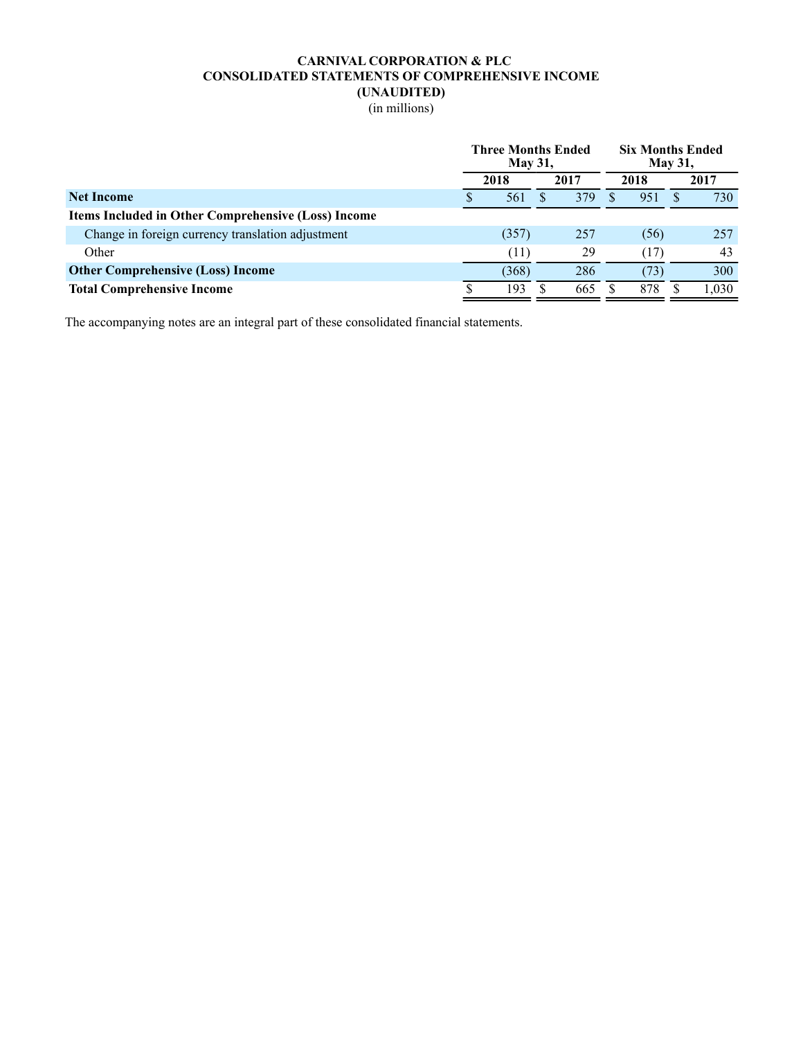**CARNIVAL CORPORATION & PLC**
**CONSOLIDATED STATEMENTS OF COMPREHENSIVE INCOME**
**(UNAUDITED)**
(in millions)

| | Three Months Ended May 31, | | Six Months Ended May 31, | |
|---|---|---|---|---|
| | **2018** | **2017** | **2018** | **2017** |
| **Net Income** | $ 561 | $ 379 | $ 951 | $ 730 |
| **Items Included in Other Comprehensive (Loss) Income** | | | | |
| Change in foreign currency translation adjustment | (357) | 257 | (56) | 257 |
| Other | (11) | 29 | (17) | 43 |
| **Other Comprehensive (Loss) Income** | (368) | 286 | (73) | 300 |
| **Total Comprehensive Income** | $ 193 | $ 665 | $ 878 | $ 1,030 |

The accompanying notes are an integral part of these consolidated financial statements.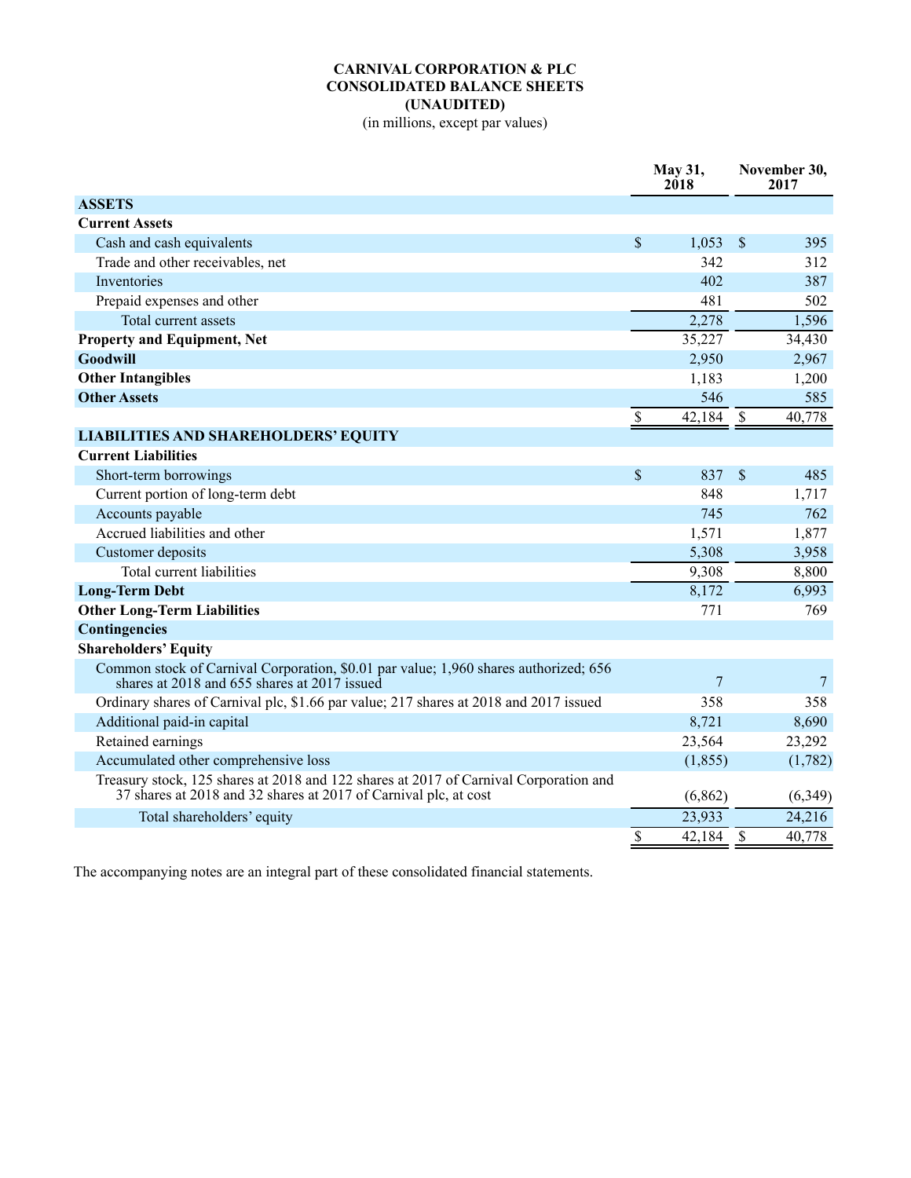**CARNIVAL CORPORATION & PLC**
**CONSOLIDATED BALANCE SHEETS**
**(UNAUDITED)**
(in millions, except par values)

| | May 31, 2018 | November 30, 2017 |
|---|---|---|
| **ASSETS** | | |
| **Current Assets** | | |
| Cash and cash equivalents | $ 1,053 | $ 395 |
| Trade and other receivables, net | 342 | 312 |
| Inventories | 402 | 387 |
| Prepaid expenses and other | 481 | 502 |
| Total current assets | 2,278 | 1,596 |
| **Property and Equipment, Net** | 35,227 | 34,430 |
| **Goodwill** | 2,950 | 2,967 |
| **Other Intangibles** | 1,183 | 1,200 |
| **Other Assets** | 546 | 585 |
| | $ 42,184 | $ 40,778 |
| **LIABILITIES AND SHAREHOLDERS' EQUITY** | | |
| **Current Liabilities** | | |
| Short-term borrowings | $ 837 | $ 485 |
| Current portion of long-term debt | 848 | 1,717 |
| Accounts payable | 745 | 762 |
| Accrued liabilities and other | 1,571 | 1,877 |
| Customer deposits | 5,308 | 3,958 |
| Total current liabilities | 9,308 | 8,800 |
| **Long-Term Debt** | 8,172 | 6,993 |
| **Other Long-Term Liabilities** | 771 | 769 |
| **Contingencies** | | |
| **Shareholders' Equity** | | |
| Common stock of Carnival Corporation, $0.01 par value; 1,960 shares authorized; 656 shares at 2018 and 655 shares at 2017 issued | 7 | 7 |
| Ordinary shares of Carnival plc, $1.66 par value; 217 shares at 2018 and 2017 issued | 358 | 358 |
| Additional paid-in capital | 8,721 | 8,690 |
| Retained earnings | 23,564 | 23,292 |
| Accumulated other comprehensive loss | (1,855) | (1,782) |
| Treasury stock, 125 shares at 2018 and 122 shares at 2017 of Carnival Corporation and 37 shares at 2018 and 32 shares at 2017 of Carnival plc, at cost | (6,862) | (6,349) |
| Total shareholders' equity | 23,933 | 24,216 |
| | $ 42,184 | $ 40,778 |

The accompanying notes are an integral part of these consolidated financial statements.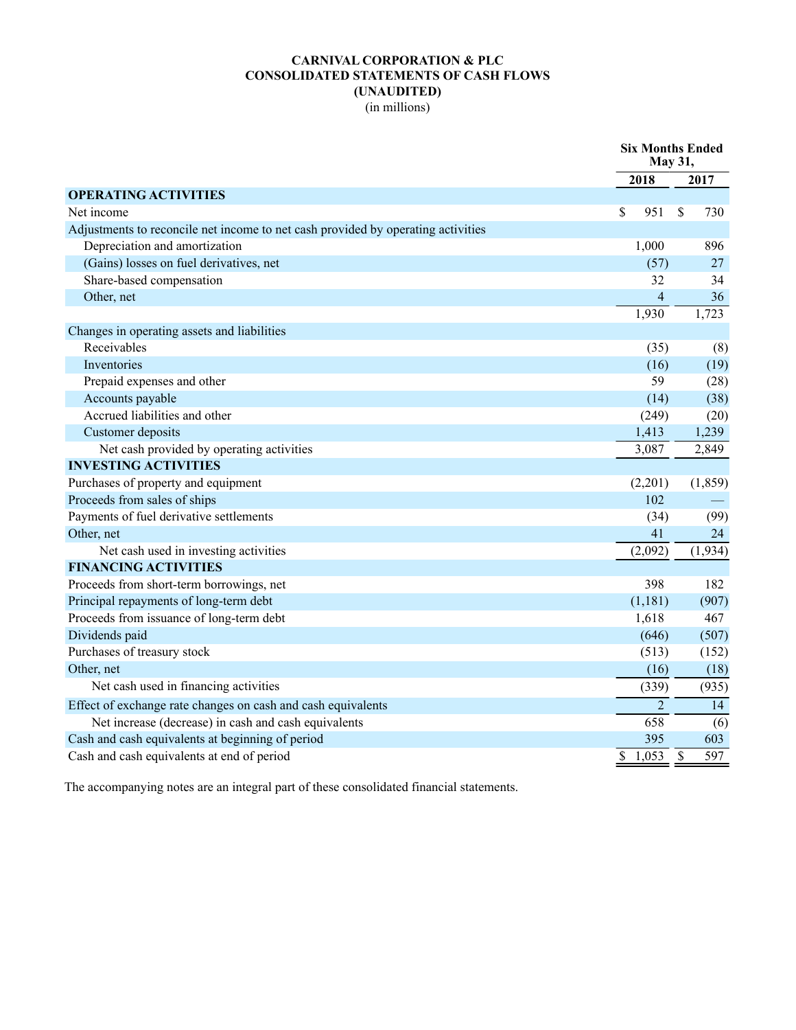# CARNIVAL CORPORATION & PLC
## CONSOLIDATED STATEMENTS OF CASH FLOWS
## (UNAUDITED)
(in millions)

| | Six Months Ended May 31, | |
|---|---|---|
| | 2018 | 2017 |
| **OPERATING ACTIVITIES** | | |
| Net income | $ 951 | $ 730 |
| Adjustments to reconcile net income to net cash provided by operating activities | | |
| Depreciation and amortization | 1,000 | 896 |
| (Gains) losses on fuel derivatives, net | (57) | 27 |
| Share-based compensation | 32 | 34 |
| Other, net | 4 | 36 |
| | 1,930 | 1,723 |
| Changes in operating assets and liabilities | | |
| Receivables | (35) | (8) |
| Inventories | (16) | (19) |
| Prepaid expenses and other | 59 | (28) |
| Accounts payable | (14) | (38) |
| Accrued liabilities and other | (249) | (20) |
| Customer deposits | 1,413 | 1,239 |
| Net cash provided by operating activities | 3,087 | 2,849 |
| **INVESTING ACTIVITIES** | | |
| Purchases of property and equipment | (2,201) | (1,859) |
| Proceeds from sales of ships | 102 | — |
| Payments of fuel derivative settlements | (34) | (99) |
| Other, net | 41 | 24 |
| Net cash used in investing activities | (2,092) | (1,934) |
| **FINANCING ACTIVITIES** | | |
| Proceeds from short-term borrowings, net | 398 | 182 |
| Principal repayments of long-term debt | (1,181) | (907) |
| Proceeds from issuance of long-term debt | 1,618 | 467 |
| Dividends paid | (646) | (507) |
| Purchases of treasury stock | (513) | (152) |
| Other, net | (16) | (18) |
| Net cash used in financing activities | (339) | (935) |
| Effect of exchange rate changes on cash and cash equivalents | 2 | 14 |
| Net increase (decrease) in cash and cash equivalents | 658 | (6) |
| Cash and cash equivalents at beginning of period | 395 | 603 |
| Cash and cash equivalents at end of period | $ 1,053 | $ 597 |

The accompanying notes are an integral part of these consolidated financial statements.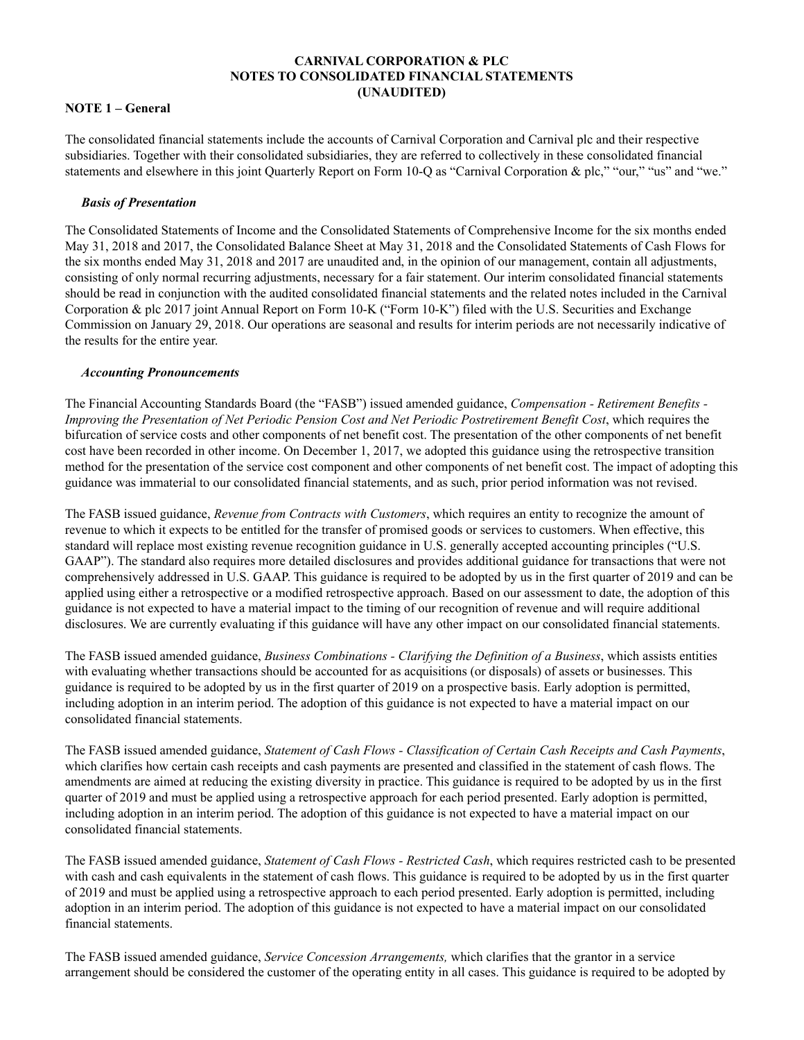**CARNIVAL CORPORATION & PLC**
**NOTES TO CONSOLIDATED FINANCIAL STATEMENTS**
**(UNAUDITED)**

**NOTE 1 – General**

The consolidated financial statements include the accounts of Carnival Corporation and Carnival plc and their respective subsidiaries. Together with their consolidated subsidiaries, they are referred to collectively in these consolidated financial statements and elsewhere in this joint Quarterly Report on Form 10-Q as "Carnival Corporation & plc," "our," "us" and "we."

***Basis of Presentation***

The Consolidated Statements of Income and the Consolidated Statements of Comprehensive Income for the six months ended May 31, 2018 and 2017, the Consolidated Balance Sheet at May 31, 2018 and the Consolidated Statements of Cash Flows for the six months ended May 31, 2018 and 2017 are unaudited and, in the opinion of our management, contain all adjustments, consisting of only normal recurring adjustments, necessary for a fair statement. Our interim consolidated financial statements should be read in conjunction with the audited consolidated financial statements and the related notes included in the Carnival Corporation & plc 2017 joint Annual Report on Form 10-K ("Form 10-K") filed with the U.S. Securities and Exchange Commission on January 29, 2018. Our operations are seasonal and results for interim periods are not necessarily indicative of the results for the entire year.

***Accounting Pronouncements***

The Financial Accounting Standards Board (the "FASB") issued amended guidance, *Compensation - Retirement Benefits - Improving the Presentation of Net Periodic Pension Cost and Net Periodic Postretirement Benefit Cost*, which requires the bifurcation of service costs and other components of net benefit cost. The presentation of the other components of net benefit cost have been recorded in other income. On December 1, 2017, we adopted this guidance using the retrospective transition method for the presentation of the service cost component and other components of net benefit cost. The impact of adopting this guidance was immaterial to our consolidated financial statements, and as such, prior period information was not revised.

The FASB issued guidance, *Revenue from Contracts with Customers*, which requires an entity to recognize the amount of revenue to which it expects to be entitled for the transfer of promised goods or services to customers. When effective, this standard will replace most existing revenue recognition guidance in U.S. generally accepted accounting principles ("U.S. GAAP"). The standard also requires more detailed disclosures and provides additional guidance for transactions that were not comprehensively addressed in U.S. GAAP. This guidance is required to be adopted by us in the first quarter of 2019 and can be applied using either a retrospective or a modified retrospective approach. Based on our assessment to date, the adoption of this guidance is not expected to have a material impact to the timing of our recognition of revenue and will require additional disclosures. We are currently evaluating if this guidance will have any other impact on our consolidated financial statements.

The FASB issued amended guidance, *Business Combinations - Clarifying the Definition of a Business*, which assists entities with evaluating whether transactions should be accounted for as acquisitions (or disposals) of assets or businesses. This guidance is required to be adopted by us in the first quarter of 2019 on a prospective basis. Early adoption is permitted, including adoption in an interim period. The adoption of this guidance is not expected to have a material impact on our consolidated financial statements.

The FASB issued amended guidance, *Statement of Cash Flows - Classification of Certain Cash Receipts and Cash Payments*, which clarifies how certain cash receipts and cash payments are presented and classified in the statement of cash flows. The amendments are aimed at reducing the existing diversity in practice. This guidance is required to be adopted by us in the first quarter of 2019 and must be applied using a retrospective approach for each period presented. Early adoption is permitted, including adoption in an interim period. The adoption of this guidance is not expected to have a material impact on our consolidated financial statements.

The FASB issued amended guidance, *Statement of Cash Flows - Restricted Cash*, which requires restricted cash to be presented with cash and cash equivalents in the statement of cash flows. This guidance is required to be adopted by us in the first quarter of 2019 and must be applied using a retrospective approach to each period presented. Early adoption is permitted, including adoption in an interim period. The adoption of this guidance is not expected to have a material impact on our consolidated financial statements.

The FASB issued amended guidance, *Service Concession Arrangements,* which clarifies that the grantor in a service arrangement should be considered the customer of the operating entity in all cases. This guidance is required to be adopted by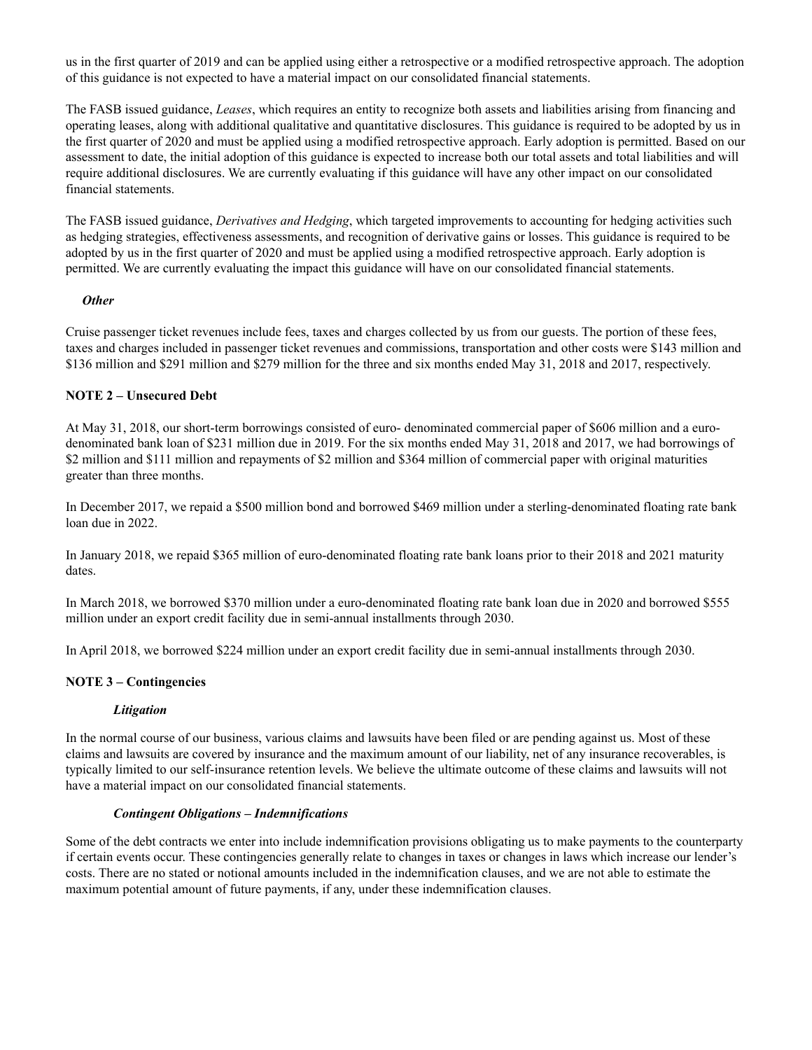us in the first quarter of 2019 and can be applied using either a retrospective or a modified retrospective approach. The adoption of this guidance is not expected to have a material impact on our consolidated financial statements.

The FASB issued guidance, *Leases*, which requires an entity to recognize both assets and liabilities arising from financing and operating leases, along with additional qualitative and quantitative disclosures. This guidance is required to be adopted by us in the first quarter of 2020 and must be applied using a modified retrospective approach. Early adoption is permitted. Based on our assessment to date, the initial adoption of this guidance is expected to increase both our total assets and total liabilities and will require additional disclosures. We are currently evaluating if this guidance will have any other impact on our consolidated financial statements.

The FASB issued guidance, *Derivatives and Hedging*, which targeted improvements to accounting for hedging activities such as hedging strategies, effectiveness assessments, and recognition of derivative gains or losses. This guidance is required to be adopted by us in the first quarter of 2020 and must be applied using a modified retrospective approach. Early adoption is permitted. We are currently evaluating the impact this guidance will have on our consolidated financial statements.

***Other***

Cruise passenger ticket revenues include fees, taxes and charges collected by us from our guests. The portion of these fees, taxes and charges included in passenger ticket revenues and commissions, transportation and other costs were $143 million and $136 million and $291 million and $279 million for the three and six months ended May 31, 2018 and 2017, respectively.

**NOTE 2 – Unsecured Debt**

At May 31, 2018, our short-term borrowings consisted of euro- denominated commercial paper of $606 million and a euro-denominated bank loan of $231 million due in 2019. For the six months ended May 31, 2018 and 2017, we had borrowings of $2 million and $111 million and repayments of $2 million and $364 million of commercial paper with original maturities greater than three months.

In December 2017, we repaid a $500 million bond and borrowed $469 million under a sterling-denominated floating rate bank loan due in 2022.

In January 2018, we repaid $365 million of euro-denominated floating rate bank loans prior to their 2018 and 2021 maturity dates.

In March 2018, we borrowed $370 million under a euro-denominated floating rate bank loan due in 2020 and borrowed $555 million under an export credit facility due in semi-annual installments through 2030.

In April 2018, we borrowed $224 million under an export credit facility due in semi-annual installments through 2030.

**NOTE 3 – Contingencies**

***Litigation***

In the normal course of our business, various claims and lawsuits have been filed or are pending against us. Most of these claims and lawsuits are covered by insurance and the maximum amount of our liability, net of any insurance recoverables, is typically limited to our self-insurance retention levels. We believe the ultimate outcome of these claims and lawsuits will not have a material impact on our consolidated financial statements.

***Contingent Obligations – Indemnifications***

Some of the debt contracts we enter into include indemnification provisions obligating us to make payments to the counterparty if certain events occur. These contingencies generally relate to changes in taxes or changes in laws which increase our lender's costs. There are no stated or notional amounts included in the indemnification clauses, and we are not able to estimate the maximum potential amount of future payments, if any, under these indemnification clauses.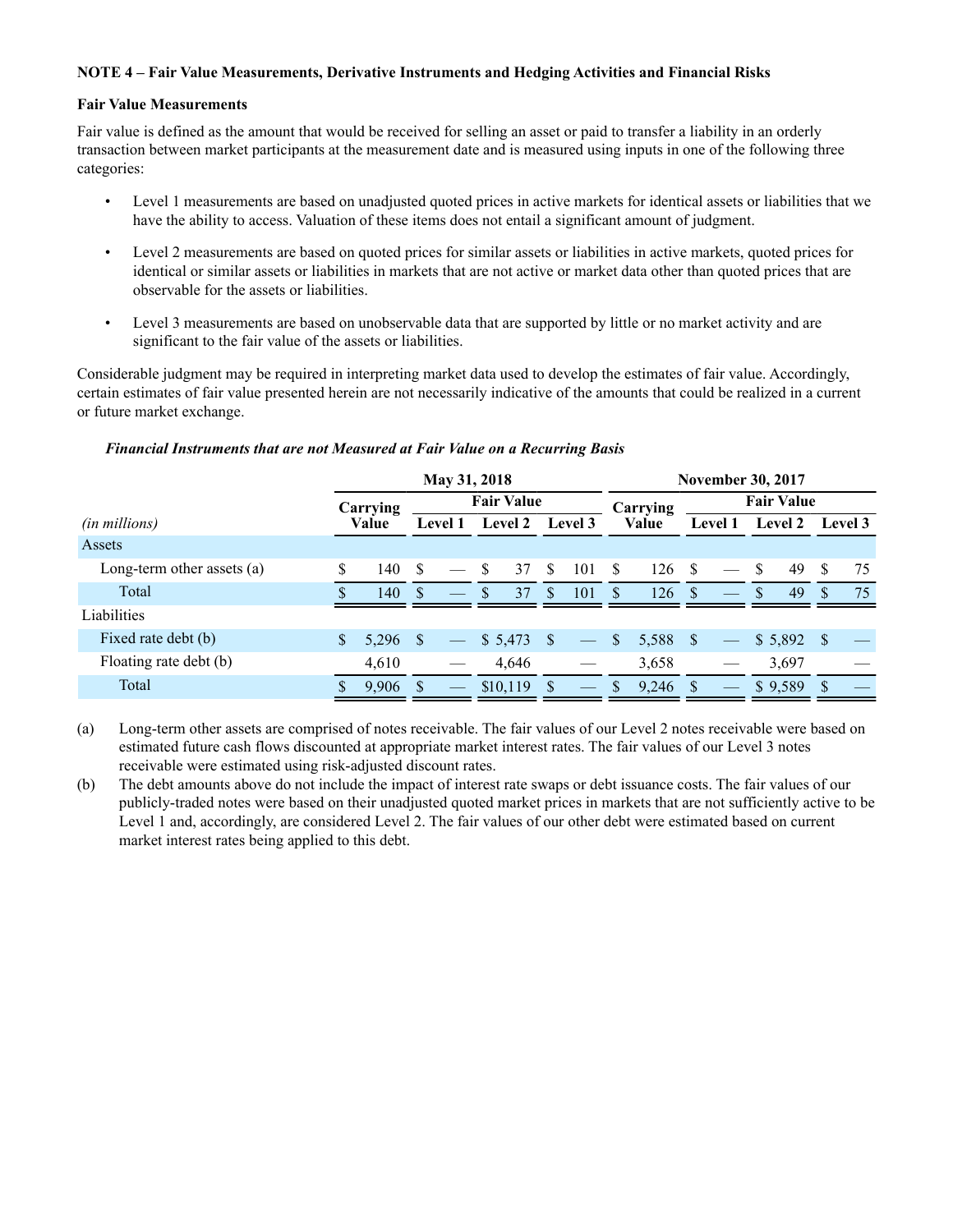**NOTE 4 – Fair Value Measurements, Derivative Instruments and Hedging Activities and Financial Risks**

**Fair Value Measurements**

Fair value is defined as the amount that would be received for selling an asset or paid to transfer a liability in an orderly transaction between market participants at the measurement date and is measured using inputs in one of the following three categories:

- Level 1 measurements are based on unadjusted quoted prices in active markets for identical assets or liabilities that we have the ability to access. Valuation of these items does not entail a significant amount of judgment.
- Level 2 measurements are based on quoted prices for similar assets or liabilities in active markets, quoted prices for identical or similar assets or liabilities in markets that are not active or market data other than quoted prices that are observable for the assets or liabilities.
- Level 3 measurements are based on unobservable data that are supported by little or no market activity and are significant to the fair value of the assets or liabilities.

Considerable judgment may be required in interpreting market data used to develop the estimates of fair value. Accordingly, certain estimates of fair value presented herein are not necessarily indicative of the amounts that could be realized in a current or future market exchange.

***Financial Instruments that are not Measured at Fair Value on a Recurring Basis***

| | May 31, 2018 | | | | November 30, 2017 | | | |
|---|---|---|---|---|---|---|---|---|
| | Carrying | Fair Value | | | Carrying | Fair Value | | |
| *(in millions)* | Value | Level 1 | Level 2 | Level 3 | Value | Level 1 | Level 2 | Level 3 |
| Assets | | | | | | | | |
| Long-term other assets (a) | $ 140 | $ — | $ 37 | $ 101 | $ 126 | $ — | $ 49 | $ 75 |
| Total | $ 140 | $ — | $ 37 | $ 101 | $ 126 | $ — | $ 49 | $ 75 |
| Liabilities | | | | | | | | |
| Fixed rate debt (b) | $ 5,296 | $ — | $ 5,473 | $ — | $ 5,588 | $ — | $ 5,892 | $ — |
| Floating rate debt (b) | 4,610 | — | 4,646 | — | 3,658 | — | 3,697 | — |
| Total | $ 9,906 | $ — | $10,119 | $ — | $ 9,246 | $ — | $ 9,589 | $ — |

(a) Long-term other assets are comprised of notes receivable. The fair values of our Level 2 notes receivable were based on estimated future cash flows discounted at appropriate market interest rates. The fair values of our Level 3 notes receivable were estimated using risk-adjusted discount rates.

(b) The debt amounts above do not include the impact of interest rate swaps or debt issuance costs. The fair values of our publicly-traded notes were based on their unadjusted quoted market prices in markets that are not sufficiently active to be Level 1 and, accordingly, are considered Level 2. The fair values of our other debt were estimated based on current market interest rates being applied to this debt.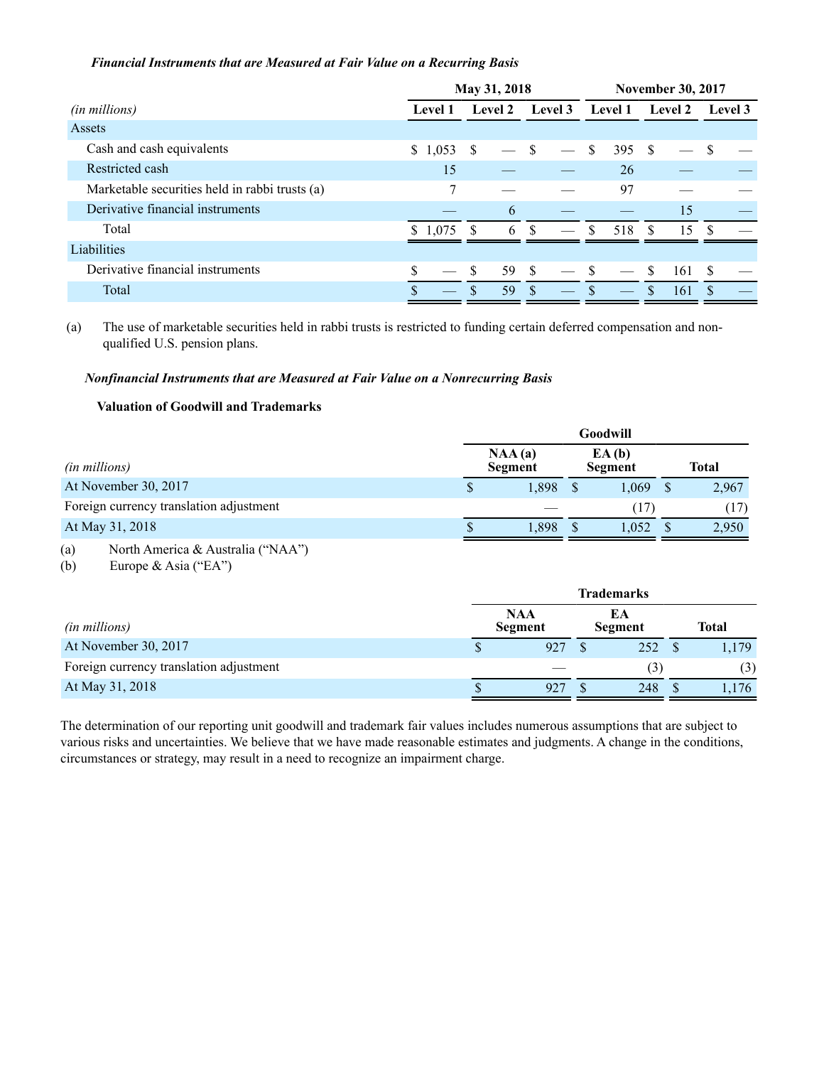***Financial Instruments that are Measured at Fair Value on a Recurring Basis***

| *(in millions)* | May 31, 2018 | | | November 30, 2017 | | |
|---|---|---|---|---|---|---|
| | Level 1 | Level 2 | Level 3 | Level 1 | Level 2 | Level 3 |
| Assets | | | | | | |
| Cash and cash equivalents | $ 1,053 | $ — | $ — | $ 395 | $ — | $ — |
| Restricted cash | 15 | — | — | 26 | — | — |
| Marketable securities held in rabbi trusts (a) | 7 | — | — | 97 | — | — |
| Derivative financial instruments | — | 6 | — | — | 15 | — |
| Total | $ 1,075 | $ 6 | $ — | $ 518 | $ 15 | $ — |
| Liabilities | | | | | | |
| Derivative financial instruments | $ — | $ 59 | $ — | $ — | $ 161 | $ — |
| Total | $ — | $ 59 | $ — | $ — | $ 161 | $ — |

(a) The use of marketable securities held in rabbi trusts is restricted to funding certain deferred compensation and non-qualified U.S. pension plans.

***Nonfinancial Instruments that are Measured at Fair Value on a Nonrecurring Basis***

**Valuation of Goodwill and Trademarks**

| *(in millions)* | Goodwill | | |
|---|---|---|---|
| | NAA (a) Segment | EA (b) Segment | Total |
| At November 30, 2017 | $ 1,898 | $ 1,069 | $ 2,967 |
| Foreign currency translation adjustment | — | (17) | (17) |
| At May 31, 2018 | $ 1,898 | $ 1,052 | $ 2,950 |

(a) North America & Australia (“NAA”)
(b) Europe & Asia (“EA”)

| *(in millions)* | Trademarks | | |
|---|---|---|---|
| | NAA Segment | EA Segment | Total |
| At November 30, 2017 | $ 927 | $ 252 | $ 1,179 |
| Foreign currency translation adjustment | — | (3) | (3) |
| At May 31, 2018 | $ 927 | $ 248 | $ 1,176 |

The determination of our reporting unit goodwill and trademark fair values includes numerous assumptions that are subject to various risks and uncertainties. We believe that we have made reasonable estimates and judgments. A change in the conditions, circumstances or strategy, may result in a need to recognize an impairment charge.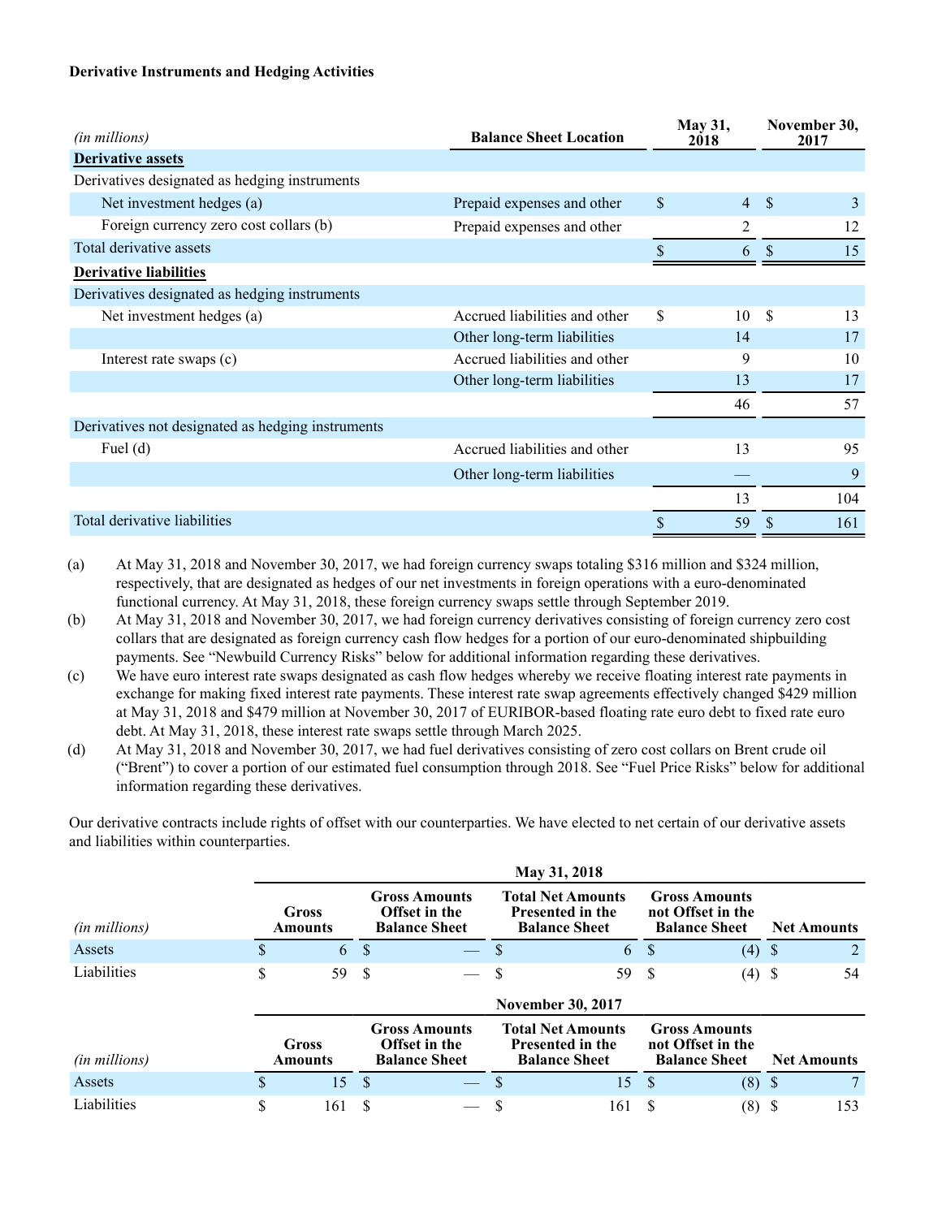**Derivative Instruments and Hedging Activities**

| *(in millions)* | Balance Sheet Location | May 31, 2018 | November 30, 2017 |
|---|---|---|---|
| **Derivative assets** | | | |
| Derivatives designated as hedging instruments | | | |
| Net investment hedges (a) | Prepaid expenses and other | $ 4 | $ 3 |
| Foreign currency zero cost collars (b) | Prepaid expenses and other | 2 | 12 |
| Total derivative assets | | $ 6 | $ 15 |
| **Derivative liabilities** | | | |
| Derivatives designated as hedging instruments | | | |
| Net investment hedges (a) | Accrued liabilities and other | $ 10 | $ 13 |
| | Other long-term liabilities | 14 | 17 |
| Interest rate swaps (c) | Accrued liabilities and other | 9 | 10 |
| | Other long-term liabilities | 13 | 17 |
| | | 46 | 57 |
| Derivatives not designated as hedging instruments | | | |
| Fuel (d) | Accrued liabilities and other | 13 | 95 |
| | Other long-term liabilities | — | 9 |
| | | 13 | 104 |
| Total derivative liabilities | | $ 59 | $ 161 |

(a) At May 31, 2018 and November 30, 2017, we had foreign currency swaps totaling $316 million and $324 million, respectively, that are designated as hedges of our net investments in foreign operations with a euro-denominated functional currency. At May 31, 2018, these foreign currency swaps settle through September 2019.

(b) At May 31, 2018 and November 30, 2017, we had foreign currency derivatives consisting of foreign currency zero cost collars that are designated as foreign currency cash flow hedges for a portion of our euro-denominated shipbuilding payments. See "Newbuild Currency Risks" below for additional information regarding these derivatives.

(c) We have euro interest rate swaps designated as cash flow hedges whereby we receive floating interest rate payments in exchange for making fixed interest rate payments. These interest rate swap agreements effectively changed $429 million at May 31, 2018 and $479 million at November 30, 2017 of EURIBOR-based floating rate euro debt to fixed rate euro debt. At May 31, 2018, these interest rate swaps settle through March 2025.

(d) At May 31, 2018 and November 30, 2017, we had fuel derivatives consisting of zero cost collars on Brent crude oil ("Brent") to cover a portion of our estimated fuel consumption through 2018. See "Fuel Price Risks" below for additional information regarding these derivatives.

Our derivative contracts include rights of offset with our counterparties. We have elected to net certain of our derivative assets and liabilities within counterparties.

| | May 31, 2018 | | | | |
|---|---|---|---|---|---|
| *(in millions)* | Gross Amounts | Gross Amounts Offset in the Balance Sheet | Total Net Amounts Presented in the Balance Sheet | Gross Amounts not Offset in the Balance Sheet | Net Amounts |
| Assets | $ 6 | $ — | $ 6 | $ (4) | $ 2 |
| Liabilities | $ 59 | $ — | $ 59 | $ (4) | $ 54 |

| | November 30, 2017 | | | | |
|---|---|---|---|---|---|
| *(in millions)* | Gross Amounts | Gross Amounts Offset in the Balance Sheet | Total Net Amounts Presented in the Balance Sheet | Gross Amounts not Offset in the Balance Sheet | Net Amounts |
| Assets | $ 15 | $ — | $ 15 | $ (8) | $ 7 |
| Liabilities | $ 161 | $ — | $ 161 | $ (8) | $ 153 |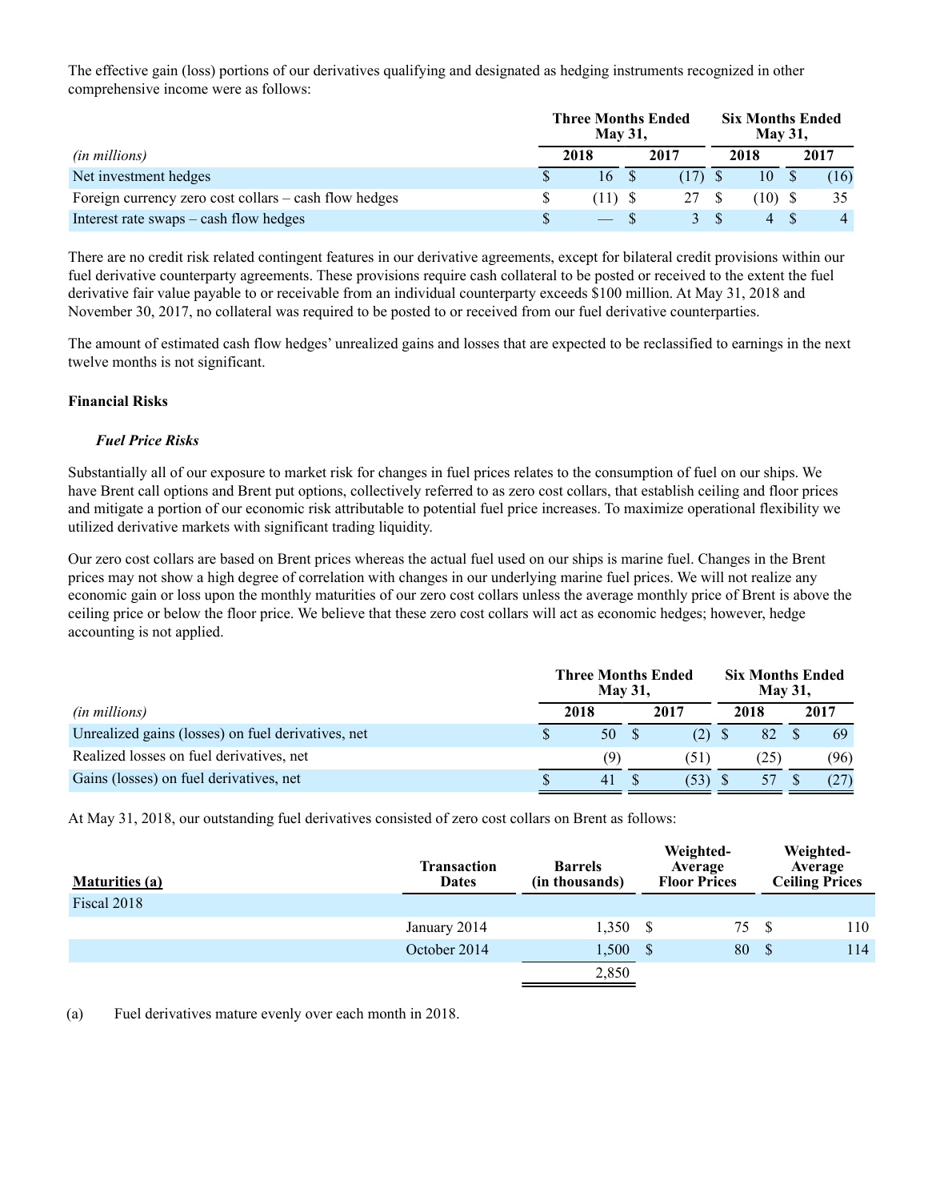The effective gain (loss) portions of our derivatives qualifying and designated as hedging instruments recognized in other comprehensive income were as follows:

| | Three Months Ended May 31, | | Six Months Ended May 31, | |
|---|---|---|---|---|
| *(in millions)* | 2018 | 2017 | 2018 | 2017 |
| Net investment hedges | $ 16 | $ (17) | $ 10 | $ (16) |
| Foreign currency zero cost collars – cash flow hedges | $ (11) | $ 27 | $ (10) | $ 35 |
| Interest rate swaps – cash flow hedges | $ — | $ 3 | $ 4 | $ 4 |

There are no credit risk related contingent features in our derivative agreements, except for bilateral credit provisions within our fuel derivative counterparty agreements. These provisions require cash collateral to be posted or received to the extent the fuel derivative fair value payable to or receivable from an individual counterparty exceeds $100 million. At May 31, 2018 and November 30, 2017, no collateral was required to be posted to or received from our fuel derivative counterparties.

The amount of estimated cash flow hedges' unrealized gains and losses that are expected to be reclassified to earnings in the next twelve months is not significant.

**Financial Risks**

***Fuel Price Risks***

Substantially all of our exposure to market risk for changes in fuel prices relates to the consumption of fuel on our ships. We have Brent call options and Brent put options, collectively referred to as zero cost collars, that establish ceiling and floor prices and mitigate a portion of our economic risk attributable to potential fuel price increases. To maximize operational flexibility we utilized derivative markets with significant trading liquidity.

Our zero cost collars are based on Brent prices whereas the actual fuel used on our ships is marine fuel. Changes in the Brent prices may not show a high degree of correlation with changes in our underlying marine fuel prices. We will not realize any economic gain or loss upon the monthly maturities of our zero cost collars unless the average monthly price of Brent is above the ceiling price or below the floor price. We believe that these zero cost collars will act as economic hedges; however, hedge accounting is not applied.

| | Three Months Ended May 31, | | Six Months Ended May 31, | |
|---|---|---|---|---|
| *(in millions)* | 2018 | 2017 | 2018 | 2017 |
| Unrealized gains (losses) on fuel derivatives, net | $ 50 | $ (2) | $ 82 | $ 69 |
| Realized losses on fuel derivatives, net | (9) | (51) | (25) | (96) |
| Gains (losses) on fuel derivatives, net | $ 41 | $ (53) | $ 57 | $ (27) |

At May 31, 2018, our outstanding fuel derivatives consisted of zero cost collars on Brent as follows:

| Maturities (a) | Transaction Dates | Barrels (in thousands) | Weighted-Average Floor Prices | Weighted-Average Ceiling Prices |
|---|---|---|---|---|
| Fiscal 2018 | | | | |
| | January 2014 | 1,350 | $ 75 | $ 110 |
| | October 2014 | 1,500 | $ 80 | $ 114 |
| | | 2,850 | | |

(a) Fuel derivatives mature evenly over each month in 2018.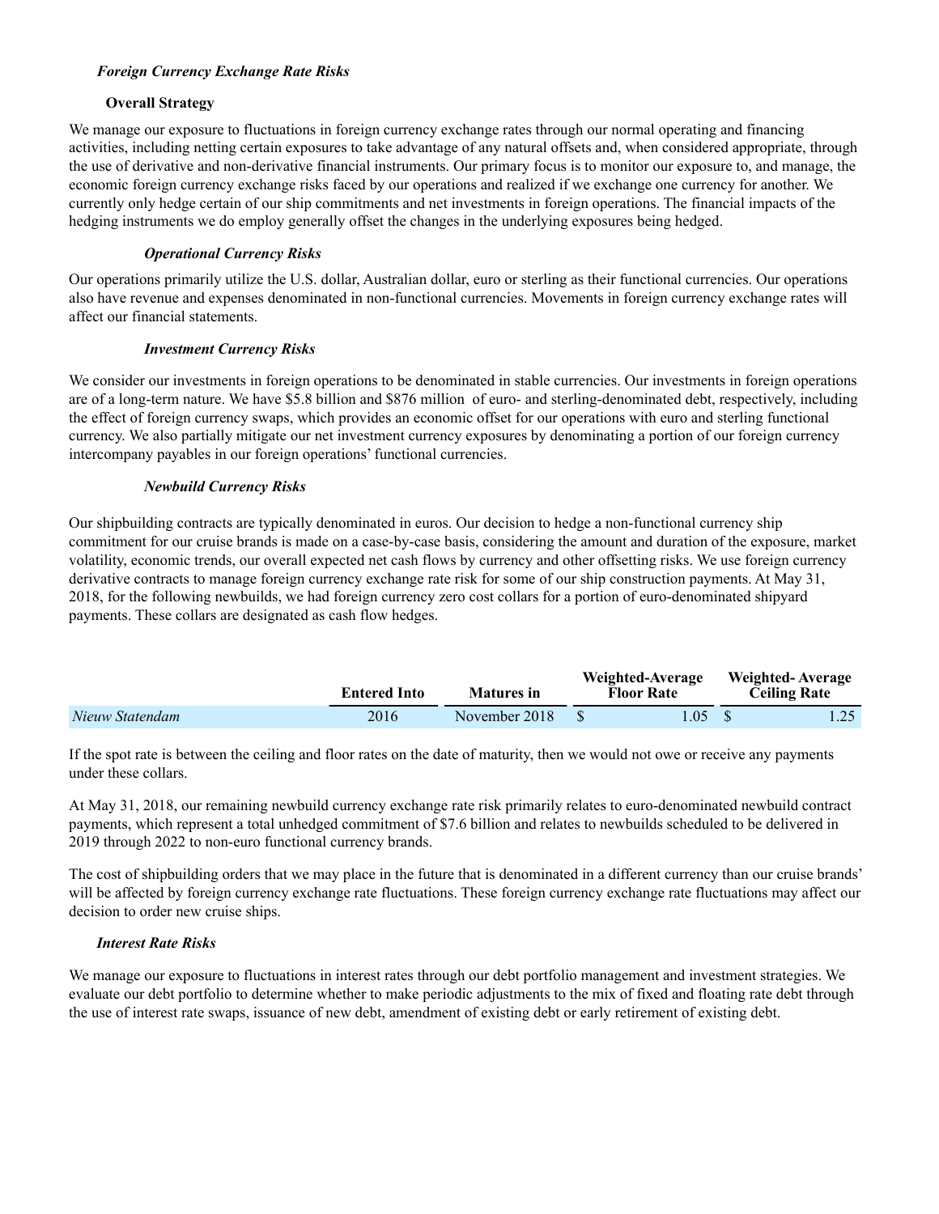### *Foreign Currency Exchange Rate Risks*

#### **Overall Strategy**

We manage our exposure to fluctuations in foreign currency exchange rates through our normal operating and financing activities, including netting certain exposures to take advantage of any natural offsets and, when considered appropriate, through the use of derivative and non-derivative financial instruments. Our primary focus is to monitor our exposure to, and manage, the economic foreign currency exchange risks faced by our operations and realized if we exchange one currency for another. We currently only hedge certain of our ship commitments and net investments in foreign operations. The financial impacts of the hedging instruments we do employ generally offset the changes in the underlying exposures being hedged.

#### *Operational Currency Risks*

Our operations primarily utilize the U.S. dollar, Australian dollar, euro or sterling as their functional currencies. Our operations also have revenue and expenses denominated in non-functional currencies. Movements in foreign currency exchange rates will affect our financial statements.

#### *Investment Currency Risks*

We consider our investments in foreign operations to be denominated in stable currencies. Our investments in foreign operations are of a long-term nature. We have $5.8 billion and $876 million of euro- and sterling-denominated debt, respectively, including the effect of foreign currency swaps, which provides an economic offset for our operations with euro and sterling functional currency. We also partially mitigate our net investment currency exposures by denominating a portion of our foreign currency intercompany payables in our foreign operations' functional currencies.

#### *Newbuild Currency Risks*

Our shipbuilding contracts are typically denominated in euros. Our decision to hedge a non-functional currency ship commitment for our cruise brands is made on a case-by-case basis, considering the amount and duration of the exposure, market volatility, economic trends, our overall expected net cash flows by currency and other offsetting risks. We use foreign currency derivative contracts to manage foreign currency exchange rate risk for some of our ship construction payments. At May 31, 2018, for the following newbuilds, we had foreign currency zero cost collars for a portion of euro-denominated shipyard payments. These collars are designated as cash flow hedges.

| | Entered Into | Matures in | Weighted-Average Floor Rate | Weighted- Average Ceiling Rate |
|---|---|---|---|---|
| *Nieuw Statendam* | 2016 | November 2018 | $ 1.05 | $ 1.25 |

If the spot rate is between the ceiling and floor rates on the date of maturity, then we would not owe or receive any payments under these collars.

At May 31, 2018, our remaining newbuild currency exchange rate risk primarily relates to euro-denominated newbuild contract payments, which represent a total unhedged commitment of $7.6 billion and relates to newbuilds scheduled to be delivered in 2019 through 2022 to non-euro functional currency brands.

The cost of shipbuilding orders that we may place in the future that is denominated in a different currency than our cruise brands' will be affected by foreign currency exchange rate fluctuations. These foreign currency exchange rate fluctuations may affect our decision to order new cruise ships.

### *Interest Rate Risks*

We manage our exposure to fluctuations in interest rates through our debt portfolio management and investment strategies. We evaluate our debt portfolio to determine whether to make periodic adjustments to the mix of fixed and floating rate debt through the use of interest rate swaps, issuance of new debt, amendment of existing debt or early retirement of existing debt.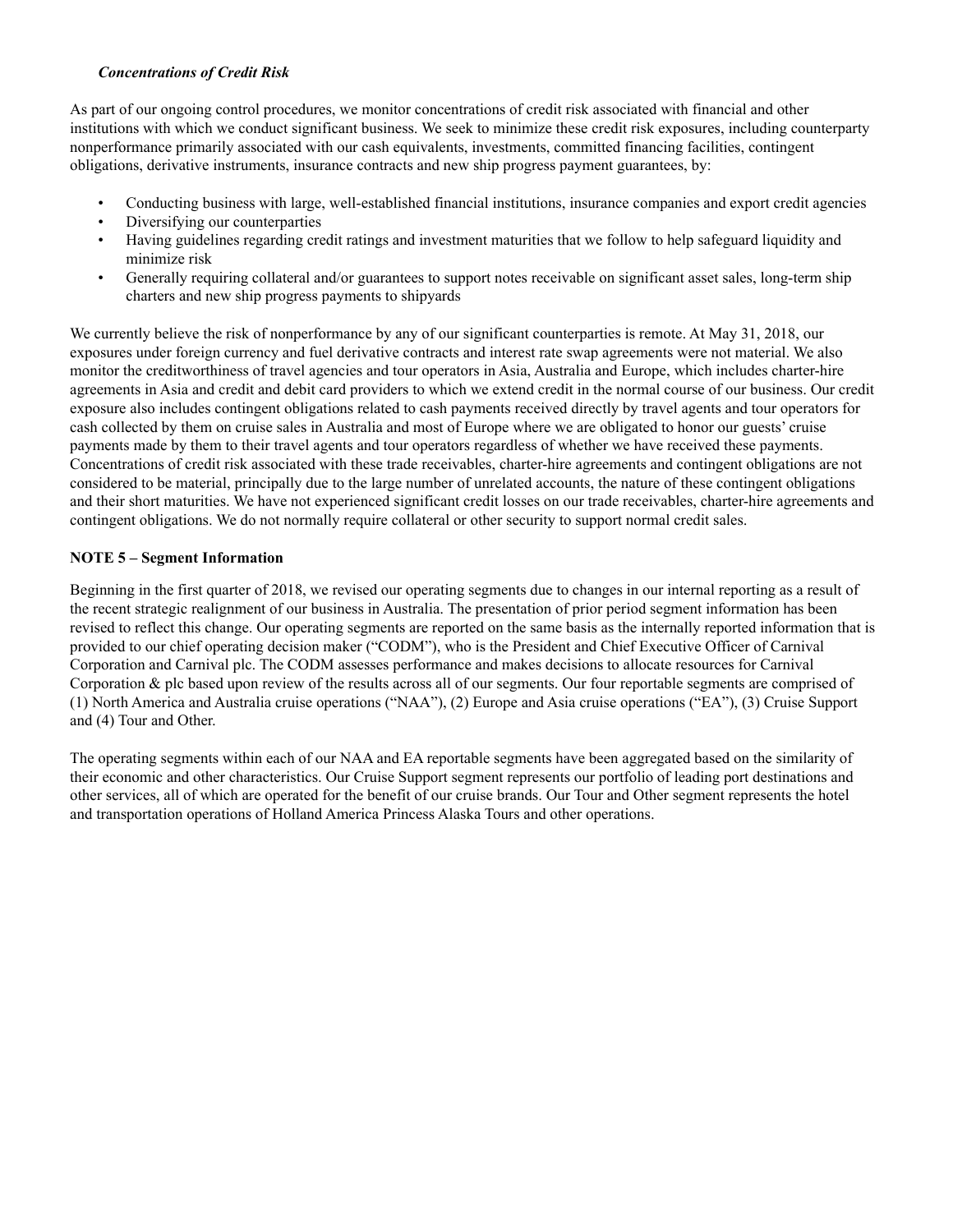***Concentrations of Credit Risk***

As part of our ongoing control procedures, we monitor concentrations of credit risk associated with financial and other institutions with which we conduct significant business. We seek to minimize these credit risk exposures, including counterparty nonperformance primarily associated with our cash equivalents, investments, committed financing facilities, contingent obligations, derivative instruments, insurance contracts and new ship progress payment guarantees, by:

- Conducting business with large, well-established financial institutions, insurance companies and export credit agencies
- Diversifying our counterparties
- Having guidelines regarding credit ratings and investment maturities that we follow to help safeguard liquidity and minimize risk
- Generally requiring collateral and/or guarantees to support notes receivable on significant asset sales, long-term ship charters and new ship progress payments to shipyards

We currently believe the risk of nonperformance by any of our significant counterparties is remote. At May 31, 2018, our exposures under foreign currency and fuel derivative contracts and interest rate swap agreements were not material. We also monitor the creditworthiness of travel agencies and tour operators in Asia, Australia and Europe, which includes charter-hire agreements in Asia and credit and debit card providers to which we extend credit in the normal course of our business. Our credit exposure also includes contingent obligations related to cash payments received directly by travel agents and tour operators for cash collected by them on cruise sales in Australia and most of Europe where we are obligated to honor our guests' cruise payments made by them to their travel agents and tour operators regardless of whether we have received these payments. Concentrations of credit risk associated with these trade receivables, charter-hire agreements and contingent obligations are not considered to be material, principally due to the large number of unrelated accounts, the nature of these contingent obligations and their short maturities. We have not experienced significant credit losses on our trade receivables, charter-hire agreements and contingent obligations. We do not normally require collateral or other security to support normal credit sales.

**NOTE 5 – Segment Information**

Beginning in the first quarter of 2018, we revised our operating segments due to changes in our internal reporting as a result of the recent strategic realignment of our business in Australia. The presentation of prior period segment information has been revised to reflect this change. Our operating segments are reported on the same basis as the internally reported information that is provided to our chief operating decision maker ("CODM"), who is the President and Chief Executive Officer of Carnival Corporation and Carnival plc. The CODM assesses performance and makes decisions to allocate resources for Carnival Corporation & plc based upon review of the results across all of our segments. Our four reportable segments are comprised of (1) North America and Australia cruise operations ("NAA"), (2) Europe and Asia cruise operations ("EA"), (3) Cruise Support and (4) Tour and Other.

The operating segments within each of our NAA and EA reportable segments have been aggregated based on the similarity of their economic and other characteristics. Our Cruise Support segment represents our portfolio of leading port destinations and other services, all of which are operated for the benefit of our cruise brands. Our Tour and Other segment represents the hotel and transportation operations of Holland America Princess Alaska Tours and other operations.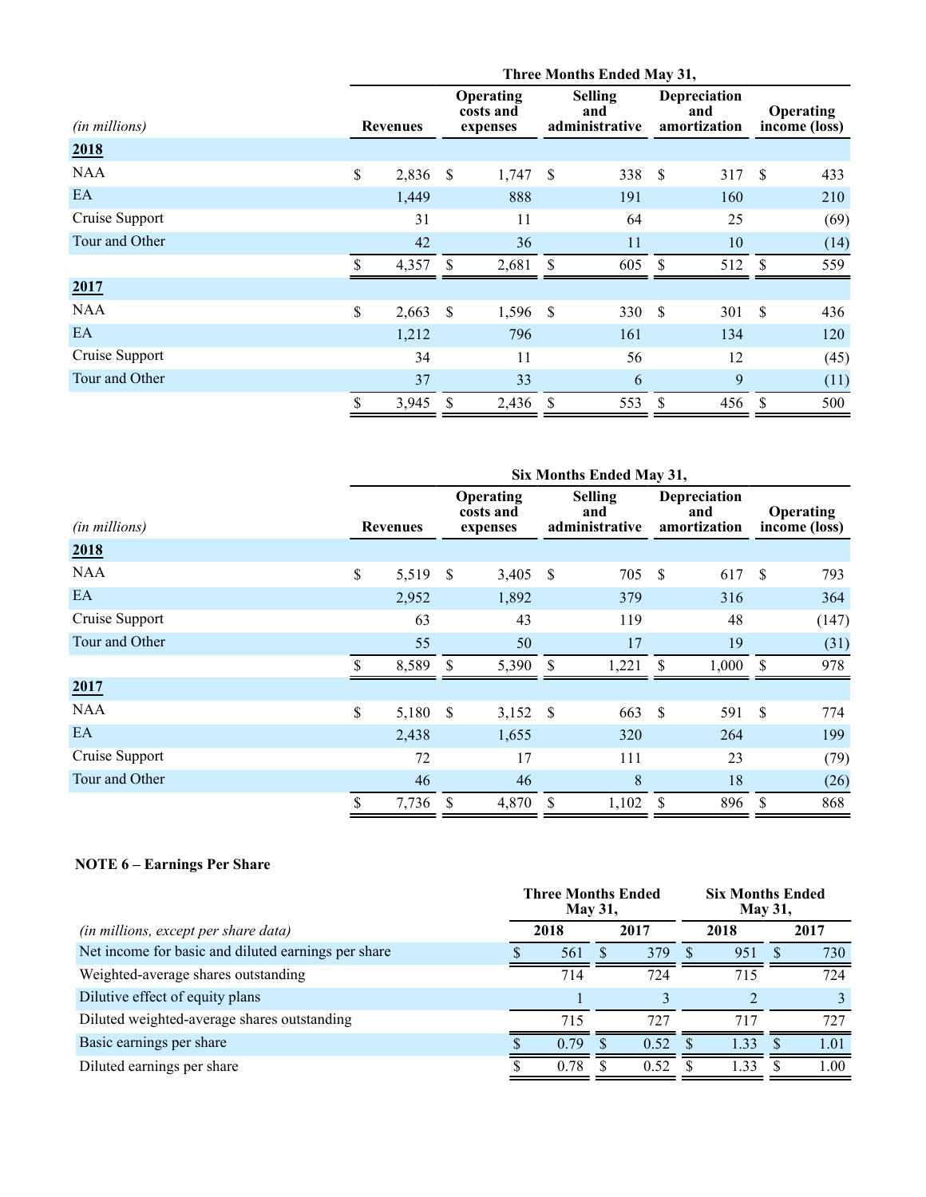| (in millions) | Three Months Ended May 31, | | | | |
|---|---|---|---|---|---|
| | Revenues | Operating costs and expenses | Selling and administrative | Depreciation and amortization | Operating income (loss) |
| **2018** | | | | | |
| NAA | $ 2,836 | $ 1,747 | $ 338 | $ 317 | $ 433 |
| EA | 1,449 | 888 | 191 | 160 | 210 |
| Cruise Support | 31 | 11 | 64 | 25 | (69) |
| Tour and Other | 42 | 36 | 11 | 10 | (14) |
| | $ 4,357 | $ 2,681 | $ 605 | $ 512 | $ 559 |
| **2017** | | | | | |
| NAA | $ 2,663 | $ 1,596 | $ 330 | $ 301 | $ 436 |
| EA | 1,212 | 796 | 161 | 134 | 120 |
| Cruise Support | 34 | 11 | 56 | 12 | (45) |
| Tour and Other | 37 | 33 | 6 | 9 | (11) |
| | $ 3,945 | $ 2,436 | $ 553 | $ 456 | $ 500 |

| (in millions) | Six Months Ended May 31, | | | | |
|---|---|---|---|---|---|
| | Revenues | Operating costs and expenses | Selling and administrative | Depreciation and amortization | Operating income (loss) |
| **2018** | | | | | |
| NAA | $ 5,519 | $ 3,405 | $ 705 | $ 617 | $ 793 |
| EA | 2,952 | 1,892 | 379 | 316 | 364 |
| Cruise Support | 63 | 43 | 119 | 48 | (147) |
| Tour and Other | 55 | 50 | 17 | 19 | (31) |
| | $ 8,589 | $ 5,390 | $ 1,221 | $ 1,000 | $ 978 |
| **2017** | | | | | |
| NAA | $ 5,180 | $ 3,152 | $ 663 | $ 591 | $ 774 |
| EA | 2,438 | 1,655 | 320 | 264 | 199 |
| Cruise Support | 72 | 17 | 111 | 23 | (79) |
| Tour and Other | 46 | 46 | 8 | 18 | (26) |
| | $ 7,736 | $ 4,870 | $ 1,102 | $ 896 | $ 868 |

**NOTE 6 – Earnings Per Share**

| (in millions, except per share data) | Three Months Ended May 31, | | Six Months Ended May 31, | |
|---|---|---|---|---|
| | 2018 | 2017 | 2018 | 2017 |
| Net income for basic and diluted earnings per share | $ 561 | $ 379 | $ 951 | $ 730 |
| Weighted-average shares outstanding | 714 | 724 | 715 | 724 |
| Dilutive effect of equity plans | 1 | 3 | 2 | 3 |
| Diluted weighted-average shares outstanding | 715 | 727 | 717 | 727 |
| Basic earnings per share | $ 0.79 | $ 0.52 | $ 1.33 | $ 1.01 |
| Diluted earnings per share | $ 0.78 | $ 0.52 | $ 1.33 | $ 1.00 |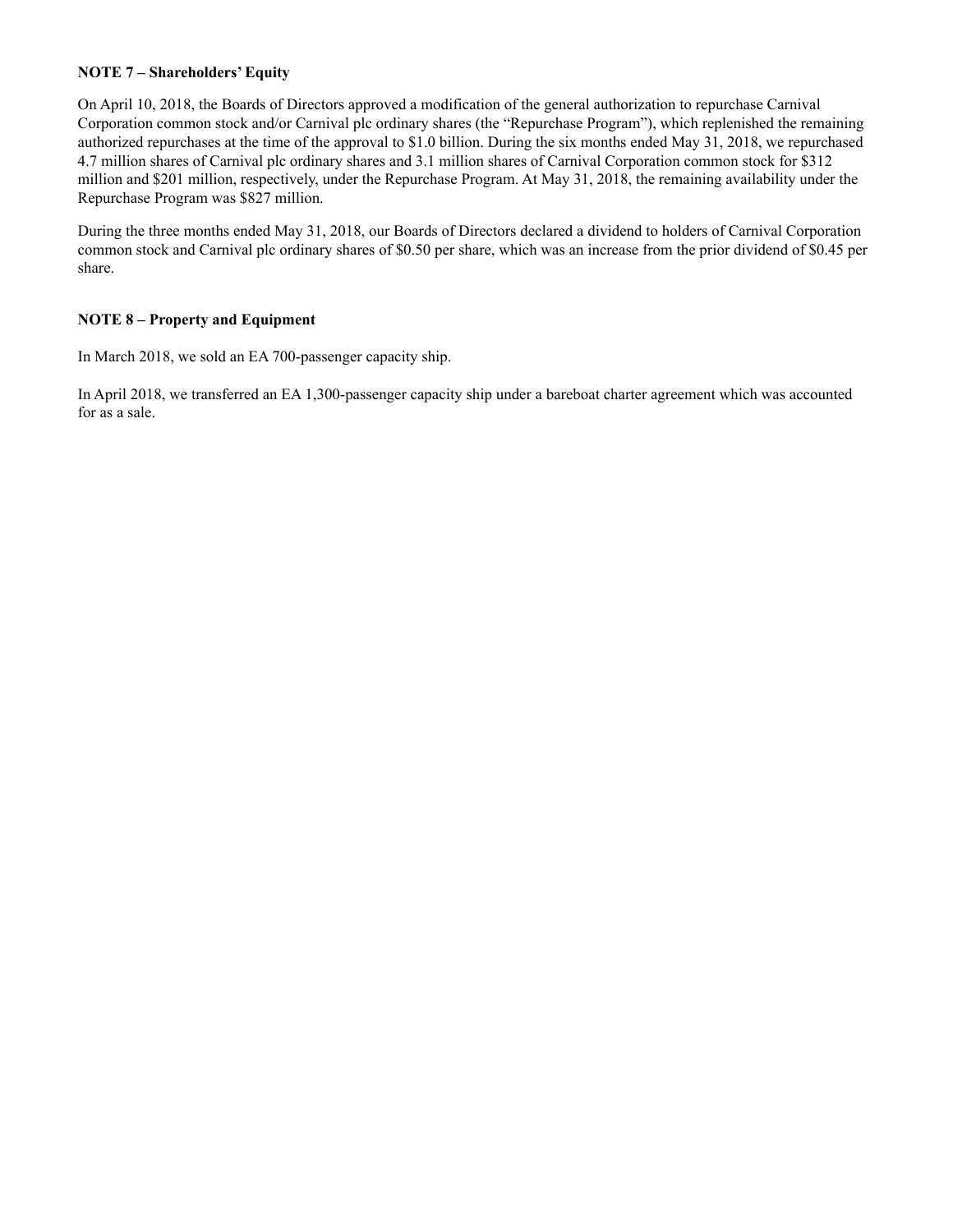**NOTE 7 – Shareholders' Equity**

On April 10, 2018, the Boards of Directors approved a modification of the general authorization to repurchase Carnival Corporation common stock and/or Carnival plc ordinary shares (the "Repurchase Program"), which replenished the remaining authorized repurchases at the time of the approval to $1.0 billion. During the six months ended May 31, 2018, we repurchased 4.7 million shares of Carnival plc ordinary shares and 3.1 million shares of Carnival Corporation common stock for $312 million and $201 million, respectively, under the Repurchase Program. At May 31, 2018, the remaining availability under the Repurchase Program was $827 million.

During the three months ended May 31, 2018, our Boards of Directors declared a dividend to holders of Carnival Corporation common stock and Carnival plc ordinary shares of $0.50 per share, which was an increase from the prior dividend of $0.45 per share.

**NOTE 8 – Property and Equipment**

In March 2018, we sold an EA 700-passenger capacity ship.

In April 2018, we transferred an EA 1,300-passenger capacity ship under a bareboat charter agreement which was accounted for as a sale.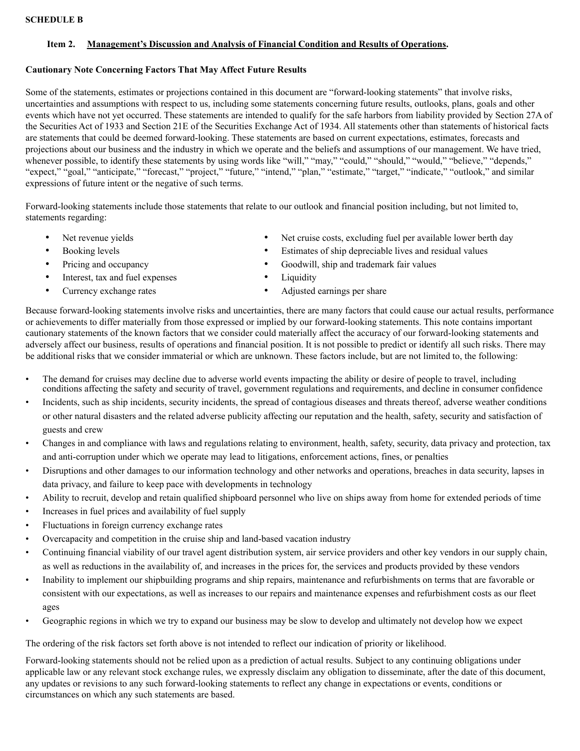**SCHEDULE B**

## Item 2. Management's Discussion and Analysis of Financial Condition and Results of Operations.

**Cautionary Note Concerning Factors That May Affect Future Results**

Some of the statements, estimates or projections contained in this document are "forward-looking statements" that involve risks, uncertainties and assumptions with respect to us, including some statements concerning future results, outlooks, plans, goals and other events which have not yet occurred. These statements are intended to qualify for the safe harbors from liability provided by Section 27A of the Securities Act of 1933 and Section 21E of the Securities Exchange Act of 1934. All statements other than statements of historical facts are statements that could be deemed forward-looking. These statements are based on current expectations, estimates, forecasts and projections about our business and the industry in which we operate and the beliefs and assumptions of our management. We have tried, whenever possible, to identify these statements by using words like "will," "may," "could," "should," "would," "believe," "depends," "expect," "goal," "anticipate," "forecast," "project," "future," "intend," "plan," "estimate," "target," "indicate," "outlook," and similar expressions of future intent or the negative of such terms.

Forward-looking statements include those statements that relate to our outlook and financial position including, but not limited to, statements regarding:

- Net revenue yields
- Booking levels
- Pricing and occupancy
- Interest, tax and fuel expenses
- Currency exchange rates
- Net cruise costs, excluding fuel per available lower berth day
- Estimates of ship depreciable lives and residual values
- Goodwill, ship and trademark fair values
- Liquidity
- Adjusted earnings per share

Because forward-looking statements involve risks and uncertainties, there are many factors that could cause our actual results, performance or achievements to differ materially from those expressed or implied by our forward-looking statements. This note contains important cautionary statements of the known factors that we consider could materially affect the accuracy of our forward-looking statements and adversely affect our business, results of operations and financial position. It is not possible to predict or identify all such risks. There may be additional risks that we consider immaterial or which are unknown. These factors include, but are not limited to, the following:

- The demand for cruises may decline due to adverse world events impacting the ability or desire of people to travel, including conditions affecting the safety and security of travel, government regulations and requirements, and decline in consumer confidence
- Incidents, such as ship incidents, security incidents, the spread of contagious diseases and threats thereof, adverse weather conditions or other natural disasters and the related adverse publicity affecting our reputation and the health, safety, security and satisfaction of guests and crew
- Changes in and compliance with laws and regulations relating to environment, health, safety, security, data privacy and protection, tax and anti-corruption under which we operate may lead to litigations, enforcement actions, fines, or penalties
- Disruptions and other damages to our information technology and other networks and operations, breaches in data security, lapses in data privacy, and failure to keep pace with developments in technology
- Ability to recruit, develop and retain qualified shipboard personnel who live on ships away from home for extended periods of time
- Increases in fuel prices and availability of fuel supply
- Fluctuations in foreign currency exchange rates
- Overcapacity and competition in the cruise ship and land-based vacation industry
- Continuing financial viability of our travel agent distribution system, air service providers and other key vendors in our supply chain, as well as reductions in the availability of, and increases in the prices for, the services and products provided by these vendors
- Inability to implement our shipbuilding programs and ship repairs, maintenance and refurbishments on terms that are favorable or consistent with our expectations, as well as increases to our repairs and maintenance expenses and refurbishment costs as our fleet ages
- Geographic regions in which we try to expand our business may be slow to develop and ultimately not develop how we expect

The ordering of the risk factors set forth above is not intended to reflect our indication of priority or likelihood.

Forward-looking statements should not be relied upon as a prediction of actual results. Subject to any continuing obligations under applicable law or any relevant stock exchange rules, we expressly disclaim any obligation to disseminate, after the date of this document, any updates or revisions to any such forward-looking statements to reflect any change in expectations or events, conditions or circumstances on which any such statements are based.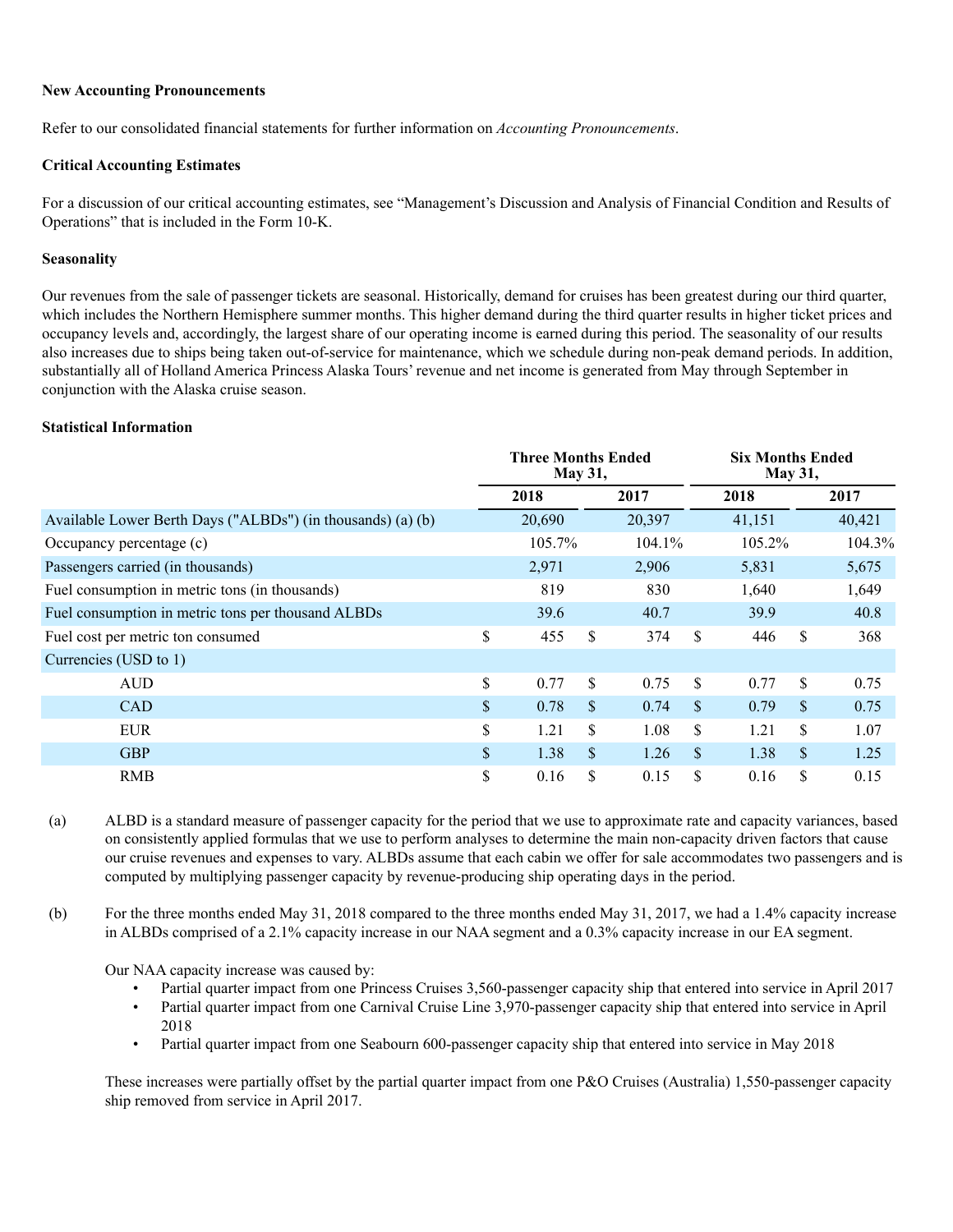**New Accounting Pronouncements**

Refer to our consolidated financial statements for further information on *Accounting Pronouncements*.

**Critical Accounting Estimates**

For a discussion of our critical accounting estimates, see "Management's Discussion and Analysis of Financial Condition and Results of Operations" that is included in the Form 10-K.

**Seasonality**

Our revenues from the sale of passenger tickets are seasonal. Historically, demand for cruises has been greatest during our third quarter, which includes the Northern Hemisphere summer months. This higher demand during the third quarter results in higher ticket prices and occupancy levels and, accordingly, the largest share of our operating income is earned during this period. The seasonality of our results also increases due to ships being taken out-of-service for maintenance, which we schedule during non-peak demand periods. In addition, substantially all of Holland America Princess Alaska Tours' revenue and net income is generated from May through September in conjunction with the Alaska cruise season.

**Statistical Information**

| | Three Months Ended May 31, | | Six Months Ended May 31, | |
|---|---|---|---|---|
| | 2018 | 2017 | 2018 | 2017 |
| Available Lower Berth Days ("ALBDs") (in thousands) (a) (b) | 20,690 | 20,397 | 41,151 | 40,421 |
| Occupancy percentage (c) | 105.7% | 104.1% | 105.2% | 104.3% |
| Passengers carried (in thousands) | 2,971 | 2,906 | 5,831 | 5,675 |
| Fuel consumption in metric tons (in thousands) | 819 | 830 | 1,640 | 1,649 |
| Fuel consumption in metric tons per thousand ALBDs | 39.6 | 40.7 | 39.9 | 40.8 |
| Fuel cost per metric ton consumed | $ 455 | $ 374 | $ 446 | $ 368 |
| Currencies (USD to 1) | | | | |
| AUD | $ 0.77 | $ 0.75 | $ 0.77 | $ 0.75 |
| CAD | $ 0.78 | $ 0.74 | $ 0.79 | $ 0.75 |
| EUR | $ 1.21 | $ 1.08 | $ 1.21 | $ 1.07 |
| GBP | $ 1.38 | $ 1.26 | $ 1.38 | $ 1.25 |
| RMB | $ 0.16 | $ 0.15 | $ 0.16 | $ 0.15 |

(a) ALBD is a standard measure of passenger capacity for the period that we use to approximate rate and capacity variances, based on consistently applied formulas that we use to perform analyses to determine the main non-capacity driven factors that cause our cruise revenues and expenses to vary. ALBDs assume that each cabin we offer for sale accommodates two passengers and is computed by multiplying passenger capacity by revenue-producing ship operating days in the period.

(b) For the three months ended May 31, 2018 compared to the three months ended May 31, 2017, we had a 1.4% capacity increase in ALBDs comprised of a 2.1% capacity increase in our NAA segment and a 0.3% capacity increase in our EA segment.

Our NAA capacity increase was caused by:

- Partial quarter impact from one Princess Cruises 3,560-passenger capacity ship that entered into service in April 2017
- Partial quarter impact from one Carnival Cruise Line 3,970-passenger capacity ship that entered into service in April 2018
- Partial quarter impact from one Seabourn 600-passenger capacity ship that entered into service in May 2018

These increases were partially offset by the partial quarter impact from one P&O Cruises (Australia) 1,550-passenger capacity ship removed from service in April 2017.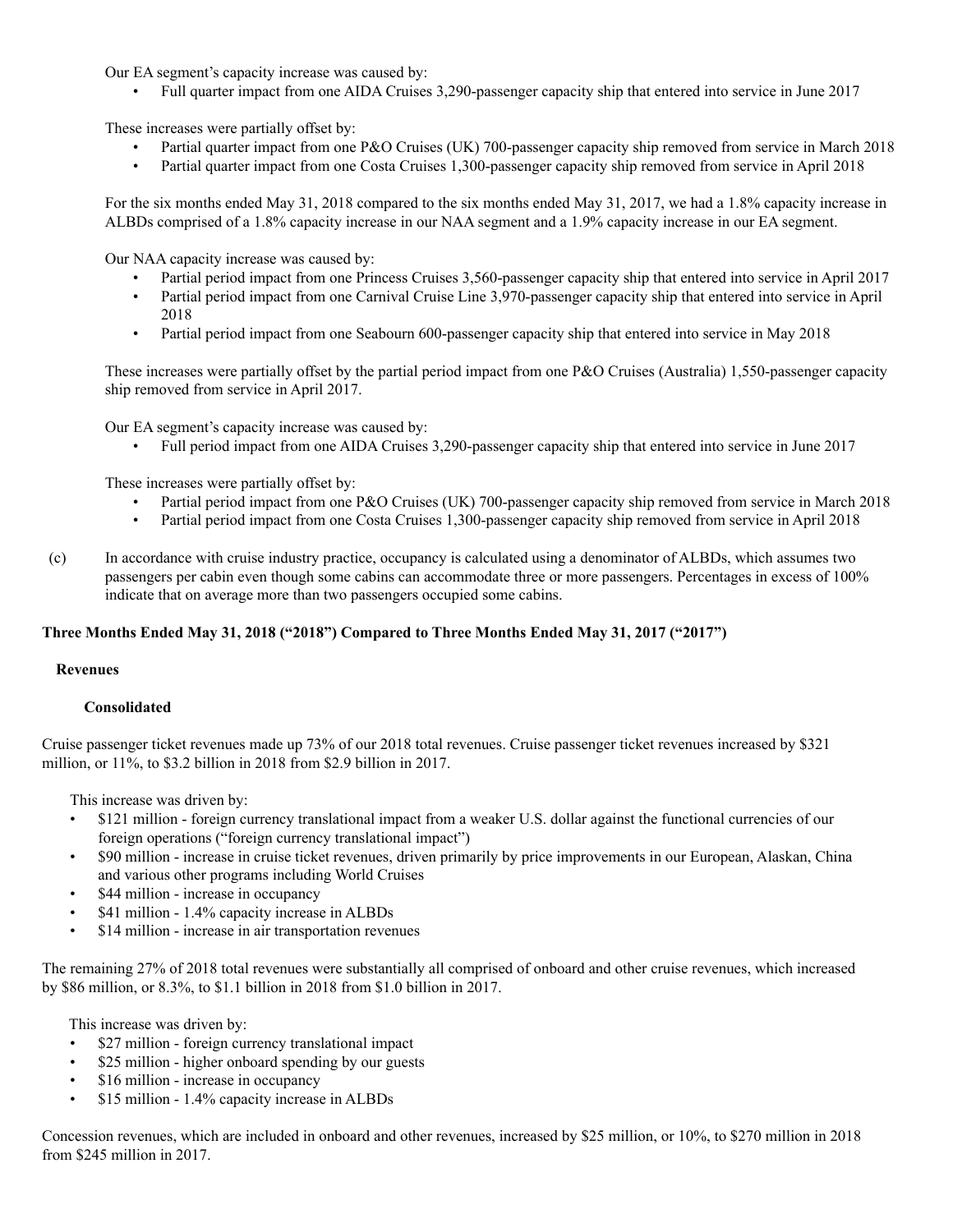Our EA segment's capacity increase was caused by:

- Full quarter impact from one AIDA Cruises 3,290-passenger capacity ship that entered into service in June 2017

These increases were partially offset by:

- Partial quarter impact from one P&O Cruises (UK) 700-passenger capacity ship removed from service in March 2018
- Partial quarter impact from one Costa Cruises 1,300-passenger capacity ship removed from service in April 2018

For the six months ended May 31, 2018 compared to the six months ended May 31, 2017, we had a 1.8% capacity increase in ALBDs comprised of a 1.8% capacity increase in our NAA segment and a 1.9% capacity increase in our EA segment.

Our NAA capacity increase was caused by:

- Partial period impact from one Princess Cruises 3,560-passenger capacity ship that entered into service in April 2017
- Partial period impact from one Carnival Cruise Line 3,970-passenger capacity ship that entered into service in April 2018
- Partial period impact from one Seabourn 600-passenger capacity ship that entered into service in May 2018

These increases were partially offset by the partial period impact from one P&O Cruises (Australia) 1,550-passenger capacity ship removed from service in April 2017.

Our EA segment's capacity increase was caused by:

- Full period impact from one AIDA Cruises 3,290-passenger capacity ship that entered into service in June 2017

These increases were partially offset by:

- Partial period impact from one P&O Cruises (UK) 700-passenger capacity ship removed from service in March 2018
- Partial period impact from one Costa Cruises 1,300-passenger capacity ship removed from service in April 2018

(c) In accordance with cruise industry practice, occupancy is calculated using a denominator of ALBDs, which assumes two passengers per cabin even though some cabins can accommodate three or more passengers. Percentages in excess of 100% indicate that on average more than two passengers occupied some cabins.

## Three Months Ended May 31, 2018 ("2018") Compared to Three Months Ended May 31, 2017 ("2017")

### Revenues

#### Consolidated

Cruise passenger ticket revenues made up 73% of our 2018 total revenues. Cruise passenger ticket revenues increased by $321 million, or 11%, to $3.2 billion in 2018 from $2.9 billion in 2017.

This increase was driven by:

- $121 million - foreign currency translational impact from a weaker U.S. dollar against the functional currencies of our foreign operations ("foreign currency translational impact")
- $90 million - increase in cruise ticket revenues, driven primarily by price improvements in our European, Alaskan, China and various other programs including World Cruises
- $44 million - increase in occupancy
- $41 million - 1.4% capacity increase in ALBDs
- $14 million - increase in air transportation revenues

The remaining 27% of 2018 total revenues were substantially all comprised of onboard and other cruise revenues, which increased by $86 million, or 8.3%, to $1.1 billion in 2018 from $1.0 billion in 2017.

This increase was driven by:

- $27 million - foreign currency translational impact
- $25 million - higher onboard spending by our guests
- $16 million - increase in occupancy
- $15 million - 1.4% capacity increase in ALBDs

Concession revenues, which are included in onboard and other revenues, increased by $25 million, or 10%, to $270 million in 2018 from $245 million in 2017.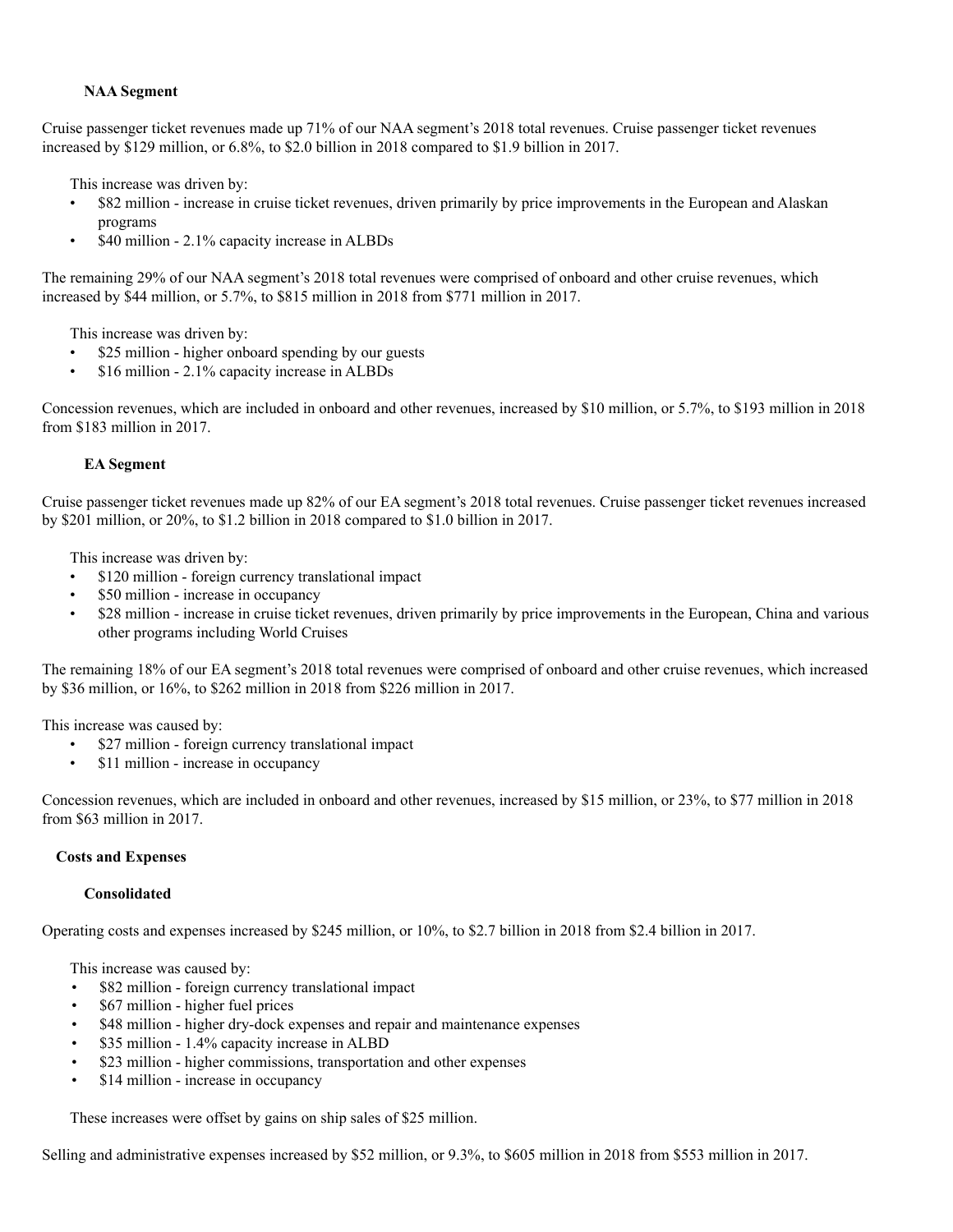### NAA Segment

Cruise passenger ticket revenues made up 71% of our NAA segment's 2018 total revenues. Cruise passenger ticket revenues increased by $129 million, or 6.8%, to $2.0 billion in 2018 compared to $1.9 billion in 2017.

This increase was driven by:

- $82 million - increase in cruise ticket revenues, driven primarily by price improvements in the European and Alaskan programs
- $40 million - 2.1% capacity increase in ALBDs

The remaining 29% of our NAA segment's 2018 total revenues were comprised of onboard and other cruise revenues, which increased by $44 million, or 5.7%, to $815 million in 2018 from $771 million in 2017.

This increase was driven by:

- $25 million - higher onboard spending by our guests
- $16 million - 2.1% capacity increase in ALBDs

Concession revenues, which are included in onboard and other revenues, increased by $10 million, or 5.7%, to $193 million in 2018 from $183 million in 2017.

### EA Segment

Cruise passenger ticket revenues made up 82% of our EA segment's 2018 total revenues. Cruise passenger ticket revenues increased by $201 million, or 20%, to $1.2 billion in 2018 compared to $1.0 billion in 2017.

This increase was driven by:

- $120 million - foreign currency translational impact
- $50 million - increase in occupancy
- $28 million - increase in cruise ticket revenues, driven primarily by price improvements in the European, China and various other programs including World Cruises

The remaining 18% of our EA segment's 2018 total revenues were comprised of onboard and other cruise revenues, which increased by $36 million, or 16%, to $262 million in 2018 from $226 million in 2017.

This increase was caused by:

- $27 million - foreign currency translational impact
- $11 million - increase in occupancy

Concession revenues, which are included in onboard and other revenues, increased by $15 million, or 23%, to $77 million in 2018 from $63 million in 2017.

## Costs and Expenses

### Consolidated

Operating costs and expenses increased by $245 million, or 10%, to $2.7 billion in 2018 from $2.4 billion in 2017.

This increase was caused by:

- $82 million - foreign currency translational impact
- $67 million - higher fuel prices
- $48 million - higher dry-dock expenses and repair and maintenance expenses
- $35 million - 1.4% capacity increase in ALBD
- $23 million - higher commissions, transportation and other expenses
- $14 million - increase in occupancy

These increases were offset by gains on ship sales of $25 million.

Selling and administrative expenses increased by $52 million, or 9.3%, to $605 million in 2018 from $553 million in 2017.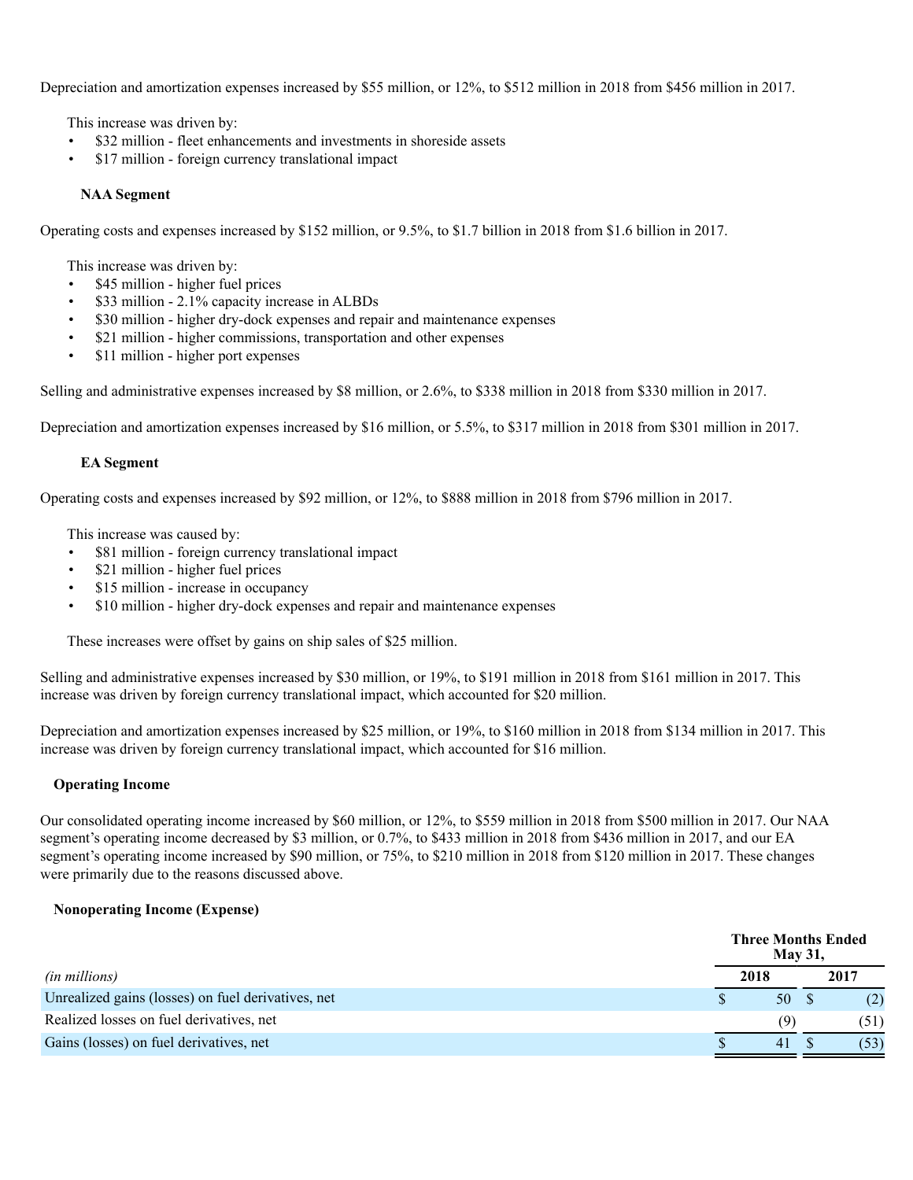Depreciation and amortization expenses increased by $55 million, or 12%, to $512 million in 2018 from $456 million in 2017.

This increase was driven by:

- $32 million - fleet enhancements and investments in shoreside assets
- $17 million - foreign currency translational impact

**NAA Segment**

Operating costs and expenses increased by $152 million, or 9.5%, to $1.7 billion in 2018 from $1.6 billion in 2017.

This increase was driven by:

- $45 million - higher fuel prices
- $33 million - 2.1% capacity increase in ALBDs
- $30 million - higher dry-dock expenses and repair and maintenance expenses
- $21 million - higher commissions, transportation and other expenses
- $11 million - higher port expenses

Selling and administrative expenses increased by $8 million, or 2.6%, to $338 million in 2018 from $330 million in 2017.

Depreciation and amortization expenses increased by $16 million, or 5.5%, to $317 million in 2018 from $301 million in 2017.

**EA Segment**

Operating costs and expenses increased by $92 million, or 12%, to $888 million in 2018 from $796 million in 2017.

This increase was caused by:

- $81 million - foreign currency translational impact
- $21 million - higher fuel prices
- $15 million - increase in occupancy
- $10 million - higher dry-dock expenses and repair and maintenance expenses

These increases were offset by gains on ship sales of $25 million.

Selling and administrative expenses increased by $30 million, or 19%, to $191 million in 2018 from $161 million in 2017. This increase was driven by foreign currency translational impact, which accounted for $20 million.

Depreciation and amortization expenses increased by $25 million, or 19%, to $160 million in 2018 from $134 million in 2017. This increase was driven by foreign currency translational impact, which accounted for $16 million.

**Operating Income**

Our consolidated operating income increased by $60 million, or 12%, to $559 million in 2018 from $500 million in 2017. Our NAA segment's operating income decreased by $3 million, or 0.7%, to $433 million in 2018 from $436 million in 2017, and our EA segment's operating income increased by $90 million, or 75%, to $210 million in 2018 from $120 million in 2017. These changes were primarily due to the reasons discussed above.

**Nonoperating Income (Expense)**

| | Three Months Ended May 31, | |
|---|---|---|
| *(in millions)* | 2018 | 2017 |
| Unrealized gains (losses) on fuel derivatives, net | $ 50 | $ (2) |
| Realized losses on fuel derivatives, net | (9) | (51) |
| Gains (losses) on fuel derivatives, net | $ 41 | $ (53) |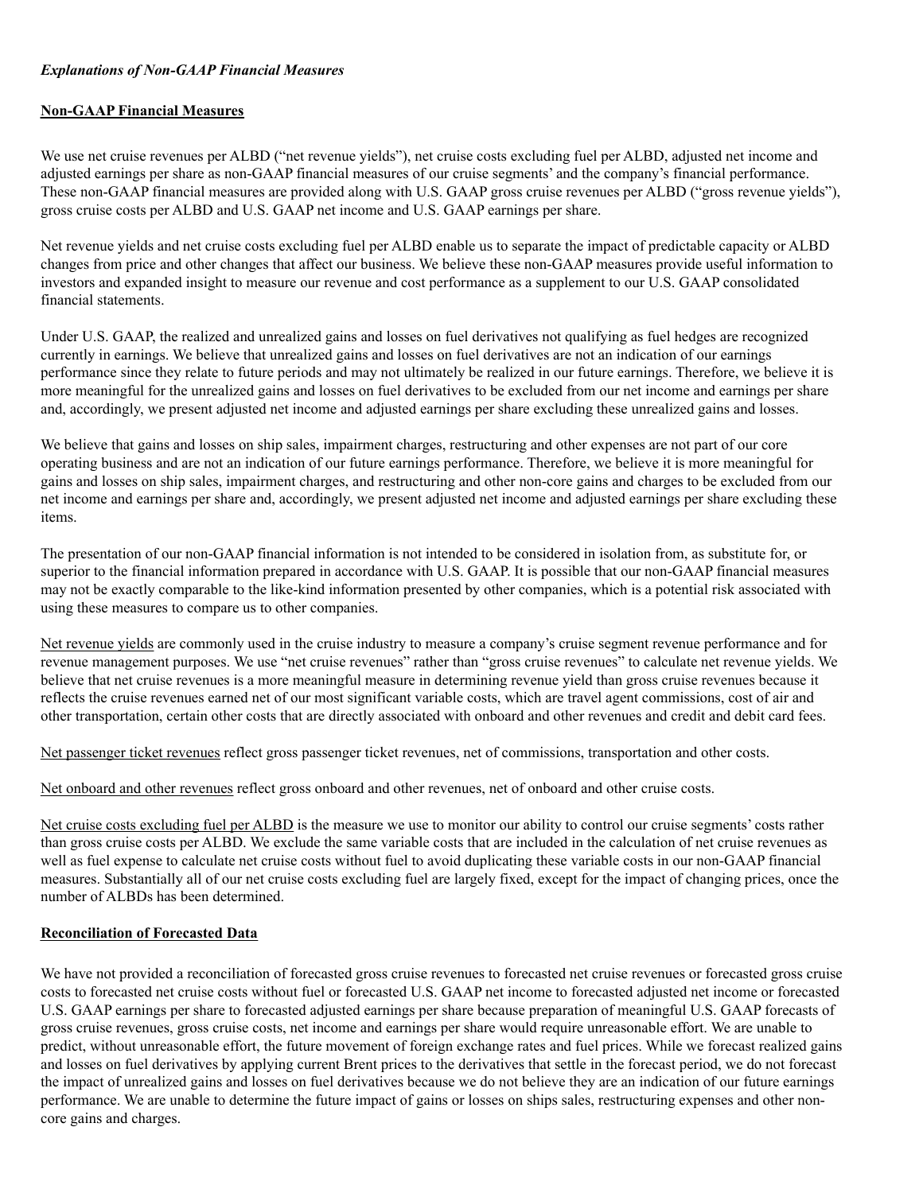*Explanations of Non-GAAP Financial Measures*

**Non-GAAP Financial Measures**

We use net cruise revenues per ALBD ("net revenue yields"), net cruise costs excluding fuel per ALBD, adjusted net income and adjusted earnings per share as non-GAAP financial measures of our cruise segments' and the company's financial performance. These non-GAAP financial measures are provided along with U.S. GAAP gross cruise revenues per ALBD ("gross revenue yields"), gross cruise costs per ALBD and U.S. GAAP net income and U.S. GAAP earnings per share.

Net revenue yields and net cruise costs excluding fuel per ALBD enable us to separate the impact of predictable capacity or ALBD changes from price and other changes that affect our business. We believe these non-GAAP measures provide useful information to investors and expanded insight to measure our revenue and cost performance as a supplement to our U.S. GAAP consolidated financial statements.

Under U.S. GAAP, the realized and unrealized gains and losses on fuel derivatives not qualifying as fuel hedges are recognized currently in earnings. We believe that unrealized gains and losses on fuel derivatives are not an indication of our earnings performance since they relate to future periods and may not ultimately be realized in our future earnings. Therefore, we believe it is more meaningful for the unrealized gains and losses on fuel derivatives to be excluded from our net income and earnings per share and, accordingly, we present adjusted net income and adjusted earnings per share excluding these unrealized gains and losses.

We believe that gains and losses on ship sales, impairment charges, restructuring and other expenses are not part of our core operating business and are not an indication of our future earnings performance. Therefore, we believe it is more meaningful for gains and losses on ship sales, impairment charges, and restructuring and other non-core gains and charges to be excluded from our net income and earnings per share and, accordingly, we present adjusted net income and adjusted earnings per share excluding these items.

The presentation of our non-GAAP financial information is not intended to be considered in isolation from, as substitute for, or superior to the financial information prepared in accordance with U.S. GAAP. It is possible that our non-GAAP financial measures may not be exactly comparable to the like-kind information presented by other companies, which is a potential risk associated with using these measures to compare us to other companies.

Net revenue yields are commonly used in the cruise industry to measure a company's cruise segment revenue performance and for revenue management purposes. We use "net cruise revenues" rather than "gross cruise revenues" to calculate net revenue yields. We believe that net cruise revenues is a more meaningful measure in determining revenue yield than gross cruise revenues because it reflects the cruise revenues earned net of our most significant variable costs, which are travel agent commissions, cost of air and other transportation, certain other costs that are directly associated with onboard and other revenues and credit and debit card fees.

Net passenger ticket revenues reflect gross passenger ticket revenues, net of commissions, transportation and other costs.

Net onboard and other revenues reflect gross onboard and other revenues, net of onboard and other cruise costs.

Net cruise costs excluding fuel per ALBD is the measure we use to monitor our ability to control our cruise segments' costs rather than gross cruise costs per ALBD. We exclude the same variable costs that are included in the calculation of net cruise revenues as well as fuel expense to calculate net cruise costs without fuel to avoid duplicating these variable costs in our non-GAAP financial measures. Substantially all of our net cruise costs excluding fuel are largely fixed, except for the impact of changing prices, once the number of ALBDs has been determined.

**Reconciliation of Forecasted Data**

We have not provided a reconciliation of forecasted gross cruise revenues to forecasted net cruise revenues or forecasted gross cruise costs to forecasted net cruise costs without fuel or forecasted U.S. GAAP net income to forecasted adjusted net income or forecasted U.S. GAAP earnings per share to forecasted adjusted earnings per share because preparation of meaningful U.S. GAAP forecasts of gross cruise revenues, gross cruise costs, net income and earnings per share would require unreasonable effort. We are unable to predict, without unreasonable effort, the future movement of foreign exchange rates and fuel prices. While we forecast realized gains and losses on fuel derivatives by applying current Brent prices to the derivatives that settle in the forecast period, we do not forecast the impact of unrealized gains and losses on fuel derivatives because we do not believe they are an indication of our future earnings performance. We are unable to determine the future impact of gains or losses on ships sales, restructuring expenses and other non-core gains and charges.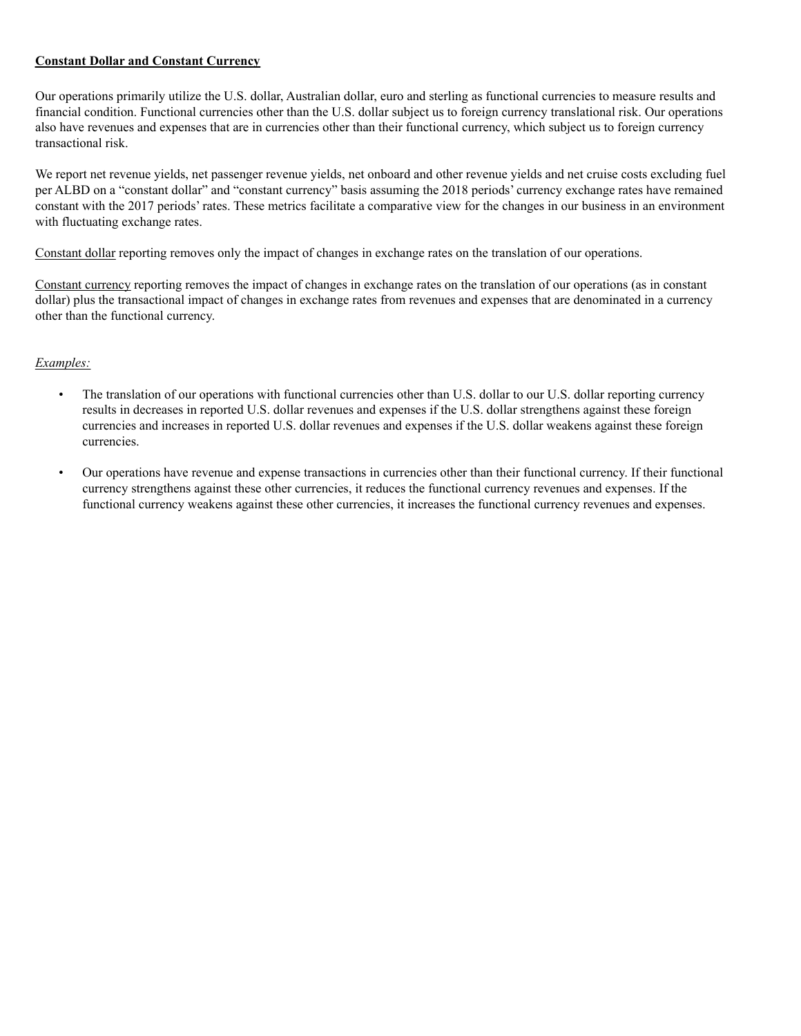**Constant Dollar and Constant Currency**

Our operations primarily utilize the U.S. dollar, Australian dollar, euro and sterling as functional currencies to measure results and financial condition. Functional currencies other than the U.S. dollar subject us to foreign currency translational risk. Our operations also have revenues and expenses that are in currencies other than their functional currency, which subject us to foreign currency transactional risk.

We report net revenue yields, net passenger revenue yields, net onboard and other revenue yields and net cruise costs excluding fuel per ALBD on a "constant dollar" and "constant currency" basis assuming the 2018 periods' currency exchange rates have remained constant with the 2017 periods' rates. These metrics facilitate a comparative view for the changes in our business in an environment with fluctuating exchange rates.

Constant dollar reporting removes only the impact of changes in exchange rates on the translation of our operations.

Constant currency reporting removes the impact of changes in exchange rates on the translation of our operations (as in constant dollar) plus the transactional impact of changes in exchange rates from revenues and expenses that are denominated in a currency other than the functional currency.

*Examples:*

- The translation of our operations with functional currencies other than U.S. dollar to our U.S. dollar reporting currency results in decreases in reported U.S. dollar revenues and expenses if the U.S. dollar strengthens against these foreign currencies and increases in reported U.S. dollar revenues and expenses if the U.S. dollar weakens against these foreign currencies.

- Our operations have revenue and expense transactions in currencies other than their functional currency. If their functional currency strengthens against these other currencies, it reduces the functional currency revenues and expenses. If the functional currency weakens against these other currencies, it increases the functional currency revenues and expenses.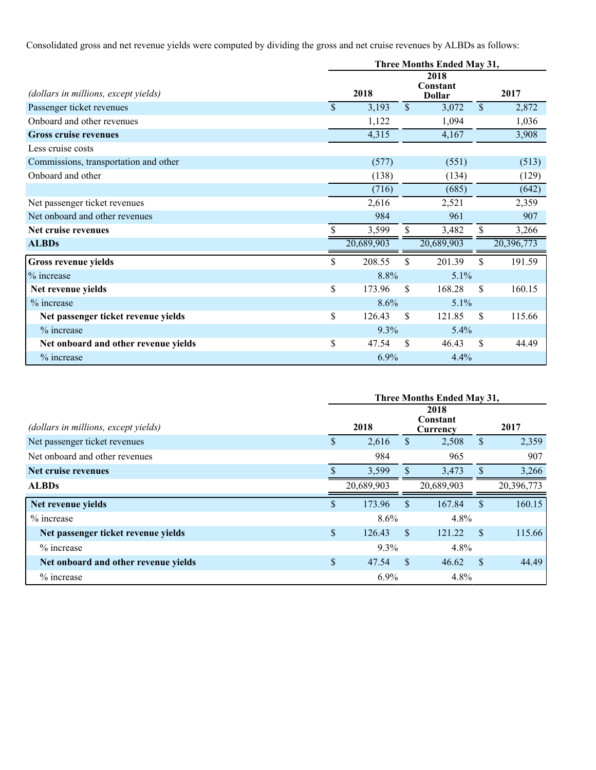Consolidated gross and net revenue yields were computed by dividing the gross and net cruise revenues by ALBDs as follows:

| *(dollars in millions, except yields)* | Three Months Ended May 31, 2018 | 2018 Constant Dollar | 2017 |
|---|---|---|---|
| Passenger ticket revenues | $ 3,193 | $ 3,072 | $ 2,872 |
| Onboard and other revenues | 1,122 | 1,094 | 1,036 |
| **Gross cruise revenues** | 4,315 | 4,167 | 3,908 |
| Less cruise costs | | | |
| Commissions, transportation and other | (577) | (551) | (513) |
| Onboard and other | (138) | (134) | (129) |
| | (716) | (685) | (642) |
| Net passenger ticket revenues | 2,616 | 2,521 | 2,359 |
| Net onboard and other revenues | 984 | 961 | 907 |
| **Net cruise revenues** | $ 3,599 | $ 3,482 | $ 3,266 |
| **ALBDs** | 20,689,903 | 20,689,903 | 20,396,773 |
| **Gross revenue yields** | $ 208.55 | $ 201.39 | $ 191.59 |
| % increase | 8.8% | 5.1% | |
| **Net revenue yields** | $ 173.96 | $ 168.28 | $ 160.15 |
| % increase | 8.6% | 5.1% | |
| **Net passenger ticket revenue yields** | $ 126.43 | $ 121.85 | $ 115.66 |
| % increase | 9.3% | 5.4% | |
| **Net onboard and other revenue yields** | $ 47.54 | $ 46.43 | $ 44.49 |
| % increase | 6.9% | 4.4% | |

| *(dollars in millions, except yields)* | Three Months Ended May 31, 2018 | 2018 Constant Currency | 2017 |
|---|---|---|---|
| Net passenger ticket revenues | $ 2,616 | $ 2,508 | $ 2,359 |
| Net onboard and other revenues | 984 | 965 | 907 |
| **Net cruise revenues** | $ 3,599 | $ 3,473 | $ 3,266 |
| **ALBDs** | 20,689,903 | 20,689,903 | 20,396,773 |
| **Net revenue yields** | $ 173.96 | $ 167.84 | $ 160.15 |
| % increase | 8.6% | 4.8% | |
| **Net passenger ticket revenue yields** | $ 126.43 | $ 121.22 | $ 115.66 |
| % increase | 9.3% | 4.8% | |
| **Net onboard and other revenue yields** | $ 47.54 | $ 46.62 | $ 44.49 |
| % increase | 6.9% | 4.8% | |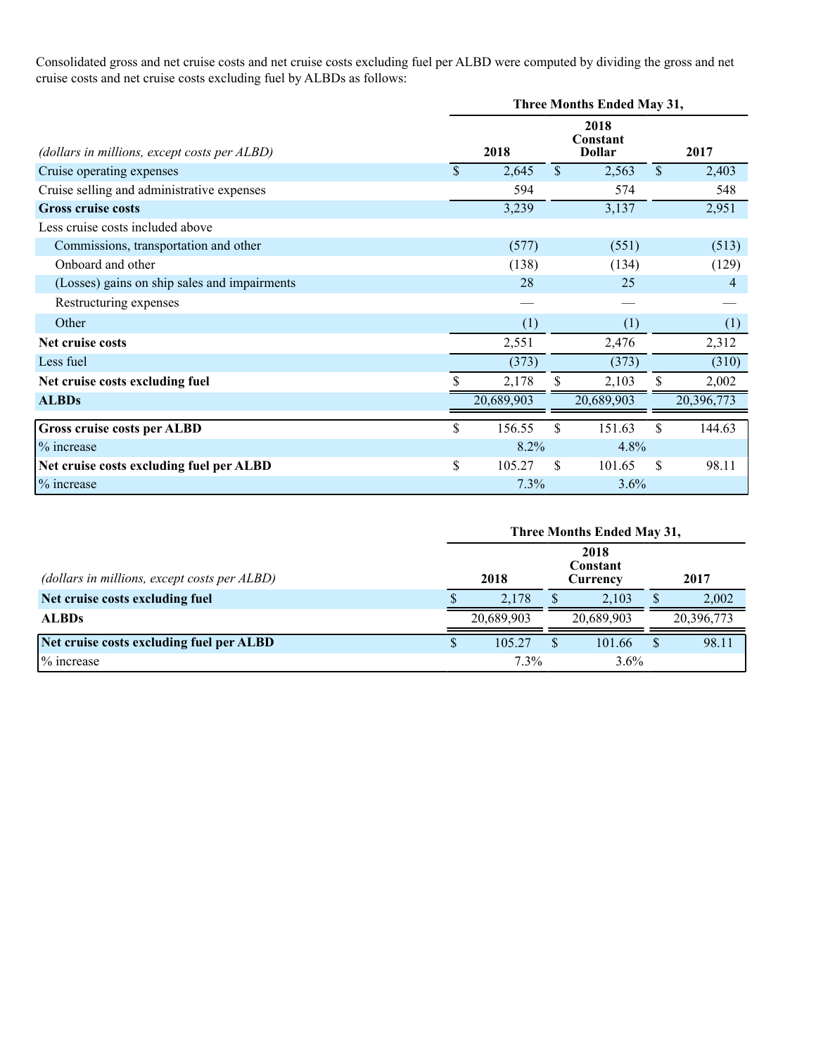Consolidated gross and net cruise costs and net cruise costs excluding fuel per ALBD were computed by dividing the gross and net cruise costs and net cruise costs excluding fuel by ALBDs as follows:

| (dollars in millions, except costs per ALBD) | Three Months Ended May 31, 2018 | 2018 Constant Dollar | 2017 |
|---|---|---|---|
| Cruise operating expenses | $ 2,645 | $ 2,563 | $ 2,403 |
| Cruise selling and administrative expenses | 594 | 574 | 548 |
| **Gross cruise costs** | 3,239 | 3,137 | 2,951 |
| Less cruise costs included above | | | |
| Commissions, transportation and other | (577) | (551) | (513) |
| Onboard and other | (138) | (134) | (129) |
| (Losses) gains on ship sales and impairments | 28 | 25 | 4 |
| Restructuring expenses | — | — | — |
| Other | (1) | (1) | (1) |
| **Net cruise costs** | 2,551 | 2,476 | 2,312 |
| Less fuel | (373) | (373) | (310) |
| **Net cruise costs excluding fuel** | $ 2,178 | $ 2,103 | $ 2,002 |
| **ALBDs** | 20,689,903 | 20,689,903 | 20,396,773 |
| **Gross cruise costs per ALBD** | $ 156.55 | $ 151.63 | $ 144.63 |
| % increase | 8.2% | 4.8% | |
| **Net cruise costs excluding fuel per ALBD** | $ 105.27 | $ 101.65 | $ 98.11 |
| % increase | 7.3% | 3.6% | |

| (dollars in millions, except costs per ALBD) | Three Months Ended May 31, 2018 | 2018 Constant Currency | 2017 |
|---|---|---|---|
| **Net cruise costs excluding fuel** | $ 2,178 | $ 2,103 | $ 2,002 |
| **ALBDs** | 20,689,903 | 20,689,903 | 20,396,773 |
| **Net cruise costs excluding fuel per ALBD** | $ 105.27 | $ 101.66 | $ 98.11 |
| % increase | 7.3% | 3.6% | |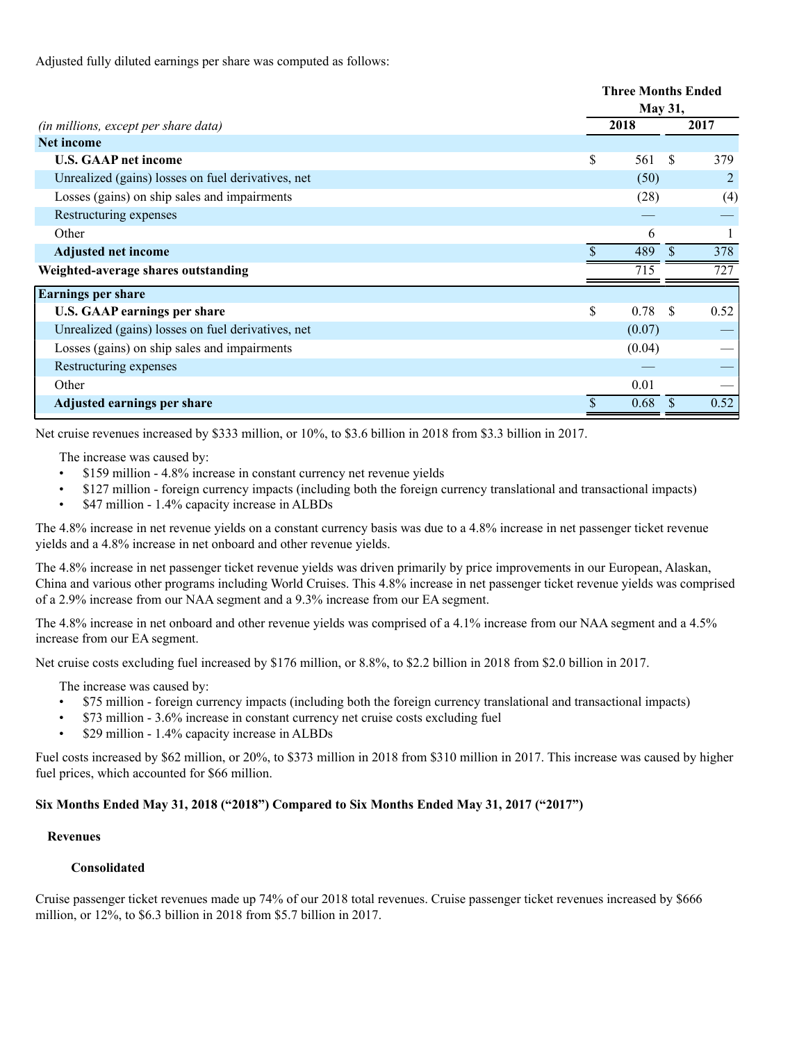Adjusted fully diluted earnings per share was computed as follows:

| *(in millions, except per share data)* | Three Months Ended May 31, 2018 | Three Months Ended May 31, 2017 |
|---|---|---|
| **Net income** | | |
| **U.S. GAAP net income** | $ 561 | $ 379 |
| Unrealized (gains) losses on fuel derivatives, net | (50) | 2 |
| Losses (gains) on ship sales and impairments | (28) | (4) |
| Restructuring expenses | — | — |
| Other | 6 | 1 |
| **Adjusted net income** | $ 489 | $ 378 |
| **Weighted-average shares outstanding** | 715 | 727 |
| **Earnings per share** | | |
| **U.S. GAAP earnings per share** | $ 0.78 | $ 0.52 |
| Unrealized (gains) losses on fuel derivatives, net | (0.07) | — |
| Losses (gains) on ship sales and impairments | (0.04) | — |
| Restructuring expenses | — | — |
| Other | 0.01 | — |
| **Adjusted earnings per share** | $ 0.68 | $ 0.52 |

Net cruise revenues increased by $333 million, or 10%, to $3.6 billion in 2018 from $3.3 billion in 2017.

The increase was caused by:

- $159 million - 4.8% increase in constant currency net revenue yields
- $127 million - foreign currency impacts (including both the foreign currency translational and transactional impacts)
- $47 million - 1.4% capacity increase in ALBDs

The 4.8% increase in net revenue yields on a constant currency basis was due to a 4.8% increase in net passenger ticket revenue yields and a 4.8% increase in net onboard and other revenue yields.

The 4.8% increase in net passenger ticket revenue yields was driven primarily by price improvements in our European, Alaskan, China and various other programs including World Cruises. This 4.8% increase in net passenger ticket revenue yields was comprised of a 2.9% increase from our NAA segment and a 9.3% increase from our EA segment.

The 4.8% increase in net onboard and other revenue yields was comprised of a 4.1% increase from our NAA segment and a 4.5% increase from our EA segment.

Net cruise costs excluding fuel increased by $176 million, or 8.8%, to $2.2 billion in 2018 from $2.0 billion in 2017.

The increase was caused by:

- $75 million - foreign currency impacts (including both the foreign currency translational and transactional impacts)
- $73 million - 3.6% increase in constant currency net cruise costs excluding fuel
- $29 million - 1.4% capacity increase in ALBDs

Fuel costs increased by $62 million, or 20%, to $373 million in 2018 from $310 million in 2017. This increase was caused by higher fuel prices, which accounted for $66 million.

## Six Months Ended May 31, 2018 (“2018”) Compared to Six Months Ended May 31, 2017 (“2017”)

### Revenues

#### Consolidated

Cruise passenger ticket revenues made up 74% of our 2018 total revenues. Cruise passenger ticket revenues increased by $666 million, or 12%, to $6.3 billion in 2018 from $5.7 billion in 2017.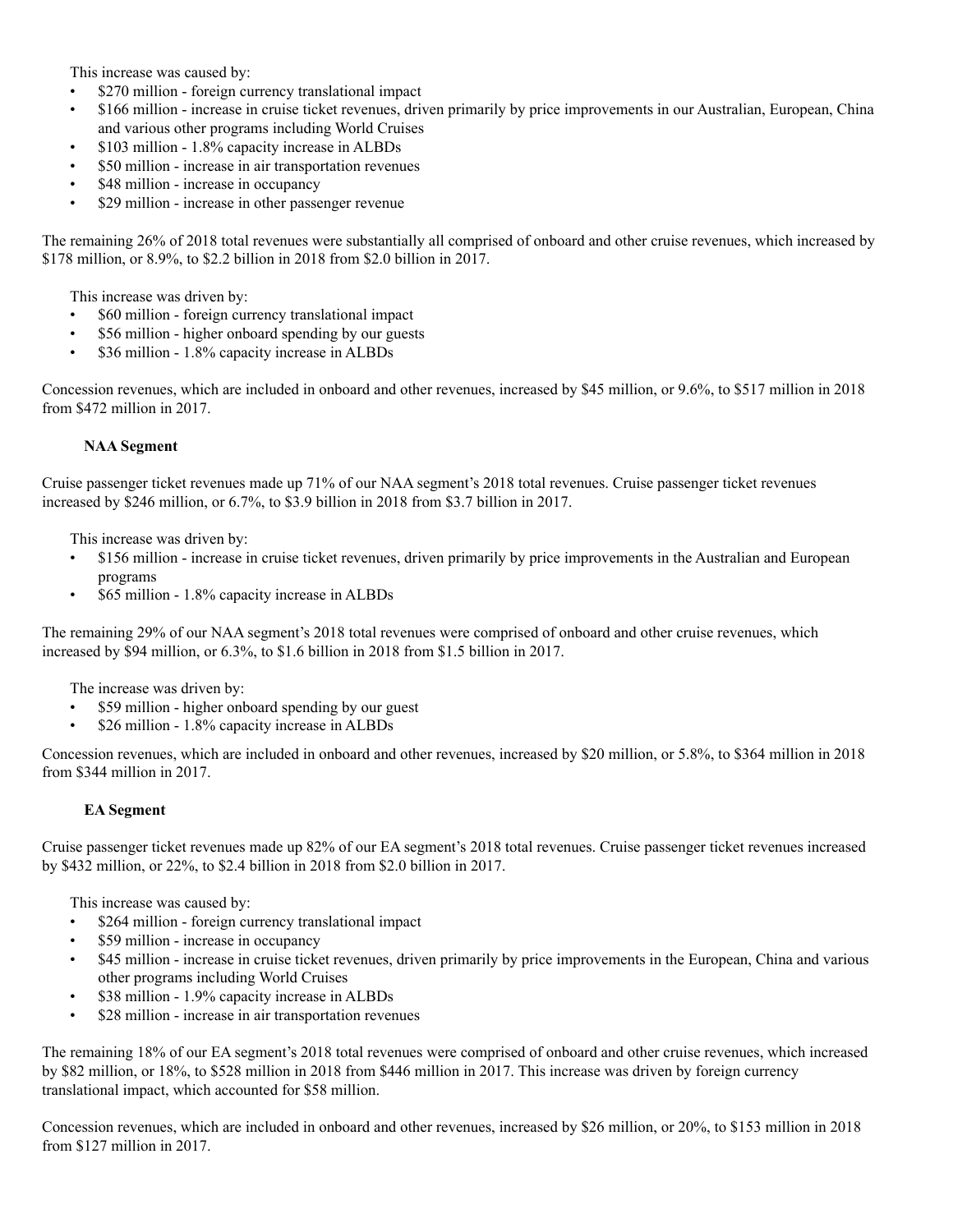This increase was caused by:

- $270 million - foreign currency translational impact
- $166 million - increase in cruise ticket revenues, driven primarily by price improvements in our Australian, European, China and various other programs including World Cruises
- $103 million - 1.8% capacity increase in ALBDs
- $50 million - increase in air transportation revenues
- $48 million - increase in occupancy
- $29 million - increase in other passenger revenue

The remaining 26% of 2018 total revenues were substantially all comprised of onboard and other cruise revenues, which increased by $178 million, or 8.9%, to $2.2 billion in 2018 from $2.0 billion in 2017.

This increase was driven by:

- $60 million - foreign currency translational impact
- $56 million - higher onboard spending by our guests
- $36 million - 1.8% capacity increase in ALBDs

Concession revenues, which are included in onboard and other revenues, increased by $45 million, or 9.6%, to $517 million in 2018 from $472 million in 2017.

**NAA Segment**

Cruise passenger ticket revenues made up 71% of our NAA segment's 2018 total revenues. Cruise passenger ticket revenues increased by $246 million, or 6.7%, to $3.9 billion in 2018 from $3.7 billion in 2017.

This increase was driven by:

- $156 million - increase in cruise ticket revenues, driven primarily by price improvements in the Australian and European programs
- $65 million - 1.8% capacity increase in ALBDs

The remaining 29% of our NAA segment's 2018 total revenues were comprised of onboard and other cruise revenues, which increased by $94 million, or 6.3%, to $1.6 billion in 2018 from $1.5 billion in 2017.

The increase was driven by:

- $59 million - higher onboard spending by our guest
- $26 million - 1.8% capacity increase in ALBDs

Concession revenues, which are included in onboard and other revenues, increased by $20 million, or 5.8%, to $364 million in 2018 from $344 million in 2017.

**EA Segment**

Cruise passenger ticket revenues made up 82% of our EA segment's 2018 total revenues. Cruise passenger ticket revenues increased by $432 million, or 22%, to $2.4 billion in 2018 from $2.0 billion in 2017.

This increase was caused by:

- $264 million - foreign currency translational impact
- $59 million - increase in occupancy
- $45 million - increase in cruise ticket revenues, driven primarily by price improvements in the European, China and various other programs including World Cruises
- $38 million - 1.9% capacity increase in ALBDs
- $28 million - increase in air transportation revenues

The remaining 18% of our EA segment's 2018 total revenues were comprised of onboard and other cruise revenues, which increased by $82 million, or 18%, to $528 million in 2018 from $446 million in 2017. This increase was driven by foreign currency translational impact, which accounted for $58 million.

Concession revenues, which are included in onboard and other revenues, increased by $26 million, or 20%, to $153 million in 2018 from $127 million in 2017.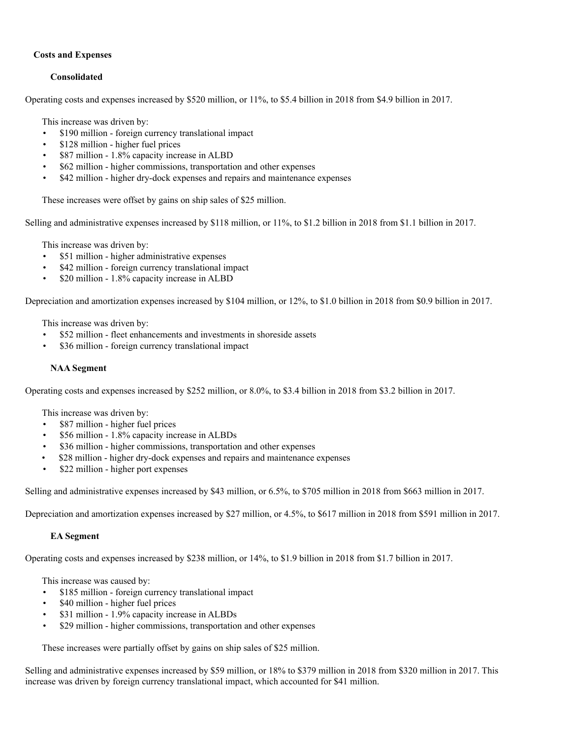### Costs and Expenses

#### Consolidated

Operating costs and expenses increased by $520 million, or 11%, to $5.4 billion in 2018 from $4.9 billion in 2017.

This increase was driven by:

- $190 million - foreign currency translational impact
- $128 million - higher fuel prices
- $87 million - 1.8% capacity increase in ALBD
- $62 million - higher commissions, transportation and other expenses
- $42 million - higher dry-dock expenses and repairs and maintenance expenses

These increases were offset by gains on ship sales of $25 million.

Selling and administrative expenses increased by $118 million, or 11%, to $1.2 billion in 2018 from $1.1 billion in 2017.

This increase was driven by:

- $51 million - higher administrative expenses
- $42 million - foreign currency translational impact
- $20 million - 1.8% capacity increase in ALBD

Depreciation and amortization expenses increased by $104 million, or 12%, to $1.0 billion in 2018 from $0.9 billion in 2017.

This increase was driven by:

- $52 million - fleet enhancements and investments in shoreside assets
- $36 million - foreign currency translational impact

#### NAA Segment

Operating costs and expenses increased by $252 million, or 8.0%, to $3.4 billion in 2018 from $3.2 billion in 2017.

This increase was driven by:

- $87 million - higher fuel prices
- $56 million - 1.8% capacity increase in ALBDs
- $36 million - higher commissions, transportation and other expenses
- $28 million - higher dry-dock expenses and repairs and maintenance expenses
- $22 million - higher port expenses

Selling and administrative expenses increased by $43 million, or 6.5%, to $705 million in 2018 from $663 million in 2017.

Depreciation and amortization expenses increased by $27 million, or 4.5%, to $617 million in 2018 from $591 million in 2017.

#### EA Segment

Operating costs and expenses increased by $238 million, or 14%, to $1.9 billion in 2018 from $1.7 billion in 2017.

This increase was caused by:

- $185 million - foreign currency translational impact
- $40 million - higher fuel prices
- $31 million - 1.9% capacity increase in ALBDs
- $29 million - higher commissions, transportation and other expenses

These increases were partially offset by gains on ship sales of $25 million.

Selling and administrative expenses increased by $59 million, or 18% to $379 million in 2018 from $320 million in 2017. This increase was driven by foreign currency translational impact, which accounted for $41 million.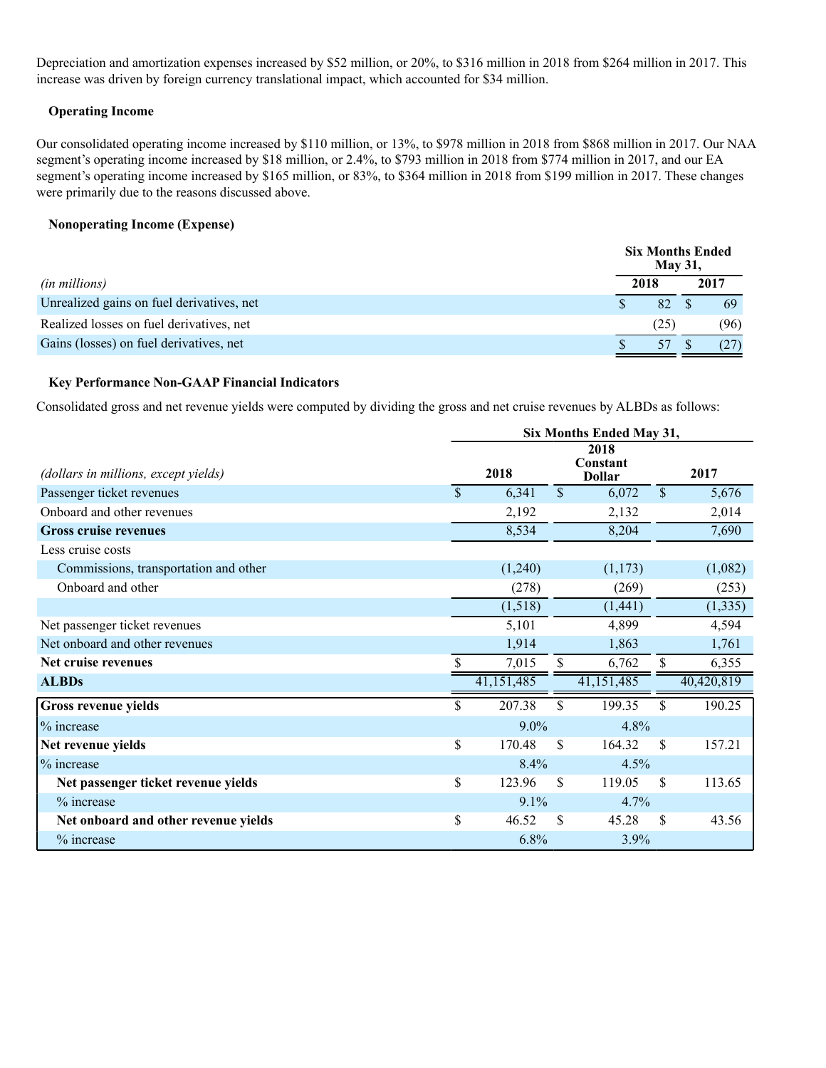Depreciation and amortization expenses increased by $52 million, or 20%, to $316 million in 2018 from $264 million in 2017. This increase was driven by foreign currency translational impact, which accounted for $34 million.

### Operating Income

Our consolidated operating income increased by $110 million, or 13%, to $978 million in 2018 from $868 million in 2017. Our NAA segment's operating income increased by $18 million, or 2.4%, to $793 million in 2018 from $774 million in 2017, and our EA segment's operating income increased by $165 million, or 83%, to $364 million in 2018 from $199 million in 2017. These changes were primarily due to the reasons discussed above.

### Nonoperating Income (Expense)

| | Six Months Ended May 31, | |
|---|---|---|
| *(in millions)* | 2018 | 2017 |
| Unrealized gains on fuel derivatives, net | $ 82 | $ 69 |
| Realized losses on fuel derivatives, net | (25) | (96) |
| Gains (losses) on fuel derivatives, net | $ 57 | $ (27) |

### Key Performance Non-GAAP Financial Indicators

Consolidated gross and net revenue yields were computed by dividing the gross and net cruise revenues by ALBDs as follows:

| | Six Months Ended May 31, | | |
|---|---|---|---|
| *(dollars in millions, except yields)* | 2018 | 2018 Constant Dollar | 2017 |
| Passenger ticket revenues | $ 6,341 | $ 6,072 | $ 5,676 |
| Onboard and other revenues | 2,192 | 2,132 | 2,014 |
| **Gross cruise revenues** | 8,534 | 8,204 | 7,690 |
| Less cruise costs | | | |
| Commissions, transportation and other | (1,240) | (1,173) | (1,082) |
| Onboard and other | (278) | (269) | (253) |
| | (1,518) | (1,441) | (1,335) |
| Net passenger ticket revenues | 5,101 | 4,899 | 4,594 |
| Net onboard and other revenues | 1,914 | 1,863 | 1,761 |
| **Net cruise revenues** | $ 7,015 | $ 6,762 | $ 6,355 |
| **ALBDs** | 41,151,485 | 41,151,485 | 40,420,819 |
| **Gross revenue yields** | $ 207.38 | $ 199.35 | $ 190.25 |
| % increase | 9.0% | 4.8% | |
| **Net revenue yields** | $ 170.48 | $ 164.32 | $ 157.21 |
| % increase | 8.4% | 4.5% | |
| **Net passenger ticket revenue yields** | $ 123.96 | $ 119.05 | $ 113.65 |
| % increase | 9.1% | 4.7% | |
| **Net onboard and other revenue yields** | $ 46.52 | $ 45.28 | $ 43.56 |
| % increase | 6.8% | 3.9% | |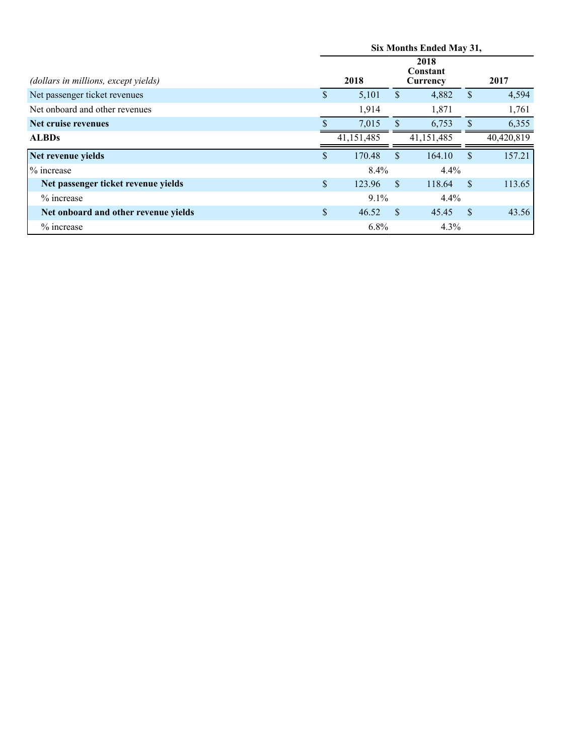| *(dollars in millions, except yields)* | Six Months Ended May 31, 2018 | 2018 Constant Currency | 2017 |
|---|---|---|---|
| Net passenger ticket revenues | $ 5,101 | $ 4,882 | $ 4,594 |
| Net onboard and other revenues | 1,914 | 1,871 | 1,761 |
| **Net cruise revenues** | $ 7,015 | $ 6,753 | $ 6,355 |
| **ALBDs** | 41,151,485 | 41,151,485 | 40,420,819 |
| **Net revenue yields** | $ 170.48 | $ 164.10 | $ 157.21 |
| % increase | 8.4% | 4.4% | |
| **Net passenger ticket revenue yields** | $ 123.96 | $ 118.64 | $ 113.65 |
| % increase | 9.1% | 4.4% | |
| **Net onboard and other revenue yields** | $ 46.52 | $ 45.45 | $ 43.56 |
| % increase | 6.8% | 4.3% | |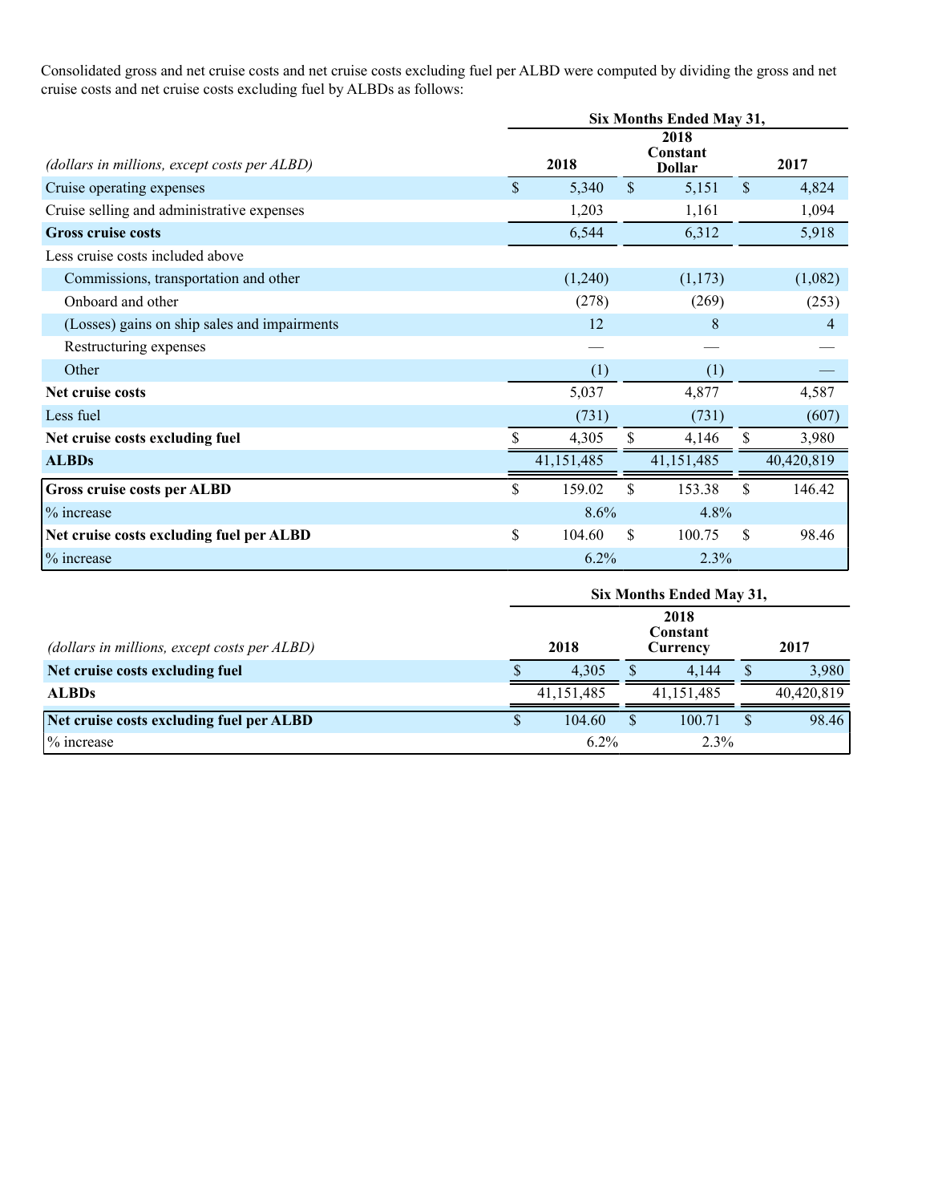Consolidated gross and net cruise costs and net cruise costs excluding fuel per ALBD were computed by dividing the gross and net cruise costs and net cruise costs excluding fuel by ALBDs as follows:

| *(dollars in millions, except costs per ALBD)* | Six Months Ended May 31, 2018 | Six Months Ended May 31, 2018 Constant Dollar | Six Months Ended May 31, 2017 |
|---|---|---|---|
| Cruise operating expenses | $ 5,340 | $ 5,151 | $ 4,824 |
| Cruise selling and administrative expenses | 1,203 | 1,161 | 1,094 |
| **Gross cruise costs** | 6,544 | 6,312 | 5,918 |
| Less cruise costs included above | | | |
| Commissions, transportation and other | (1,240) | (1,173) | (1,082) |
| Onboard and other | (278) | (269) | (253) |
| (Losses) gains on ship sales and impairments | 12 | 8 | 4 |
| Restructuring expenses | — | — | — |
| Other | (1) | (1) | — |
| **Net cruise costs** | 5,037 | 4,877 | 4,587 |
| Less fuel | (731) | (731) | (607) |
| **Net cruise costs excluding fuel** | $ 4,305 | $ 4,146 | $ 3,980 |
| **ALBDs** | 41,151,485 | 41,151,485 | 40,420,819 |
| **Gross cruise costs per ALBD** | $ 159.02 | $ 153.38 | $ 146.42 |
| % increase | 8.6% | 4.8% | |
| **Net cruise costs excluding fuel per ALBD** | $ 104.60 | $ 100.75 | $ 98.46 |
| % increase | 6.2% | 2.3% | |

| *(dollars in millions, except costs per ALBD)* | Six Months Ended May 31, 2018 | Six Months Ended May 31, 2018 Constant Currency | Six Months Ended May 31, 2017 |
|---|---|---|---|
| **Net cruise costs excluding fuel** | $ 4,305 | $ 4,144 | $ 3,980 |
| **ALBDs** | 41,151,485 | 41,151,485 | 40,420,819 |
| **Net cruise costs excluding fuel per ALBD** | $ 104.60 | $ 100.71 | $ 98.46 |
| % increase | 6.2% | 2.3% | |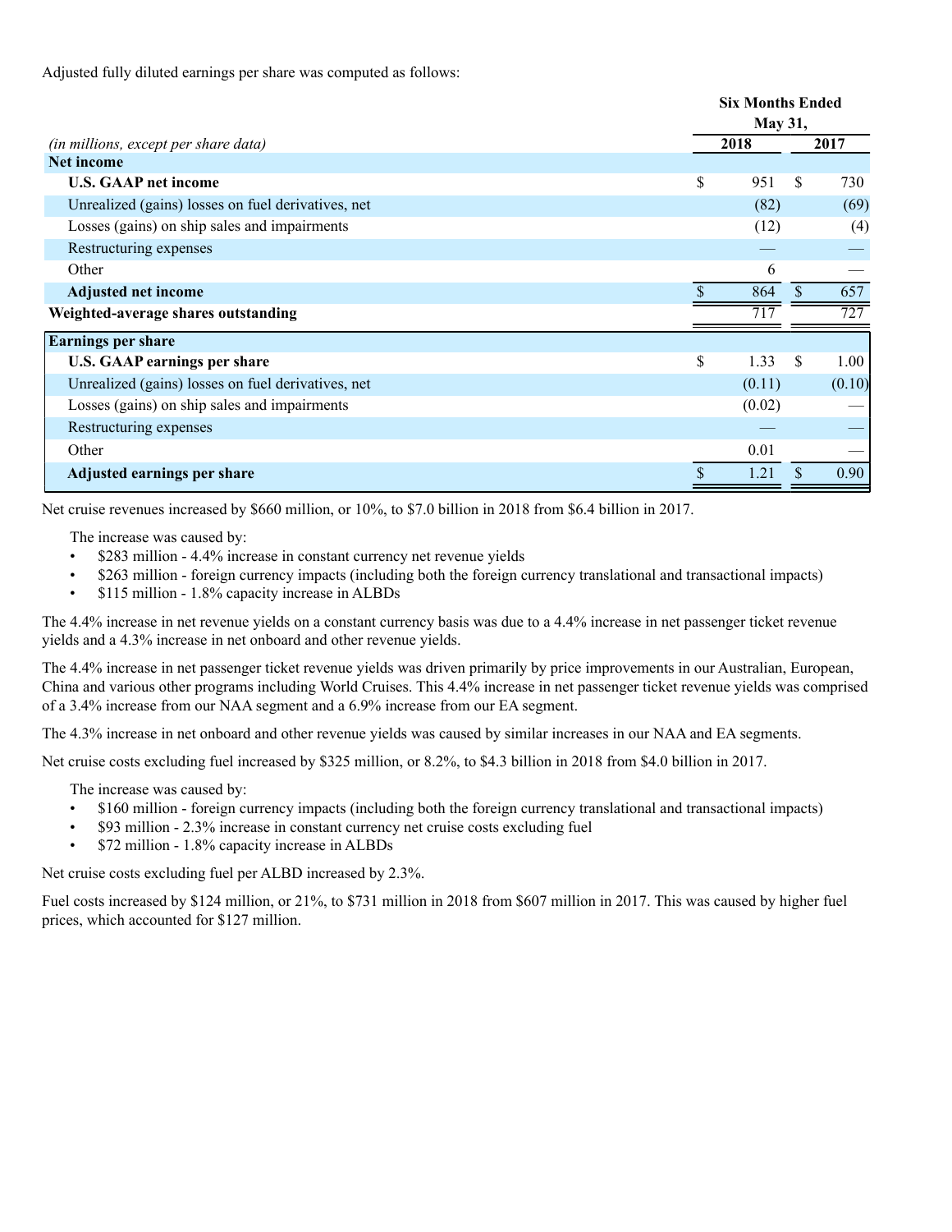Adjusted fully diluted earnings per share was computed as follows:

| | Six Months Ended May 31, | |
|---|---|---|
| *(in millions, except per share data)* | 2018 | 2017 |
| **Net income** | | |
| **U.S. GAAP net income** | $ 951 | $ 730 |
| Unrealized (gains) losses on fuel derivatives, net | (82) | (69) |
| Losses (gains) on ship sales and impairments | (12) | (4) |
| Restructuring expenses | — | — |
| Other | 6 | — |
| **Adjusted net income** | $ 864 | $ 657 |
| **Weighted-average shares outstanding** | 717 | 727 |
| **Earnings per share** | | |
| **U.S. GAAP earnings per share** | $ 1.33 | $ 1.00 |
| Unrealized (gains) losses on fuel derivatives, net | (0.11) | (0.10) |
| Losses (gains) on ship sales and impairments | (0.02) | — |
| Restructuring expenses | — | — |
| Other | 0.01 | — |
| **Adjusted earnings per share** | $ 1.21 | $ 0.90 |

Net cruise revenues increased by $660 million, or 10%, to $7.0 billion in 2018 from $6.4 billion in 2017.

The increase was caused by:

- $283 million - 4.4% increase in constant currency net revenue yields
- $263 million - foreign currency impacts (including both the foreign currency translational and transactional impacts)
- $115 million - 1.8% capacity increase in ALBDs

The 4.4% increase in net revenue yields on a constant currency basis was due to a 4.4% increase in net passenger ticket revenue yields and a 4.3% increase in net onboard and other revenue yields.

The 4.4% increase in net passenger ticket revenue yields was driven primarily by price improvements in our Australian, European, China and various other programs including World Cruises. This 4.4% increase in net passenger ticket revenue yields was comprised of a 3.4% increase from our NAA segment and a 6.9% increase from our EA segment.

The 4.3% increase in net onboard and other revenue yields was caused by similar increases in our NAA and EA segments.

Net cruise costs excluding fuel increased by $325 million, or 8.2%, to $4.3 billion in 2018 from $4.0 billion in 2017.

The increase was caused by:

- $160 million - foreign currency impacts (including both the foreign currency translational and transactional impacts)
- $93 million - 2.3% increase in constant currency net cruise costs excluding fuel
- $72 million - 1.8% capacity increase in ALBDs

Net cruise costs excluding fuel per ALBD increased by 2.3%.

Fuel costs increased by $124 million, or 21%, to $731 million in 2018 from $607 million in 2017. This was caused by higher fuel prices, which accounted for $127 million.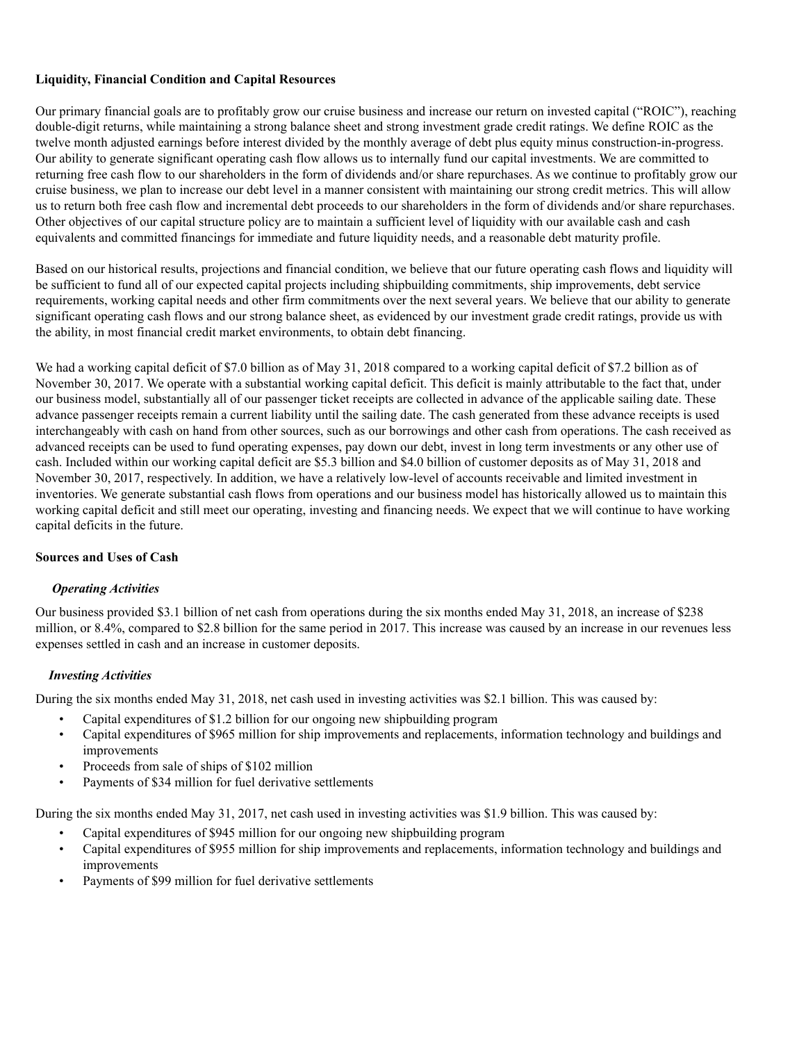**Liquidity, Financial Condition and Capital Resources**

Our primary financial goals are to profitably grow our cruise business and increase our return on invested capital ("ROIC"), reaching double-digit returns, while maintaining a strong balance sheet and strong investment grade credit ratings. We define ROIC as the twelve month adjusted earnings before interest divided by the monthly average of debt plus equity minus construction-in-progress. Our ability to generate significant operating cash flow allows us to internally fund our capital investments. We are committed to returning free cash flow to our shareholders in the form of dividends and/or share repurchases. As we continue to profitably grow our cruise business, we plan to increase our debt level in a manner consistent with maintaining our strong credit metrics. This will allow us to return both free cash flow and incremental debt proceeds to our shareholders in the form of dividends and/or share repurchases. Other objectives of our capital structure policy are to maintain a sufficient level of liquidity with our available cash and cash equivalents and committed financings for immediate and future liquidity needs, and a reasonable debt maturity profile.

Based on our historical results, projections and financial condition, we believe that our future operating cash flows and liquidity will be sufficient to fund all of our expected capital projects including shipbuilding commitments, ship improvements, debt service requirements, working capital needs and other firm commitments over the next several years. We believe that our ability to generate significant operating cash flows and our strong balance sheet, as evidenced by our investment grade credit ratings, provide us with the ability, in most financial credit market environments, to obtain debt financing.

We had a working capital deficit of $7.0 billion as of May 31, 2018 compared to a working capital deficit of $7.2 billion as of November 30, 2017. We operate with a substantial working capital deficit. This deficit is mainly attributable to the fact that, under our business model, substantially all of our passenger ticket receipts are collected in advance of the applicable sailing date. These advance passenger receipts remain a current liability until the sailing date. The cash generated from these advance receipts is used interchangeably with cash on hand from other sources, such as our borrowings and other cash from operations. The cash received as advanced receipts can be used to fund operating expenses, pay down our debt, invest in long term investments or any other use of cash. Included within our working capital deficit are $5.3 billion and $4.0 billion of customer deposits as of May 31, 2018 and November 30, 2017, respectively. In addition, we have a relatively low-level of accounts receivable and limited investment in inventories. We generate substantial cash flows from operations and our business model has historically allowed us to maintain this working capital deficit and still meet our operating, investing and financing needs. We expect that we will continue to have working capital deficits in the future.

**Sources and Uses of Cash**

***Operating Activities***

Our business provided $3.1 billion of net cash from operations during the six months ended May 31, 2018, an increase of $238 million, or 8.4%, compared to $2.8 billion for the same period in 2017. This increase was caused by an increase in our revenues less expenses settled in cash and an increase in customer deposits.

***Investing Activities***

During the six months ended May 31, 2018, net cash used in investing activities was $2.1 billion. This was caused by:

- Capital expenditures of $1.2 billion for our ongoing new shipbuilding program
- Capital expenditures of $965 million for ship improvements and replacements, information technology and buildings and improvements
- Proceeds from sale of ships of $102 million
- Payments of $34 million for fuel derivative settlements

During the six months ended May 31, 2017, net cash used in investing activities was $1.9 billion. This was caused by:

- Capital expenditures of $945 million for our ongoing new shipbuilding program
- Capital expenditures of $955 million for ship improvements and replacements, information technology and buildings and improvements
- Payments of $99 million for fuel derivative settlements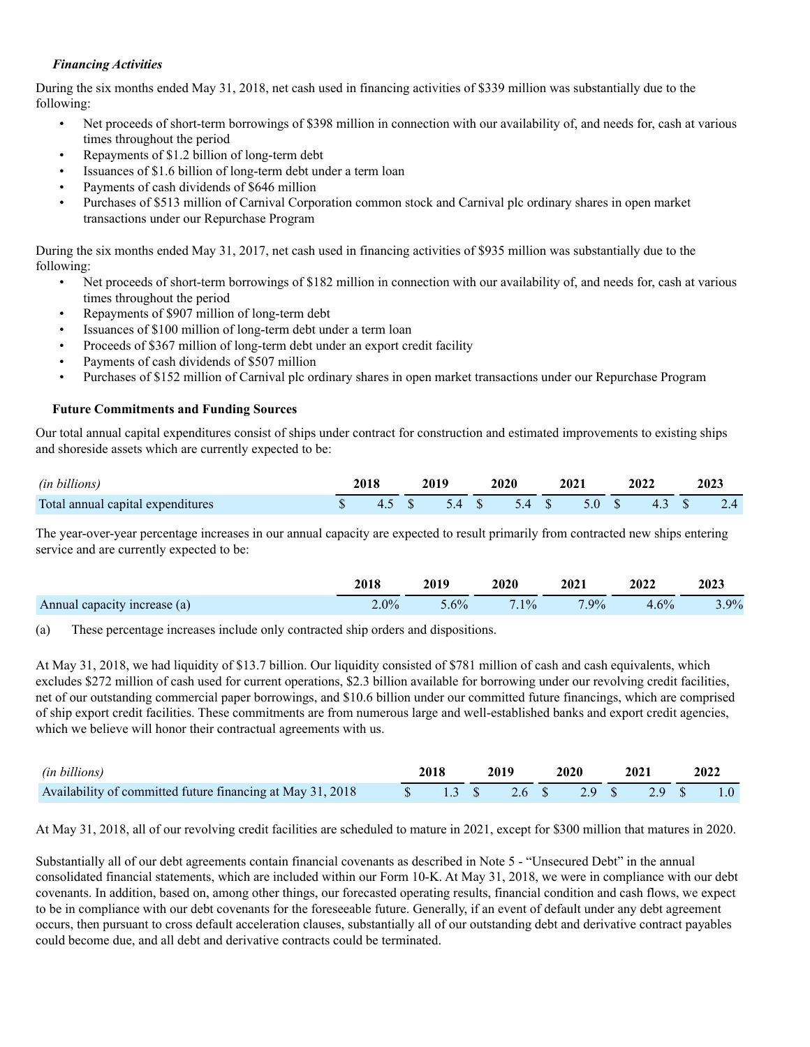*Financing Activities*

During the six months ended May 31, 2018, net cash used in financing activities of $339 million was substantially due to the following:

- Net proceeds of short-term borrowings of $398 million in connection with our availability of, and needs for, cash at various times throughout the period
- Repayments of $1.2 billion of long-term debt
- Issuances of $1.6 billion of long-term debt under a term loan
- Payments of cash dividends of $646 million
- Purchases of $513 million of Carnival Corporation common stock and Carnival plc ordinary shares in open market transactions under our Repurchase Program

During the six months ended May 31, 2017, net cash used in financing activities of $935 million was substantially due to the following:

- Net proceeds of short-term borrowings of $182 million in connection with our availability of, and needs for, cash at various times throughout the period
- Repayments of $907 million of long-term debt
- Issuances of $100 million of long-term debt under a term loan
- Proceeds of $367 million of long-term debt under an export credit facility
- Payments of cash dividends of $507 million
- Purchases of $152 million of Carnival plc ordinary shares in open market transactions under our Repurchase Program

**Future Commitments and Funding Sources**

Our total annual capital expenditures consist of ships under contract for construction and estimated improvements to existing ships and shoreside assets which are currently expected to be:

| *(in billions)* | 2018 | 2019 | 2020 | 2021 | 2022 | 2023 |
|---|---|---|---|---|---|---|
| Total annual capital expenditures | $ 4.5 | $ 5.4 | $ 5.4 | $ 5.0 | $ 4.3 | $ 2.4 |

The year-over-year percentage increases in our annual capacity are expected to result primarily from contracted new ships entering service and are currently expected to be:

| | 2018 | 2019 | 2020 | 2021 | 2022 | 2023 |
|---|---|---|---|---|---|---|
| Annual capacity increase (a) | 2.0% | 5.6% | 7.1% | 7.9% | 4.6% | 3.9% |

(a) These percentage increases include only contracted ship orders and dispositions.

At May 31, 2018, we had liquidity of $13.7 billion. Our liquidity consisted of $781 million of cash and cash equivalents, which excludes $272 million of cash used for current operations, $2.3 billion available for borrowing under our revolving credit facilities, net of our outstanding commercial paper borrowings, and $10.6 billion under our committed future financings, which are comprised of ship export credit facilities. These commitments are from numerous large and well-established banks and export credit agencies, which we believe will honor their contractual agreements with us.

| *(in billions)* | 2018 | 2019 | 2020 | 2021 | 2022 |
|---|---|---|---|---|---|
| Availability of committed future financing at May 31, 2018 | $ 1.3 | $ 2.6 | $ 2.9 | $ 2.9 | $ 1.0 |

At May 31, 2018, all of our revolving credit facilities are scheduled to mature in 2021, except for $300 million that matures in 2020.

Substantially all of our debt agreements contain financial covenants as described in Note 5 - "Unsecured Debt" in the annual consolidated financial statements, which are included within our Form 10-K. At May 31, 2018, we were in compliance with our debt covenants. In addition, based on, among other things, our forecasted operating results, financial condition and cash flows, we expect to be in compliance with our debt covenants for the foreseeable future. Generally, if an event of default under any debt agreement occurs, then pursuant to cross default acceleration clauses, substantially all of our outstanding debt and derivative contract payables could become due, and all debt and derivative contracts could be terminated.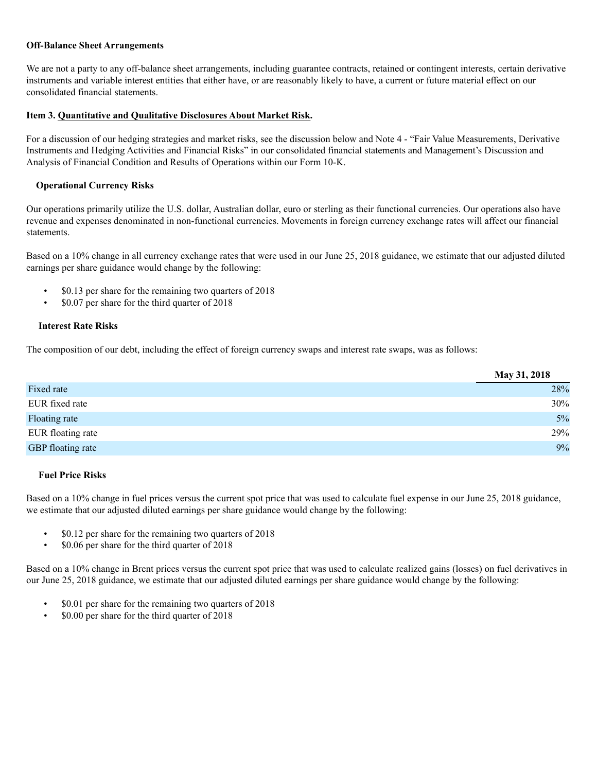**Off-Balance Sheet Arrangements**

We are not a party to any off-balance sheet arrangements, including guarantee contracts, retained or contingent interests, certain derivative instruments and variable interest entities that either have, or are reasonably likely to have, a current or future material effect on our consolidated financial statements.

**Item 3. Quantitative and Qualitative Disclosures About Market Risk.**

For a discussion of our hedging strategies and market risks, see the discussion below and Note 4 - "Fair Value Measurements, Derivative Instruments and Hedging Activities and Financial Risks" in our consolidated financial statements and Management's Discussion and Analysis of Financial Condition and Results of Operations within our Form 10-K.

**Operational Currency Risks**

Our operations primarily utilize the U.S. dollar, Australian dollar, euro or sterling as their functional currencies. Our operations also have revenue and expenses denominated in non-functional currencies. Movements in foreign currency exchange rates will affect our financial statements.

Based on a 10% change in all currency exchange rates that were used in our June 25, 2018 guidance, we estimate that our adjusted diluted earnings per share guidance would change by the following:

- $0.13 per share for the remaining two quarters of 2018
- $0.07 per share for the third quarter of 2018

**Interest Rate Risks**

The composition of our debt, including the effect of foreign currency swaps and interest rate swaps, was as follows:

| | May 31, 2018 |
|---|---|
| Fixed rate | 28% |
| EUR fixed rate | 30% |
| Floating rate | 5% |
| EUR floating rate | 29% |
| GBP floating rate | 9% |

**Fuel Price Risks**

Based on a 10% change in fuel prices versus the current spot price that was used to calculate fuel expense in our June 25, 2018 guidance, we estimate that our adjusted diluted earnings per share guidance would change by the following:

- $0.12 per share for the remaining two quarters of 2018
- $0.06 per share for the third quarter of 2018

Based on a 10% change in Brent prices versus the current spot price that was used to calculate realized gains (losses) on fuel derivatives in our June 25, 2018 guidance, we estimate that our adjusted diluted earnings per share guidance would change by the following:

- $0.01 per share for the remaining two quarters of 2018
- $0.00 per share for the third quarter of 2018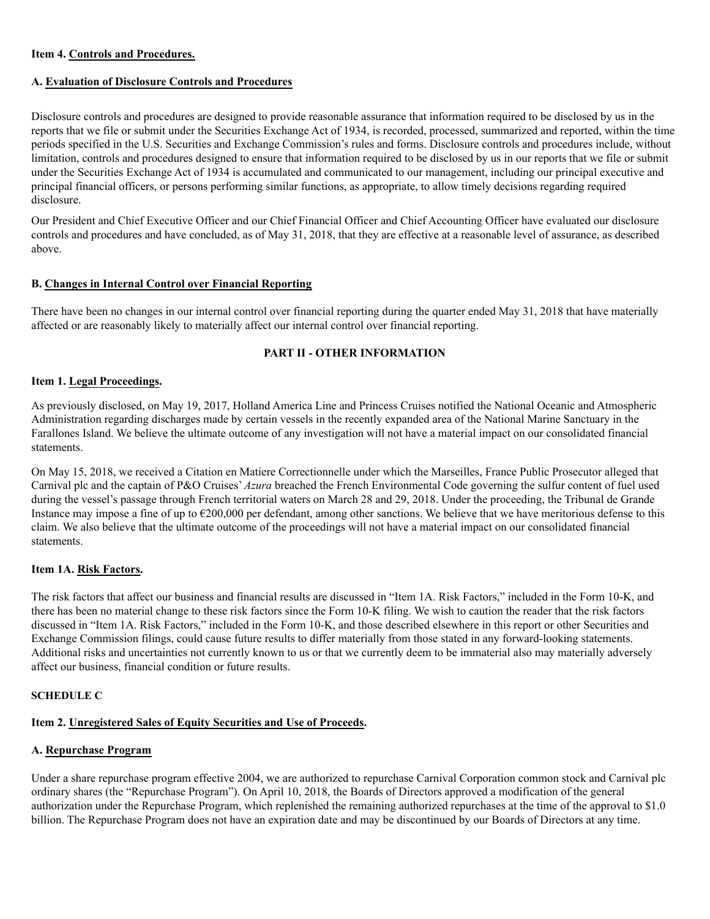### Item 4. Controls and Procedures.

### A. Evaluation of Disclosure Controls and Procedures

Disclosure controls and procedures are designed to provide reasonable assurance that information required to be disclosed by us in the reports that we file or submit under the Securities Exchange Act of 1934, is recorded, processed, summarized and reported, within the time periods specified in the U.S. Securities and Exchange Commission's rules and forms. Disclosure controls and procedures include, without limitation, controls and procedures designed to ensure that information required to be disclosed by us in our reports that we file or submit under the Securities Exchange Act of 1934 is accumulated and communicated to our management, including our principal executive and principal financial officers, or persons performing similar functions, as appropriate, to allow timely decisions regarding required disclosure.

Our President and Chief Executive Officer and our Chief Financial Officer and Chief Accounting Officer have evaluated our disclosure controls and procedures and have concluded, as of May 31, 2018, that they are effective at a reasonable level of assurance, as described above.

### B. Changes in Internal Control over Financial Reporting

There have been no changes in our internal control over financial reporting during the quarter ended May 31, 2018 that have materially affected or are reasonably likely to materially affect our internal control over financial reporting.

## PART II - OTHER INFORMATION

### Item 1. Legal Proceedings.

As previously disclosed, on May 19, 2017, Holland America Line and Princess Cruises notified the National Oceanic and Atmospheric Administration regarding discharges made by certain vessels in the recently expanded area of the National Marine Sanctuary in the Farallones Island. We believe the ultimate outcome of any investigation will not have a material impact on our consolidated financial statements.

On May 15, 2018, we received a Citation en Matiere Correctionnelle under which the Marseilles, France Public Prosecutor alleged that Carnival plc and the captain of P&O Cruises' *Azura* breached the French Environmental Code governing the sulfur content of fuel used during the vessel's passage through French territorial waters on March 28 and 29, 2018. Under the proceeding, the Tribunal de Grande Instance may impose a fine of up to €200,000 per defendant, among other sanctions. We believe that we have meritorious defense to this claim. We also believe that the ultimate outcome of the proceedings will not have a material impact on our consolidated financial statements.

### Item 1A. Risk Factors.

The risk factors that affect our business and financial results are discussed in "Item 1A. Risk Factors," included in the Form 10-K, and there has been no material change to these risk factors since the Form 10-K filing. We wish to caution the reader that the risk factors discussed in "Item 1A. Risk Factors," included in the Form 10-K, and those described elsewhere in this report or other Securities and Exchange Commission filings, could cause future results to differ materially from those stated in any forward-looking statements. Additional risks and uncertainties not currently known to us or that we currently deem to be immaterial also may materially adversely affect our business, financial condition or future results.

**SCHEDULE C**

### Item 2. Unregistered Sales of Equity Securities and Use of Proceeds.

### A. Repurchase Program

Under a share repurchase program effective 2004, we are authorized to repurchase Carnival Corporation common stock and Carnival plc ordinary shares (the "Repurchase Program"). On April 10, 2018, the Boards of Directors approved a modification of the general authorization under the Repurchase Program, which replenished the remaining authorized repurchases at the time of the approval to $1.0 billion. The Repurchase Program does not have an expiration date and may be discontinued by our Boards of Directors at any time.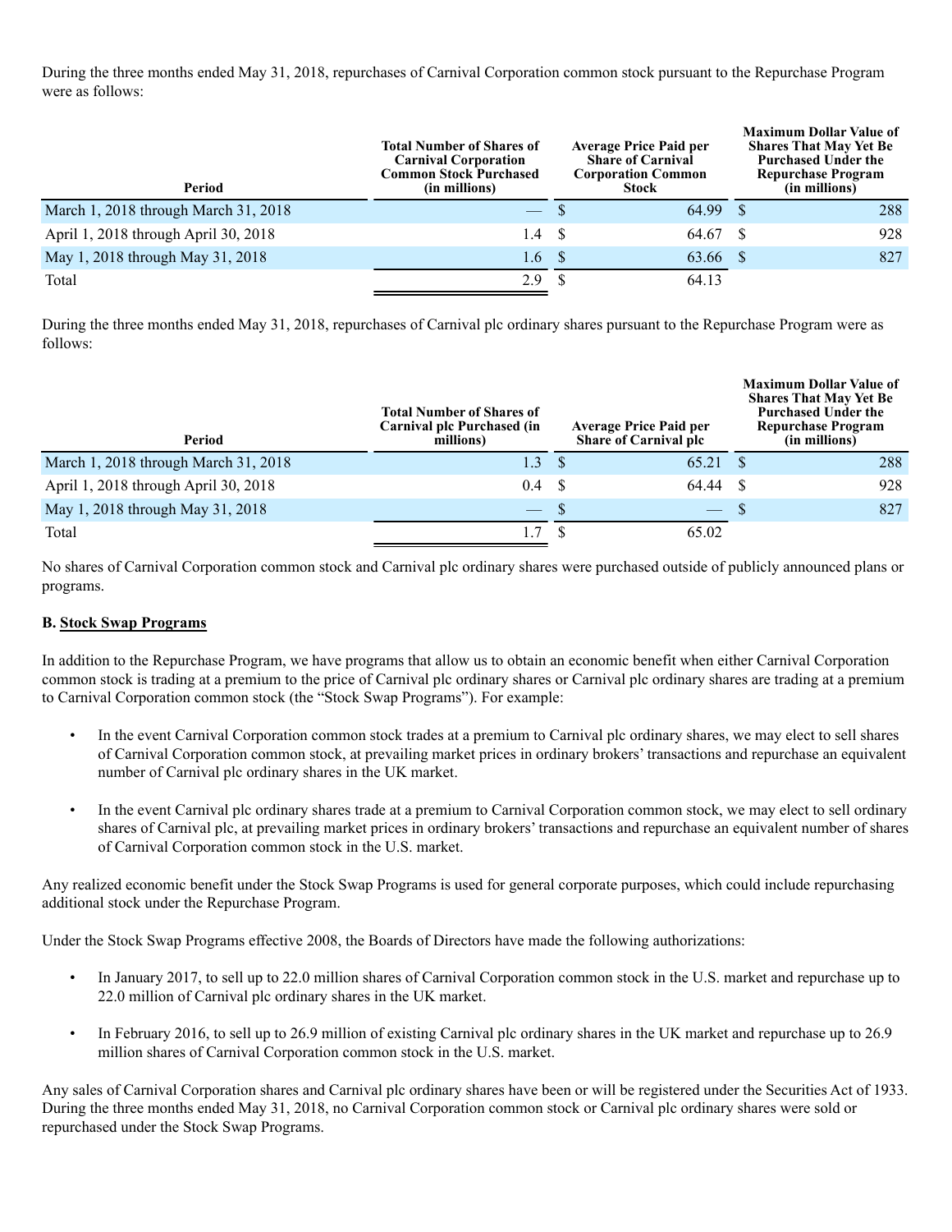During the three months ended May 31, 2018, repurchases of Carnival Corporation common stock pursuant to the Repurchase Program were as follows:

| Period | Total Number of Shares of Carnival Corporation Common Stock Purchased (in millions) | Average Price Paid per Share of Carnival Corporation Common Stock | Maximum Dollar Value of Shares That May Yet Be Purchased Under the Repurchase Program (in millions) |
|---|---|---|---|
| March 1, 2018 through March 31, 2018 | — | $ 64.99 | $ 288 |
| April 1, 2018 through April 30, 2018 | 1.4 | $ 64.67 | $ 928 |
| May 1, 2018 through May 31, 2018 | 1.6 | $ 63.66 | $ 827 |
| Total | 2.9 | $ 64.13 | |

During the three months ended May 31, 2018, repurchases of Carnival plc ordinary shares pursuant to the Repurchase Program were as follows:

| Period | Total Number of Shares of Carnival plc Purchased (in millions) | Average Price Paid per Share of Carnival plc | Maximum Dollar Value of Shares That May Yet Be Purchased Under the Repurchase Program (in millions) |
|---|---|---|---|
| March 1, 2018 through March 31, 2018 | 1.3 | $ 65.21 | $ 288 |
| April 1, 2018 through April 30, 2018 | 0.4 | $ 64.44 | $ 928 |
| May 1, 2018 through May 31, 2018 | — | $ — | $ 827 |
| Total | 1.7 | $ 65.02 | |

No shares of Carnival Corporation common stock and Carnival plc ordinary shares were purchased outside of publicly announced plans or programs.

**B. Stock Swap Programs**

In addition to the Repurchase Program, we have programs that allow us to obtain an economic benefit when either Carnival Corporation common stock is trading at a premium to the price of Carnival plc ordinary shares or Carnival plc ordinary shares are trading at a premium to Carnival Corporation common stock (the "Stock Swap Programs"). For example:

- In the event Carnival Corporation common stock trades at a premium to Carnival plc ordinary shares, we may elect to sell shares of Carnival Corporation common stock, at prevailing market prices in ordinary brokers' transactions and repurchase an equivalent number of Carnival plc ordinary shares in the UK market.
- In the event Carnival plc ordinary shares trade at a premium to Carnival Corporation common stock, we may elect to sell ordinary shares of Carnival plc, at prevailing market prices in ordinary brokers' transactions and repurchase an equivalent number of shares of Carnival Corporation common stock in the U.S. market.

Any realized economic benefit under the Stock Swap Programs is used for general corporate purposes, which could include repurchasing additional stock under the Repurchase Program.

Under the Stock Swap Programs effective 2008, the Boards of Directors have made the following authorizations:

- In January 2017, to sell up to 22.0 million shares of Carnival Corporation common stock in the U.S. market and repurchase up to 22.0 million of Carnival plc ordinary shares in the UK market.
- In February 2016, to sell up to 26.9 million of existing Carnival plc ordinary shares in the UK market and repurchase up to 26.9 million shares of Carnival Corporation common stock in the U.S. market.

Any sales of Carnival Corporation shares and Carnival plc ordinary shares have been or will be registered under the Securities Act of 1933. During the three months ended May 31, 2018, no Carnival Corporation common stock or Carnival plc ordinary shares were sold or repurchased under the Stock Swap Programs.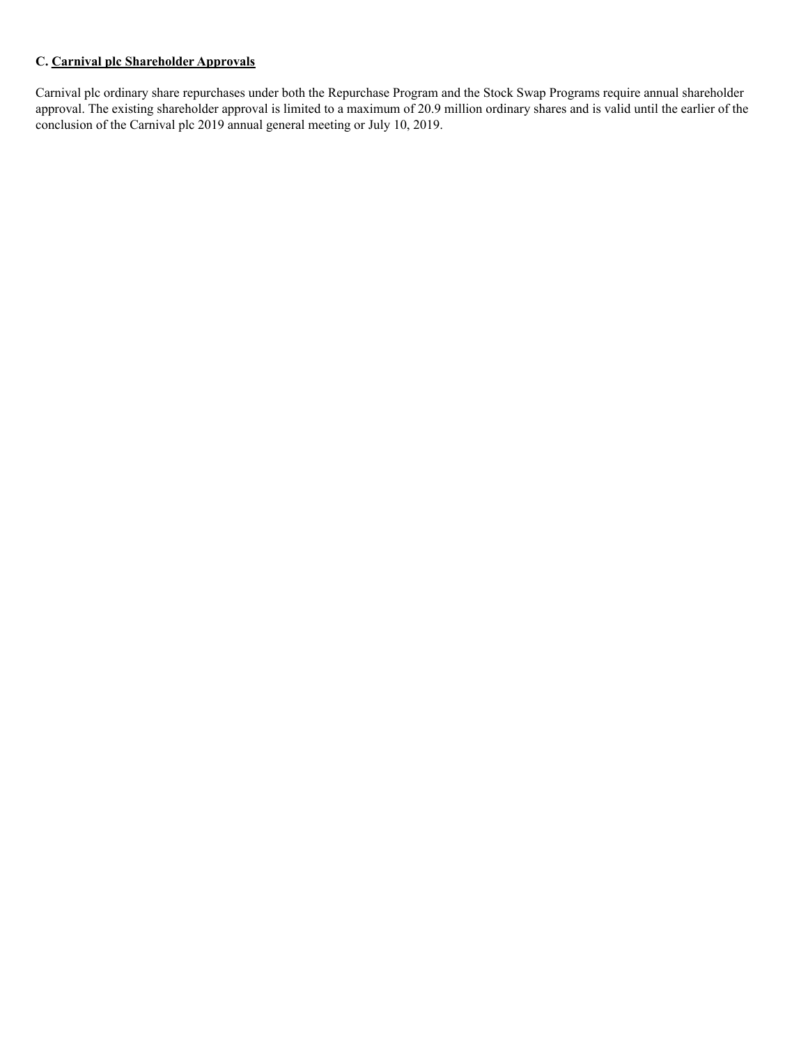### C. <u>Carnival plc Shareholder Approvals</u>

Carnival plc ordinary share repurchases under both the Repurchase Program and the Stock Swap Programs require annual shareholder approval. The existing shareholder approval is limited to a maximum of 20.9 million ordinary shares and is valid until the earlier of the conclusion of the Carnival plc 2019 annual general meeting or July 10, 2019.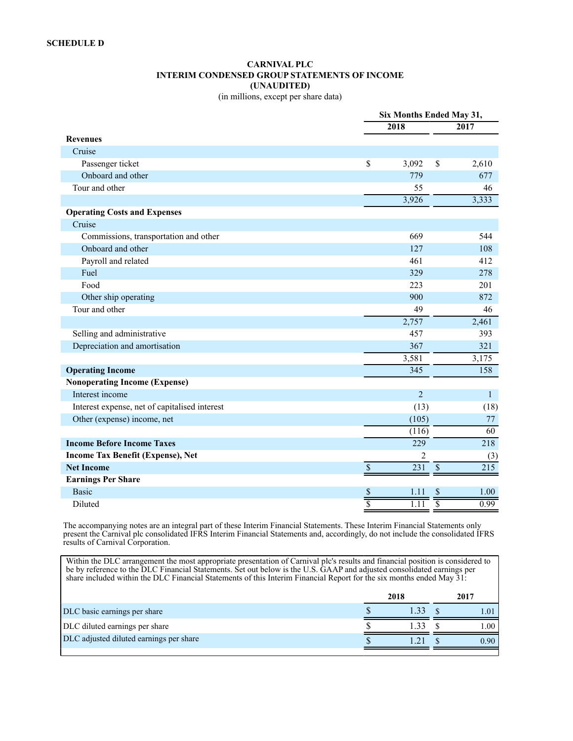**SCHEDULE D**

**CARNIVAL PLC**
**INTERIM CONDENSED GROUP STATEMENTS OF INCOME**
**(UNAUDITED)**
(in millions, except per share data)

| | Six Months Ended May 31, | |
|---|---|---|
| | **2018** | **2017** |
| **Revenues** | | |
| Cruise | | |
| Passenger ticket | $ 3,092 | $ 2,610 |
| Onboard and other | 779 | 677 |
| Tour and other | 55 | 46 |
| | 3,926 | 3,333 |
| **Operating Costs and Expenses** | | |
| Cruise | | |
| Commissions, transportation and other | 669 | 544 |
| Onboard and other | 127 | 108 |
| Payroll and related | 461 | 412 |
| Fuel | 329 | 278 |
| Food | 223 | 201 |
| Other ship operating | 900 | 872 |
| Tour and other | 49 | 46 |
| | 2,757 | 2,461 |
| Selling and administrative | 457 | 393 |
| Depreciation and amortisation | 367 | 321 |
| | 3,581 | 3,175 |
| **Operating Income** | 345 | 158 |
| **Nonoperating Income (Expense)** | | |
| Interest income | 2 | 1 |
| Interest expense, net of capitalised interest | (13) | (18) |
| Other (expense) income, net | (105) | 77 |
| | (116) | 60 |
| **Income Before Income Taxes** | 229 | 218 |
| **Income Tax Benefit (Expense), Net** | 2 | (3) |
| **Net Income** | $ 231 | $ 215 |
| **Earnings Per Share** | | |
| Basic | $ 1.11 | $ 1.00 |
| Diluted | $ 1.11 | $ 0.99 |

The accompanying notes are an integral part of these Interim Financial Statements. These Interim Financial Statements only present the Carnival plc consolidated IFRS Interim Financial Statements and, accordingly, do not include the consolidated IFRS results of Carnival Corporation.

Within the DLC arrangement the most appropriate presentation of Carnival plc's results and financial position is considered to be by reference to the DLC Financial Statements. Set out below is the U.S. GAAP and adjusted consolidated earnings per share included within the DLC Financial Statements of this Interim Financial Report for the six months ended May 31:

| | **2018** | **2017** |
|---|---|---|
| DLC basic earnings per share | $ 1.33 | $ 1.01 |
| DLC diluted earnings per share | $ 1.33 | $ 1.00 |
| DLC adjusted diluted earnings per share | $ 1.21 | $ 0.90 |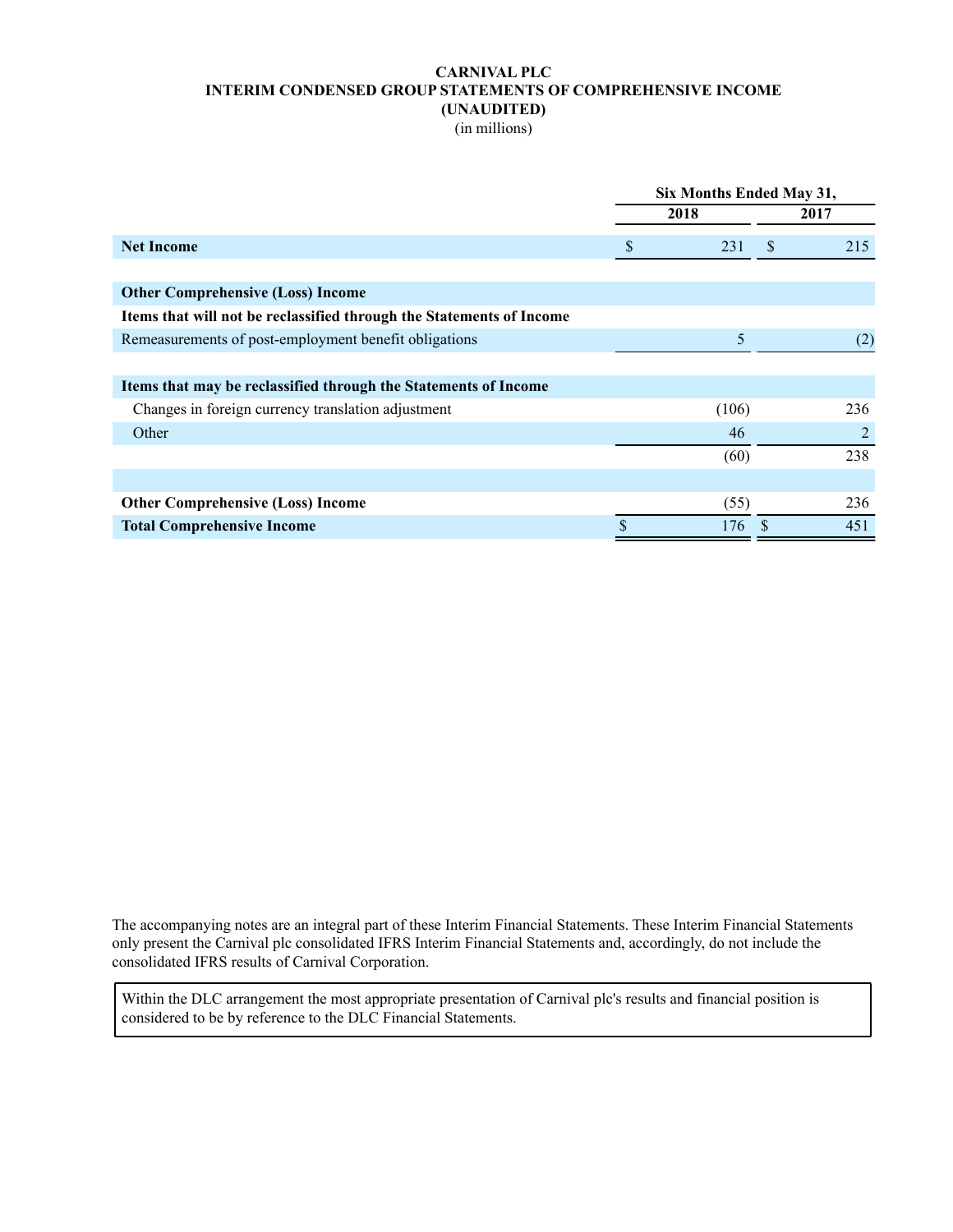**CARNIVAL PLC**
**INTERIM CONDENSED GROUP STATEMENTS OF COMPREHENSIVE INCOME**
**(UNAUDITED)**
(in millions)

| | Six Months Ended May 31, | |
|---|---|---|
| | 2018 | 2017 |
| **Net Income** | $ 231 | $ 215 |
| | | |
| **Other Comprehensive (Loss) Income** | | |
| **Items that will not be reclassified through the Statements of Income** | | |
| Remeasurements of post-employment benefit obligations | 5 | (2) |
| | | |
| **Items that may be reclassified through the Statements of Income** | | |
| Changes in foreign currency translation adjustment | (106) | 236 |
| Other | 46 | 2 |
| | (60) | 238 |
| | | |
| **Other Comprehensive (Loss) Income** | (55) | 236 |
| **Total Comprehensive Income** | $ 176 | $ 451 |

The accompanying notes are an integral part of these Interim Financial Statements. These Interim Financial Statements only present the Carnival plc consolidated IFRS Interim Financial Statements and, accordingly, do not include the consolidated IFRS results of Carnival Corporation.

Within the DLC arrangement the most appropriate presentation of Carnival plc's results and financial position is considered to be by reference to the DLC Financial Statements.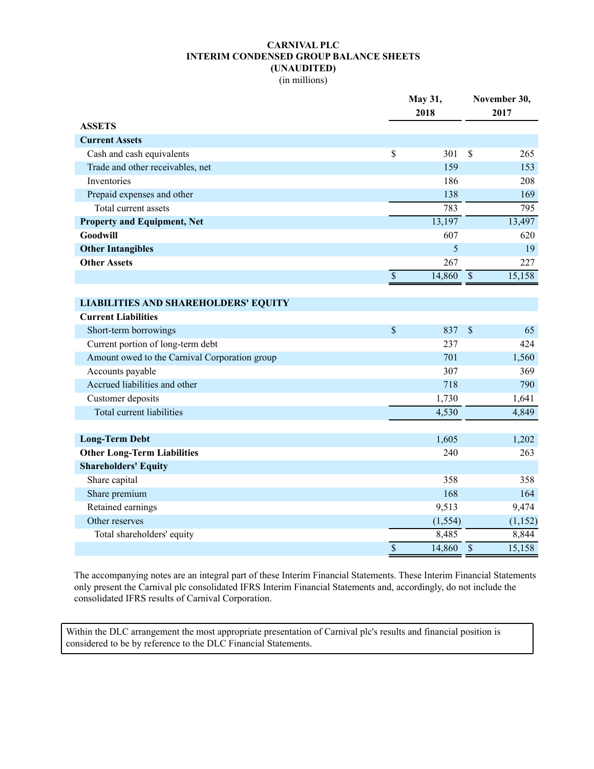**CARNIVAL PLC**
**INTERIM CONDENSED GROUP BALANCE SHEETS**
**(UNAUDITED)**
(in millions)

| | May 31, 2018 | November 30, 2017 |
|---|---|---|
| **ASSETS** | | |
| **Current Assets** | | |
| Cash and cash equivalents | $ 301 | $ 265 |
| Trade and other receivables, net | 159 | 153 |
| Inventories | 186 | 208 |
| Prepaid expenses and other | 138 | 169 |
| Total current assets | 783 | 795 |
| **Property and Equipment, Net** | 13,197 | 13,497 |
| **Goodwill** | 607 | 620 |
| **Other Intangibles** | 5 | 19 |
| **Other Assets** | 267 | 227 |
| | $ 14,860 | $ 15,158 |
| **LIABILITIES AND SHAREHOLDERS' EQUITY** | | |
| **Current Liabilities** | | |
| Short-term borrowings | $ 837 | $ 65 |
| Current portion of long-term debt | 237 | 424 |
| Amount owed to the Carnival Corporation group | 701 | 1,560 |
| Accounts payable | 307 | 369 |
| Accrued liabilities and other | 718 | 790 |
| Customer deposits | 1,730 | 1,641 |
| Total current liabilities | 4,530 | 4,849 |
| **Long-Term Debt** | 1,605 | 1,202 |
| **Other Long-Term Liabilities** | 240 | 263 |
| **Shareholders' Equity** | | |
| Share capital | 358 | 358 |
| Share premium | 168 | 164 |
| Retained earnings | 9,513 | 9,474 |
| Other reserves | (1,554) | (1,152) |
| Total shareholders' equity | 8,485 | 8,844 |
| | $ 14,860 | $ 15,158 |

The accompanying notes are an integral part of these Interim Financial Statements. These Interim Financial Statements only present the Carnival plc consolidated IFRS Interim Financial Statements and, accordingly, do not include the consolidated IFRS results of Carnival Corporation.

Within the DLC arrangement the most appropriate presentation of Carnival plc's results and financial position is considered to be by reference to the DLC Financial Statements.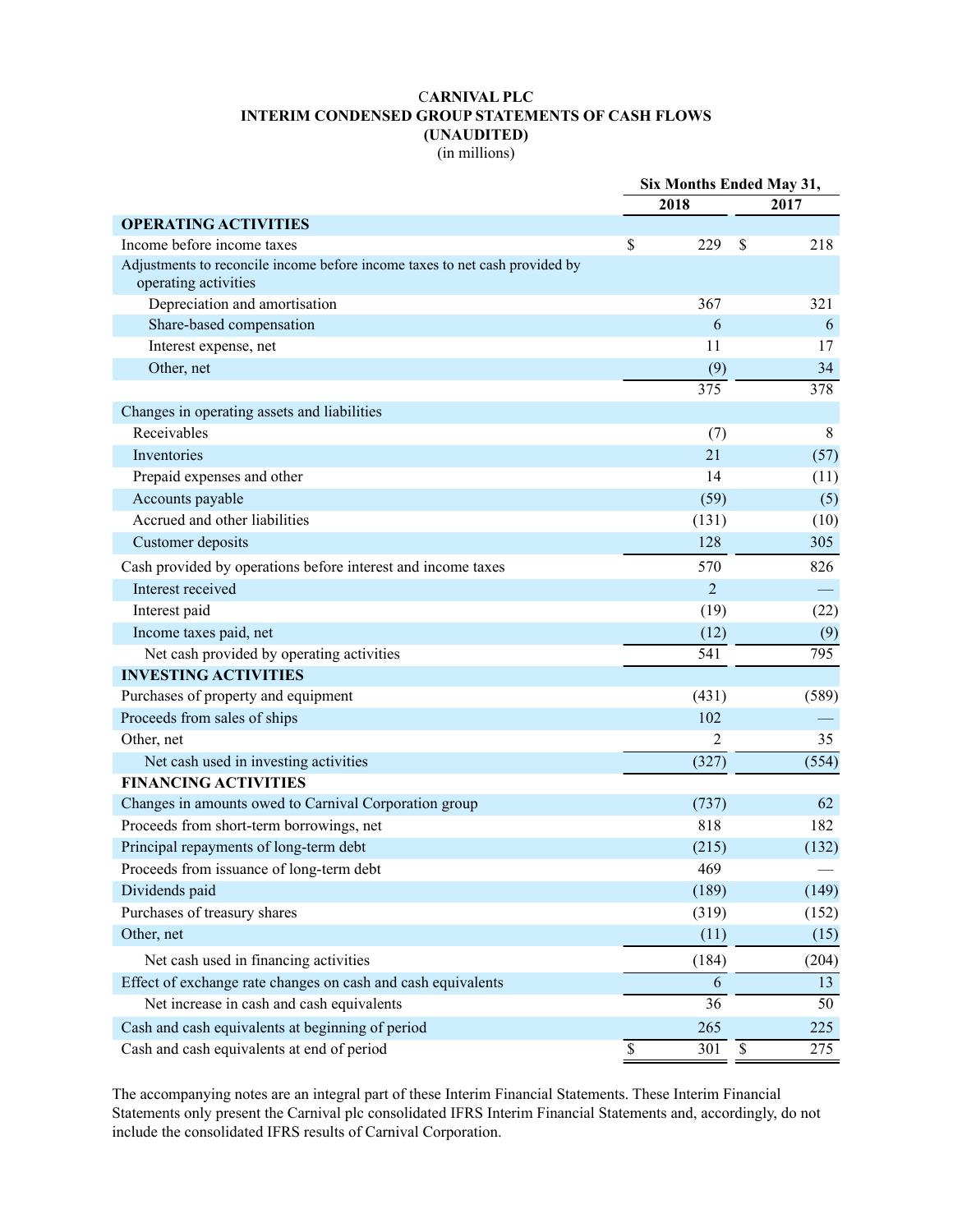# CARNIVAL PLC
## INTERIM CONDENSED GROUP STATEMENTS OF CASH FLOWS
## (UNAUDITED)
(in millions)

| | Six Months Ended May 31, | |
|---|---|---|
| | 2018 | 2017 |
| **OPERATING ACTIVITIES** | | |
| Income before income taxes | $ 229 | $ 218 |
| Adjustments to reconcile income before income taxes to net cash provided by operating activities | | |
| Depreciation and amortisation | 367 | 321 |
| Share-based compensation | 6 | 6 |
| Interest expense, net | 11 | 17 |
| Other, net | (9) | 34 |
| | 375 | 378 |
| Changes in operating assets and liabilities | | |
| Receivables | (7) | 8 |
| Inventories | 21 | (57) |
| Prepaid expenses and other | 14 | (11) |
| Accounts payable | (59) | (5) |
| Accrued and other liabilities | (131) | (10) |
| Customer deposits | 128 | 305 |
| Cash provided by operations before interest and income taxes | 570 | 826 |
| Interest received | 2 | — |
| Interest paid | (19) | (22) |
| Income taxes paid, net | (12) | (9) |
| Net cash provided by operating activities | 541 | 795 |
| **INVESTING ACTIVITIES** | | |
| Purchases of property and equipment | (431) | (589) |
| Proceeds from sales of ships | 102 | — |
| Other, net | 2 | 35 |
| Net cash used in investing activities | (327) | (554) |
| **FINANCING ACTIVITIES** | | |
| Changes in amounts owed to Carnival Corporation group | (737) | 62 |
| Proceeds from short-term borrowings, net | 818 | 182 |
| Principal repayments of long-term debt | (215) | (132) |
| Proceeds from issuance of long-term debt | 469 | — |
| Dividends paid | (189) | (149) |
| Purchases of treasury shares | (319) | (152) |
| Other, net | (11) | (15) |
| Net cash used in financing activities | (184) | (204) |
| Effect of exchange rate changes on cash and cash equivalents | 6 | 13 |
| Net increase in cash and cash equivalents | 36 | 50 |
| Cash and cash equivalents at beginning of period | 265 | 225 |
| Cash and cash equivalents at end of period | $ 301 | $ 275 |

The accompanying notes are an integral part of these Interim Financial Statements. These Interim Financial Statements only present the Carnival plc consolidated IFRS Interim Financial Statements and, accordingly, do not include the consolidated IFRS results of Carnival Corporation.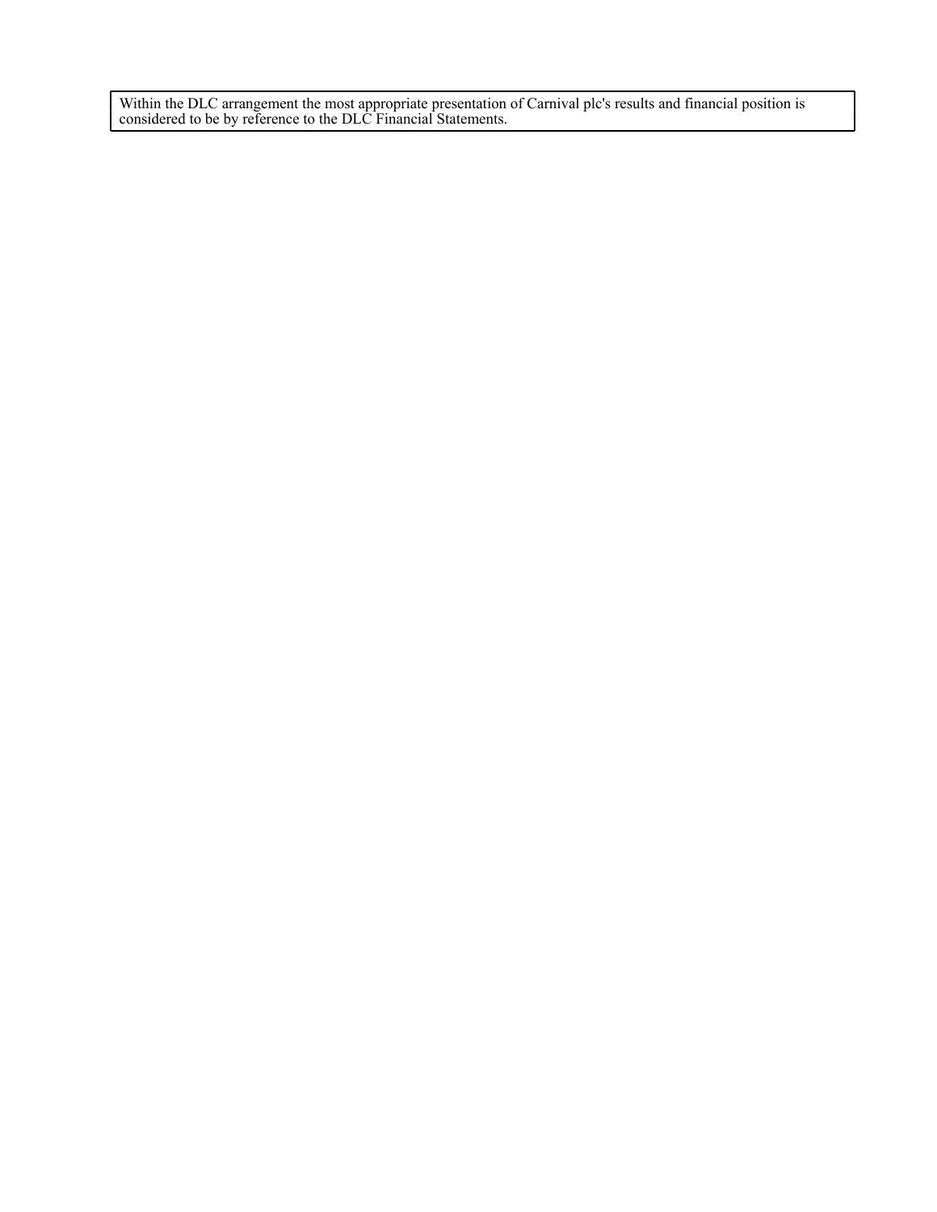Within the DLC arrangement the most appropriate presentation of Carnival plc's results and financial position is considered to be by reference to the DLC Financial Statements.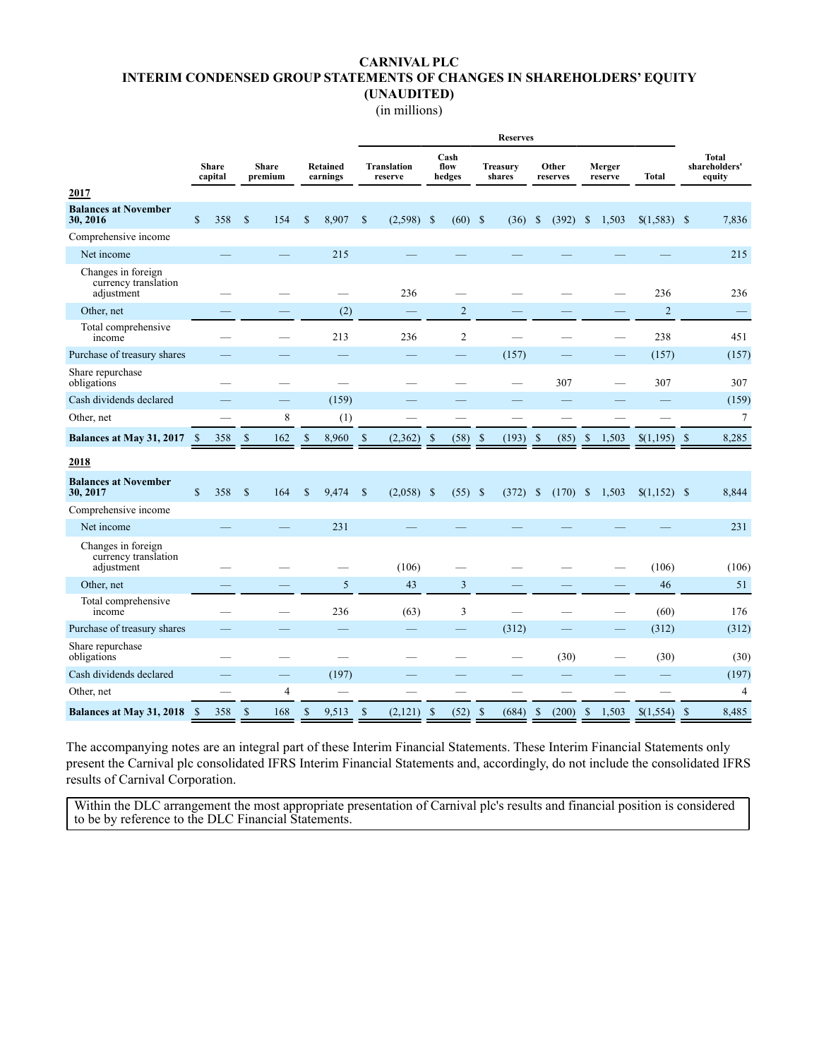# CARNIVAL PLC
## INTERIM CONDENSED GROUP STATEMENTS OF CHANGES IN SHAREHOLDERS' EQUITY (UNAUDITED)
(in millions)

| | Share capital | Share premium | Retained earnings | Reserves | | | | | | Total shareholders' equity |
|---|---|---|---|---|---|---|---|---|---|---|
| | | | | Translation reserve | Cash flow hedges | Treasury shares | Other reserves | Merger reserve | Total | |
| **2017** | | | | | | | | | | |
| **Balances at November 30, 2016** | $ 358 | $ 154 | $ 8,907 | $ (2,598) | $ (60) | $ (36) | $ (392) | $ 1,503 | $(1,583) | $ 7,836 |
| Comprehensive income | | | | | | | | | | |
| Net income | — | — | 215 | — | — | — | — | — | — | 215 |
| Changes in foreign currency translation adjustment | — | — | — | 236 | — | — | — | — | 236 | 236 |
| Other, net | — | — | (2) | — | 2 | — | — | — | 2 | — |
| Total comprehensive income | — | — | 213 | 236 | 2 | — | — | — | 238 | 451 |
| Purchase of treasury shares | — | — | — | — | — | (157) | — | — | (157) | (157) |
| Share repurchase obligations | — | — | — | — | — | — | 307 | — | 307 | 307 |
| Cash dividends declared | — | — | (159) | — | — | — | — | — | — | (159) |
| Other, net | — | 8 | (1) | — | — | — | — | — | — | 7 |
| **Balances at May 31, 2017** | $ 358 | $ 162 | $ 8,960 | $ (2,362) | $ (58) | $ (193) | $ (85) | $ 1,503 | $(1,195) | $ 8,285 |
| **2018** | | | | | | | | | | |
| **Balances at November 30, 2017** | $ 358 | $ 164 | $ 9,474 | $ (2,058) | $ (55) | $ (372) | $ (170) | $ 1,503 | $(1,152) | $ 8,844 |
| Comprehensive income | | | | | | | | | | |
| Net income | — | — | 231 | — | — | — | — | — | — | 231 |
| Changes in foreign currency translation adjustment | — | — | — | (106) | — | — | — | — | (106) | (106) |
| Other, net | — | — | 5 | 43 | 3 | — | — | — | 46 | 51 |
| Total comprehensive income | — | — | 236 | (63) | 3 | — | — | — | (60) | 176 |
| Purchase of treasury shares | — | — | — | — | — | (312) | — | — | (312) | (312) |
| Share repurchase obligations | — | — | — | — | — | — | (30) | — | (30) | (30) |
| Cash dividends declared | — | — | (197) | — | — | — | — | — | — | (197) |
| Other, net | — | 4 | — | — | — | — | — | — | — | 4 |
| **Balances at May 31, 2018** | $ 358 | $ 168 | $ 9,513 | $ (2,121) | $ (52) | $ (684) | $ (200) | $ 1,503 | $(1,554) | $ 8,485 |

The accompanying notes are an integral part of these Interim Financial Statements. These Interim Financial Statements only present the Carnival plc consolidated IFRS Interim Financial Statements and, accordingly, do not include the consolidated IFRS results of Carnival Corporation.

Within the DLC arrangement the most appropriate presentation of Carnival plc's results and financial position is considered to be by reference to the DLC Financial Statements.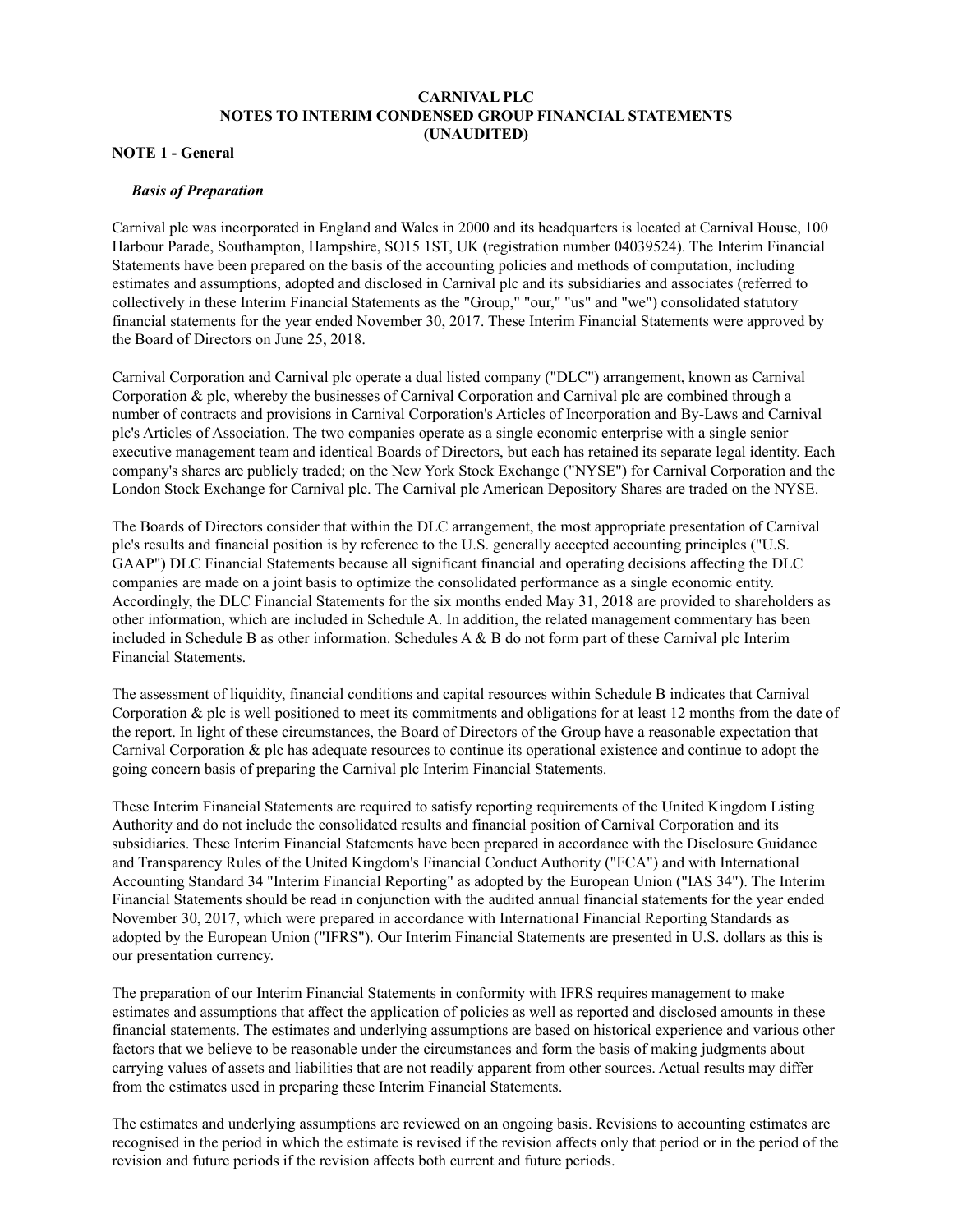**CARNIVAL PLC**
**NOTES TO INTERIM CONDENSED GROUP FINANCIAL STATEMENTS**
**(UNAUDITED)**

**NOTE 1 - General**

***Basis of Preparation***

Carnival plc was incorporated in England and Wales in 2000 and its headquarters is located at Carnival House, 100 Harbour Parade, Southampton, Hampshire, SO15 1ST, UK (registration number 04039524). The Interim Financial Statements have been prepared on the basis of the accounting policies and methods of computation, including estimates and assumptions, adopted and disclosed in Carnival plc and its subsidiaries and associates (referred to collectively in these Interim Financial Statements as the "Group," "our," "us" and "we") consolidated statutory financial statements for the year ended November 30, 2017. These Interim Financial Statements were approved by the Board of Directors on June 25, 2018.

Carnival Corporation and Carnival plc operate a dual listed company ("DLC") arrangement, known as Carnival Corporation & plc, whereby the businesses of Carnival Corporation and Carnival plc are combined through a number of contracts and provisions in Carnival Corporation's Articles of Incorporation and By-Laws and Carnival plc's Articles of Association. The two companies operate as a single economic enterprise with a single senior executive management team and identical Boards of Directors, but each has retained its separate legal identity. Each company's shares are publicly traded; on the New York Stock Exchange ("NYSE") for Carnival Corporation and the London Stock Exchange for Carnival plc. The Carnival plc American Depository Shares are traded on the NYSE.

The Boards of Directors consider that within the DLC arrangement, the most appropriate presentation of Carnival plc's results and financial position is by reference to the U.S. generally accepted accounting principles ("U.S. GAAP") DLC Financial Statements because all significant financial and operating decisions affecting the DLC companies are made on a joint basis to optimize the consolidated performance as a single economic entity. Accordingly, the DLC Financial Statements for the six months ended May 31, 2018 are provided to shareholders as other information, which are included in Schedule A. In addition, the related management commentary has been included in Schedule B as other information. Schedules A & B do not form part of these Carnival plc Interim Financial Statements.

The assessment of liquidity, financial conditions and capital resources within Schedule B indicates that Carnival Corporation & plc is well positioned to meet its commitments and obligations for at least 12 months from the date of the report. In light of these circumstances, the Board of Directors of the Group have a reasonable expectation that Carnival Corporation & plc has adequate resources to continue its operational existence and continue to adopt the going concern basis of preparing the Carnival plc Interim Financial Statements.

These Interim Financial Statements are required to satisfy reporting requirements of the United Kingdom Listing Authority and do not include the consolidated results and financial position of Carnival Corporation and its subsidiaries. These Interim Financial Statements have been prepared in accordance with the Disclosure Guidance and Transparency Rules of the United Kingdom's Financial Conduct Authority ("FCA") and with International Accounting Standard 34 "Interim Financial Reporting" as adopted by the European Union ("IAS 34"). The Interim Financial Statements should be read in conjunction with the audited annual financial statements for the year ended November 30, 2017, which were prepared in accordance with International Financial Reporting Standards as adopted by the European Union ("IFRS"). Our Interim Financial Statements are presented in U.S. dollars as this is our presentation currency.

The preparation of our Interim Financial Statements in conformity with IFRS requires management to make estimates and assumptions that affect the application of policies as well as reported and disclosed amounts in these financial statements. The estimates and underlying assumptions are based on historical experience and various other factors that we believe to be reasonable under the circumstances and form the basis of making judgments about carrying values of assets and liabilities that are not readily apparent from other sources. Actual results may differ from the estimates used in preparing these Interim Financial Statements.

The estimates and underlying assumptions are reviewed on an ongoing basis. Revisions to accounting estimates are recognised in the period in which the estimate is revised if the revision affects only that period or in the period of the revision and future periods if the revision affects both current and future periods.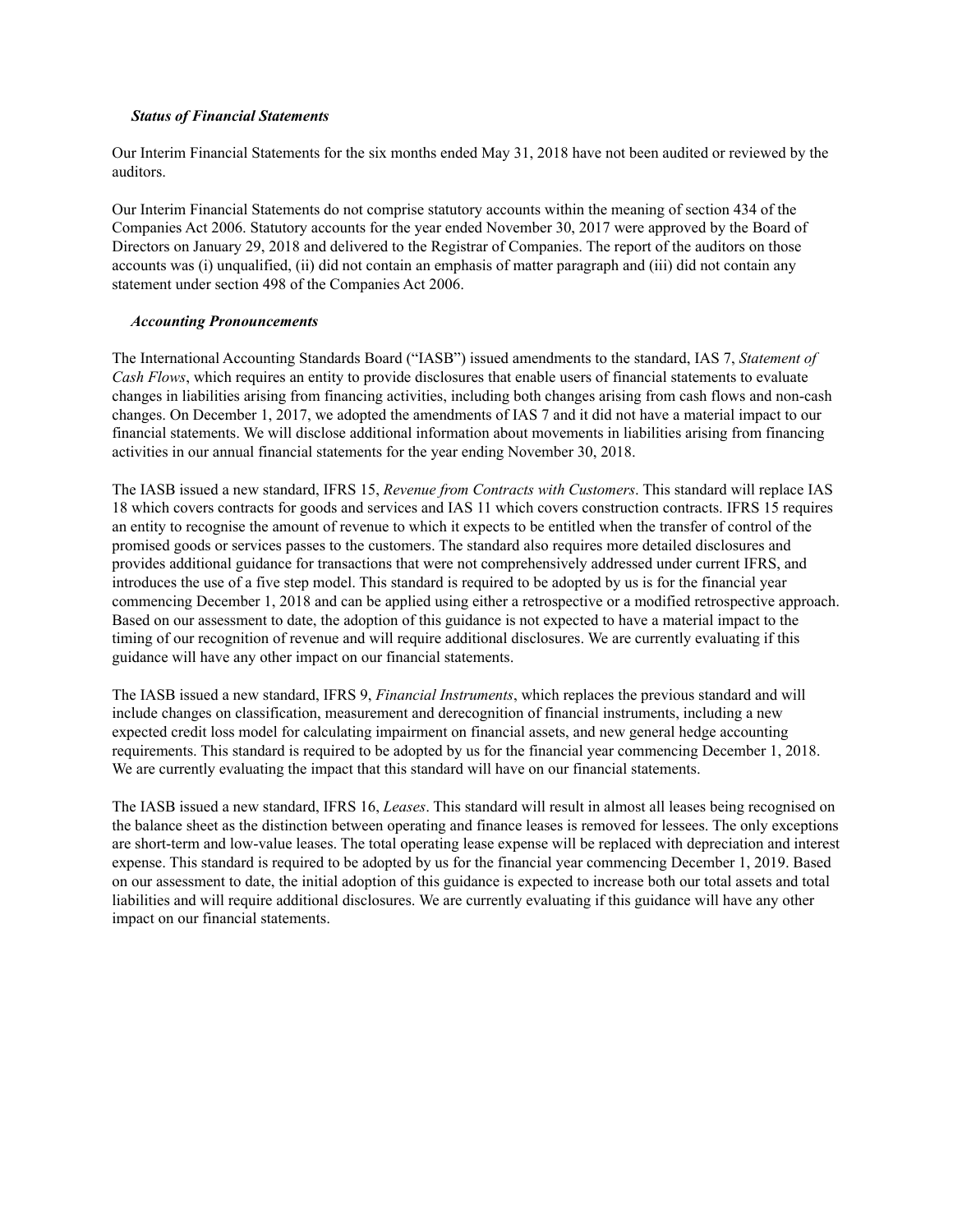***Status of Financial Statements***

Our Interim Financial Statements for the six months ended May 31, 2018 have not been audited or reviewed by the auditors.

Our Interim Financial Statements do not comprise statutory accounts within the meaning of section 434 of the Companies Act 2006. Statutory accounts for the year ended November 30, 2017 were approved by the Board of Directors on January 29, 2018 and delivered to the Registrar of Companies. The report of the auditors on those accounts was (i) unqualified, (ii) did not contain an emphasis of matter paragraph and (iii) did not contain any statement under section 498 of the Companies Act 2006.

***Accounting Pronouncements***

The International Accounting Standards Board ("IASB") issued amendments to the standard, IAS 7, *Statement of Cash Flows*, which requires an entity to provide disclosures that enable users of financial statements to evaluate changes in liabilities arising from financing activities, including both changes arising from cash flows and non-cash changes. On December 1, 2017, we adopted the amendments of IAS 7 and it did not have a material impact to our financial statements. We will disclose additional information about movements in liabilities arising from financing activities in our annual financial statements for the year ending November 30, 2018.

The IASB issued a new standard, IFRS 15, *Revenue from Contracts with Customers*. This standard will replace IAS 18 which covers contracts for goods and services and IAS 11 which covers construction contracts. IFRS 15 requires an entity to recognise the amount of revenue to which it expects to be entitled when the transfer of control of the promised goods or services passes to the customers. The standard also requires more detailed disclosures and provides additional guidance for transactions that were not comprehensively addressed under current IFRS, and introduces the use of a five step model. This standard is required to be adopted by us is for the financial year commencing December 1, 2018 and can be applied using either a retrospective or a modified retrospective approach. Based on our assessment to date, the adoption of this guidance is not expected to have a material impact to the timing of our recognition of revenue and will require additional disclosures. We are currently evaluating if this guidance will have any other impact on our financial statements.

The IASB issued a new standard, IFRS 9, *Financial Instruments*, which replaces the previous standard and will include changes on classification, measurement and derecognition of financial instruments, including a new expected credit loss model for calculating impairment on financial assets, and new general hedge accounting requirements. This standard is required to be adopted by us for the financial year commencing December 1, 2018. We are currently evaluating the impact that this standard will have on our financial statements.

The IASB issued a new standard, IFRS 16, *Leases*. This standard will result in almost all leases being recognised on the balance sheet as the distinction between operating and finance leases is removed for lessees. The only exceptions are short-term and low-value leases. The total operating lease expense will be replaced with depreciation and interest expense. This standard is required to be adopted by us for the financial year commencing December 1, 2019. Based on our assessment to date, the initial adoption of this guidance is expected to increase both our total assets and total liabilities and will require additional disclosures. We are currently evaluating if this guidance will have any other impact on our financial statements.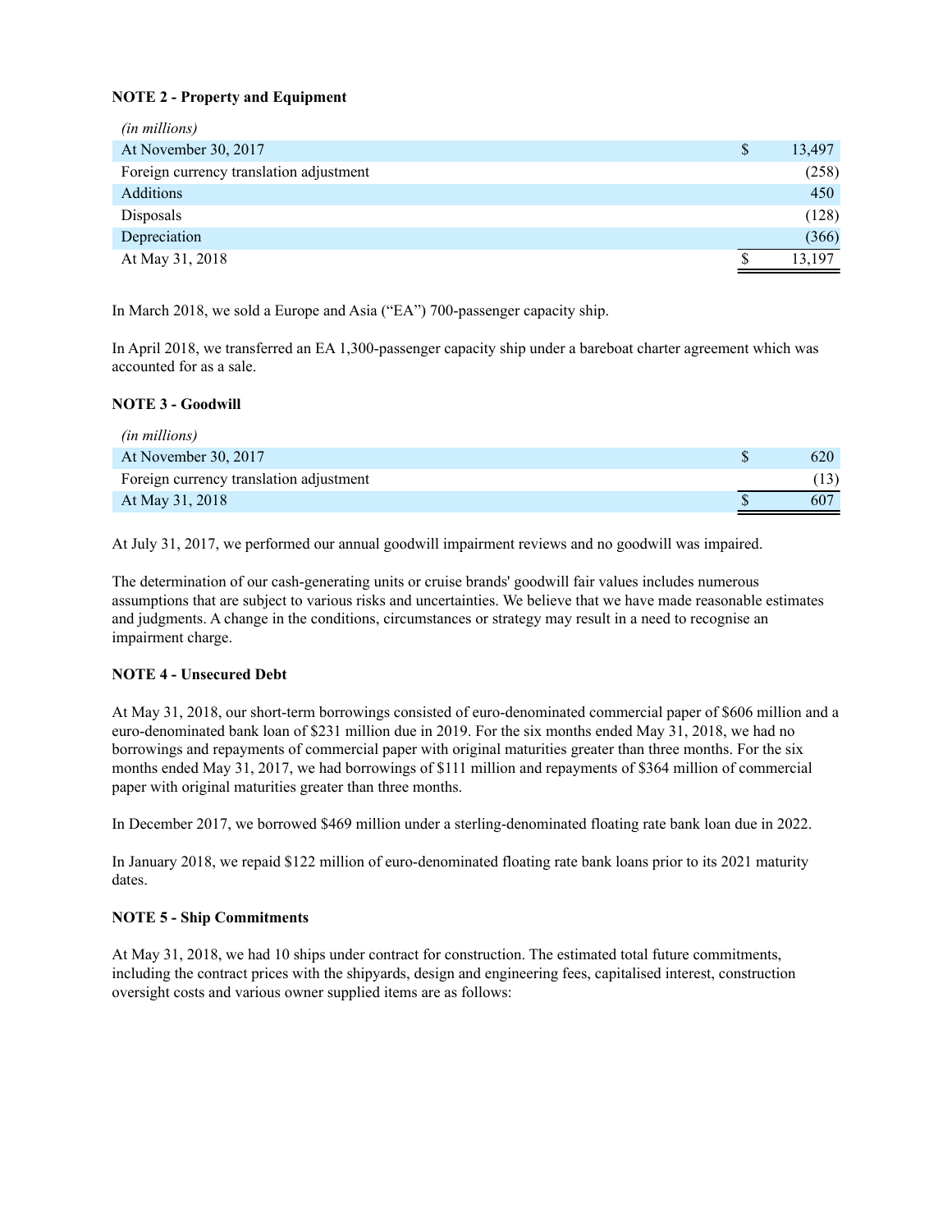**NOTE 2 - Property and Equipment**

| *(in millions)* | | |
|---|---|---|
| At November 30, 2017 | $ | 13,497 |
| Foreign currency translation adjustment | | (258) |
| Additions | | 450 |
| Disposals | | (128) |
| Depreciation | | (366) |
| At May 31, 2018 | $ | 13,197 |

In March 2018, we sold a Europe and Asia ("EA") 700-passenger capacity ship.

In April 2018, we transferred an EA 1,300-passenger capacity ship under a bareboat charter agreement which was accounted for as a sale.

**NOTE 3 - Goodwill**

| *(in millions)* | | |
|---|---|---|
| At November 30, 2017 | $ | 620 |
| Foreign currency translation adjustment | | (13) |
| At May 31, 2018 | $ | 607 |

At July 31, 2017, we performed our annual goodwill impairment reviews and no goodwill was impaired.

The determination of our cash-generating units or cruise brands' goodwill fair values includes numerous assumptions that are subject to various risks and uncertainties. We believe that we have made reasonable estimates and judgments. A change in the conditions, circumstances or strategy may result in a need to recognise an impairment charge.

**NOTE 4 - Unsecured Debt**

At May 31, 2018, our short-term borrowings consisted of euro-denominated commercial paper of $606 million and a euro-denominated bank loan of $231 million due in 2019. For the six months ended May 31, 2018, we had no borrowings and repayments of commercial paper with original maturities greater than three months. For the six months ended May 31, 2017, we had borrowings of $111 million and repayments of $364 million of commercial paper with original maturities greater than three months.

In December 2017, we borrowed $469 million under a sterling-denominated floating rate bank loan due in 2022.

In January 2018, we repaid $122 million of euro-denominated floating rate bank loans prior to its 2021 maturity dates.

**NOTE 5 - Ship Commitments**

At May 31, 2018, we had 10 ships under contract for construction. The estimated total future commitments, including the contract prices with the shipyards, design and engineering fees, capitalised interest, construction oversight costs and various owner supplied items are as follows: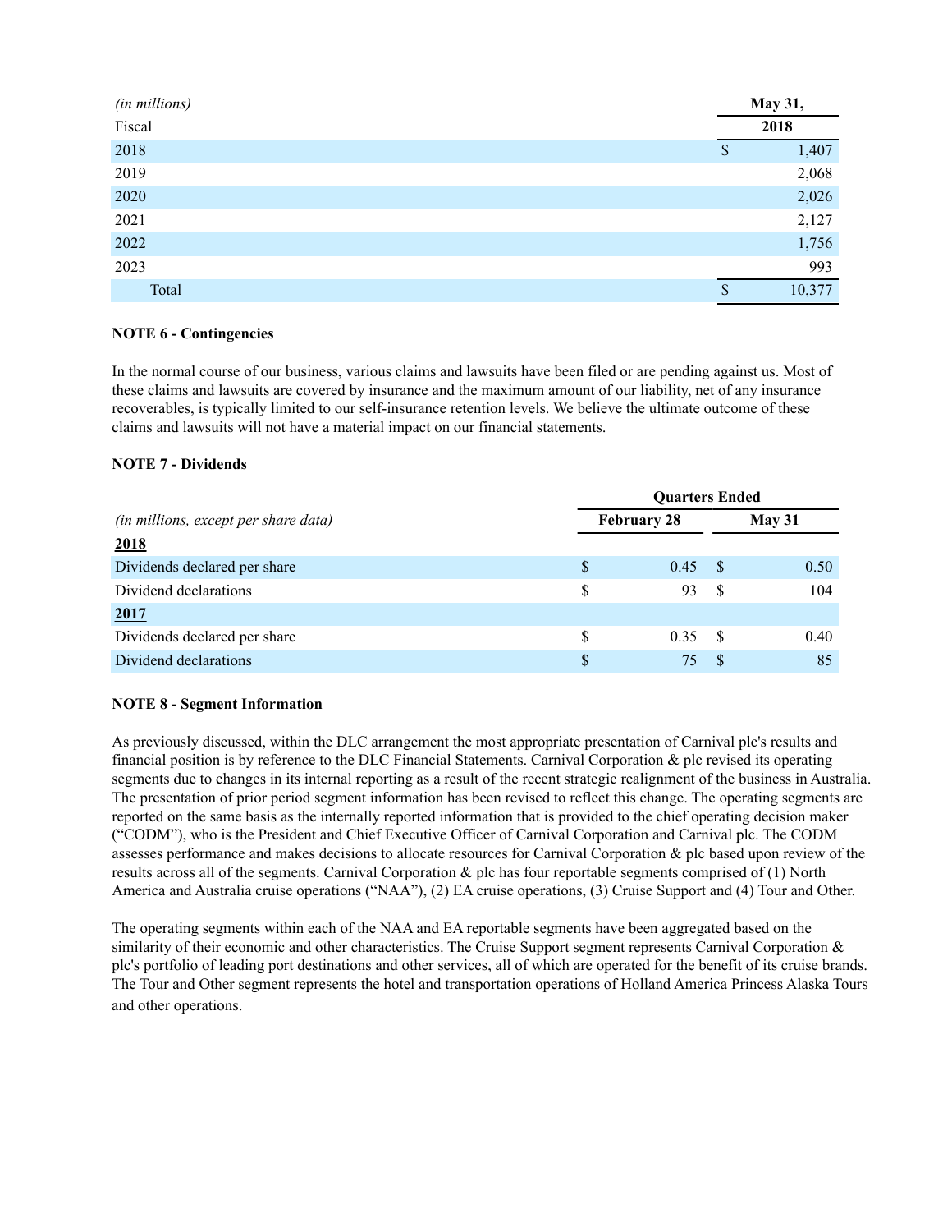| *(in millions)* | May 31, |
|---|---|
| Fiscal | 2018 |
| 2018 | $ 1,407 |
| 2019 | 2,068 |
| 2020 | 2,026 |
| 2021 | 2,127 |
| 2022 | 1,756 |
| 2023 | 993 |
| Total | $ 10,377 |

**NOTE 6 - Contingencies**

In the normal course of our business, various claims and lawsuits have been filed or are pending against us. Most of these claims and lawsuits are covered by insurance and the maximum amount of our liability, net of any insurance recoverables, is typically limited to our self-insurance retention levels. We believe the ultimate outcome of these claims and lawsuits will not have a material impact on our financial statements.

**NOTE 7 - Dividends**

| | Quarters Ended | |
|---|---|---|
| *(in millions, except per share data)* | February 28 | May 31 |
| **2018** | | |
| Dividends declared per share | $ 0.45 | $ 0.50 |
| Dividend declarations | $ 93 | $ 104 |
| **2017** | | |
| Dividends declared per share | $ 0.35 | $ 0.40 |
| Dividend declarations | $ 75 | $ 85 |

**NOTE 8 - Segment Information**

As previously discussed, within the DLC arrangement the most appropriate presentation of Carnival plc's results and financial position is by reference to the DLC Financial Statements. Carnival Corporation & plc revised its operating segments due to changes in its internal reporting as a result of the recent strategic realignment of the business in Australia. The presentation of prior period segment information has been revised to reflect this change. The operating segments are reported on the same basis as the internally reported information that is provided to the chief operating decision maker ("CODM"), who is the President and Chief Executive Officer of Carnival Corporation and Carnival plc. The CODM assesses performance and makes decisions to allocate resources for Carnival Corporation & plc based upon review of the results across all of the segments. Carnival Corporation & plc has four reportable segments comprised of (1) North America and Australia cruise operations ("NAA"), (2) EA cruise operations, (3) Cruise Support and (4) Tour and Other.

The operating segments within each of the NAA and EA reportable segments have been aggregated based on the similarity of their economic and other characteristics. The Cruise Support segment represents Carnival Corporation & plc's portfolio of leading port destinations and other services, all of which are operated for the benefit of its cruise brands. The Tour and Other segment represents the hotel and transportation operations of Holland America Princess Alaska Tours and other operations.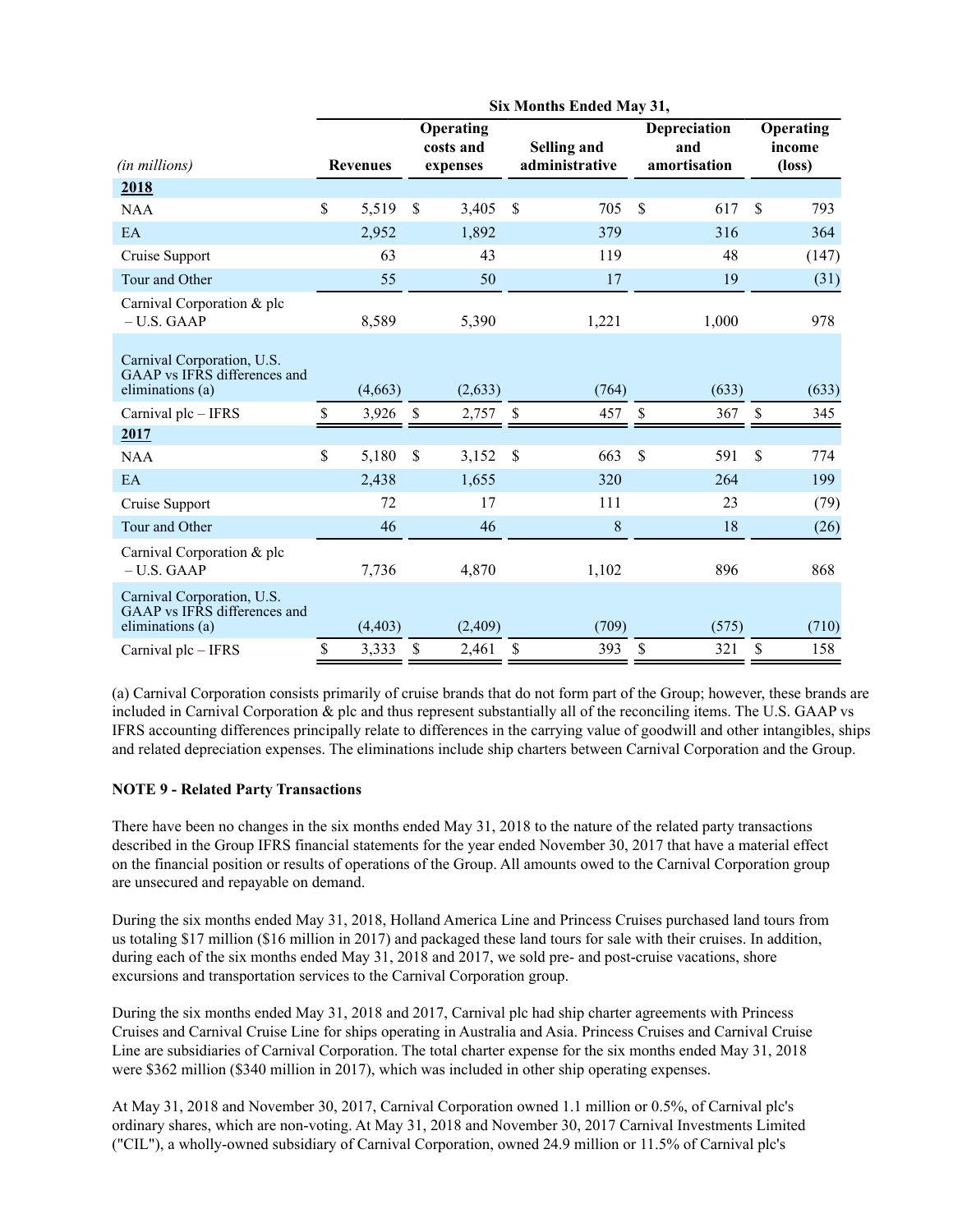| (in millions) | Six Months Ended May 31, | | | | |
|---|---|---|---|---|---|
| | Revenues | Operating costs and expenses | Selling and administrative | Depreciation and amortisation | Operating income (loss) |
| **2018** | | | | | |
| NAA | $ 5,519 | $ 3,405 | $ 705 | $ 617 | $ 793 |
| EA | 2,952 | 1,892 | 379 | 316 | 364 |
| Cruise Support | 63 | 43 | 119 | 48 | (147) |
| Tour and Other | 55 | 50 | 17 | 19 | (31) |
| Carnival Corporation & plc – U.S. GAAP | 8,589 | 5,390 | 1,221 | 1,000 | 978 |
| Carnival Corporation, U.S. GAAP vs IFRS differences and eliminations (a) | (4,663) | (2,633) | (764) | (633) | (633) |
| Carnival plc – IFRS | $ 3,926 | $ 2,757 | $ 457 | $ 367 | $ 345 |
| **2017** | | | | | |
| NAA | $ 5,180 | $ 3,152 | $ 663 | $ 591 | $ 774 |
| EA | 2,438 | 1,655 | 320 | 264 | 199 |
| Cruise Support | 72 | 17 | 111 | 23 | (79) |
| Tour and Other | 46 | 46 | 8 | 18 | (26) |
| Carnival Corporation & plc – U.S. GAAP | 7,736 | 4,870 | 1,102 | 896 | 868 |
| Carnival Corporation, U.S. GAAP vs IFRS differences and eliminations (a) | (4,403) | (2,409) | (709) | (575) | (710) |
| Carnival plc – IFRS | $ 3,333 | $ 2,461 | $ 393 | $ 321 | $ 158 |

(a) Carnival Corporation consists primarily of cruise brands that do not form part of the Group; however, these brands are included in Carnival Corporation & plc and thus represent substantially all of the reconciling items. The U.S. GAAP vs IFRS accounting differences principally relate to differences in the carrying value of goodwill and other intangibles, ships and related depreciation expenses. The eliminations include ship charters between Carnival Corporation and the Group.

**NOTE 9 - Related Party Transactions**

There have been no changes in the six months ended May 31, 2018 to the nature of the related party transactions described in the Group IFRS financial statements for the year ended November 30, 2017 that have a material effect on the financial position or results of operations of the Group. All amounts owed to the Carnival Corporation group are unsecured and repayable on demand.

During the six months ended May 31, 2018, Holland America Line and Princess Cruises purchased land tours from us totaling $17 million ($16 million in 2017) and packaged these land tours for sale with their cruises. In addition, during each of the six months ended May 31, 2018 and 2017, we sold pre- and post-cruise vacations, shore excursions and transportation services to the Carnival Corporation group.

During the six months ended May 31, 2018 and 2017, Carnival plc had ship charter agreements with Princess Cruises and Carnival Cruise Line for ships operating in Australia and Asia. Princess Cruises and Carnival Cruise Line are subsidiaries of Carnival Corporation. The total charter expense for the six months ended May 31, 2018 were $362 million ($340 million in 2017), which was included in other ship operating expenses.

At May 31, 2018 and November 30, 2017, Carnival Corporation owned 1.1 million or 0.5%, of Carnival plc's ordinary shares, which are non-voting. At May 31, 2018 and November 30, 2017 Carnival Investments Limited ("CIL"), a wholly-owned subsidiary of Carnival Corporation, owned 24.9 million or 11.5% of Carnival plc's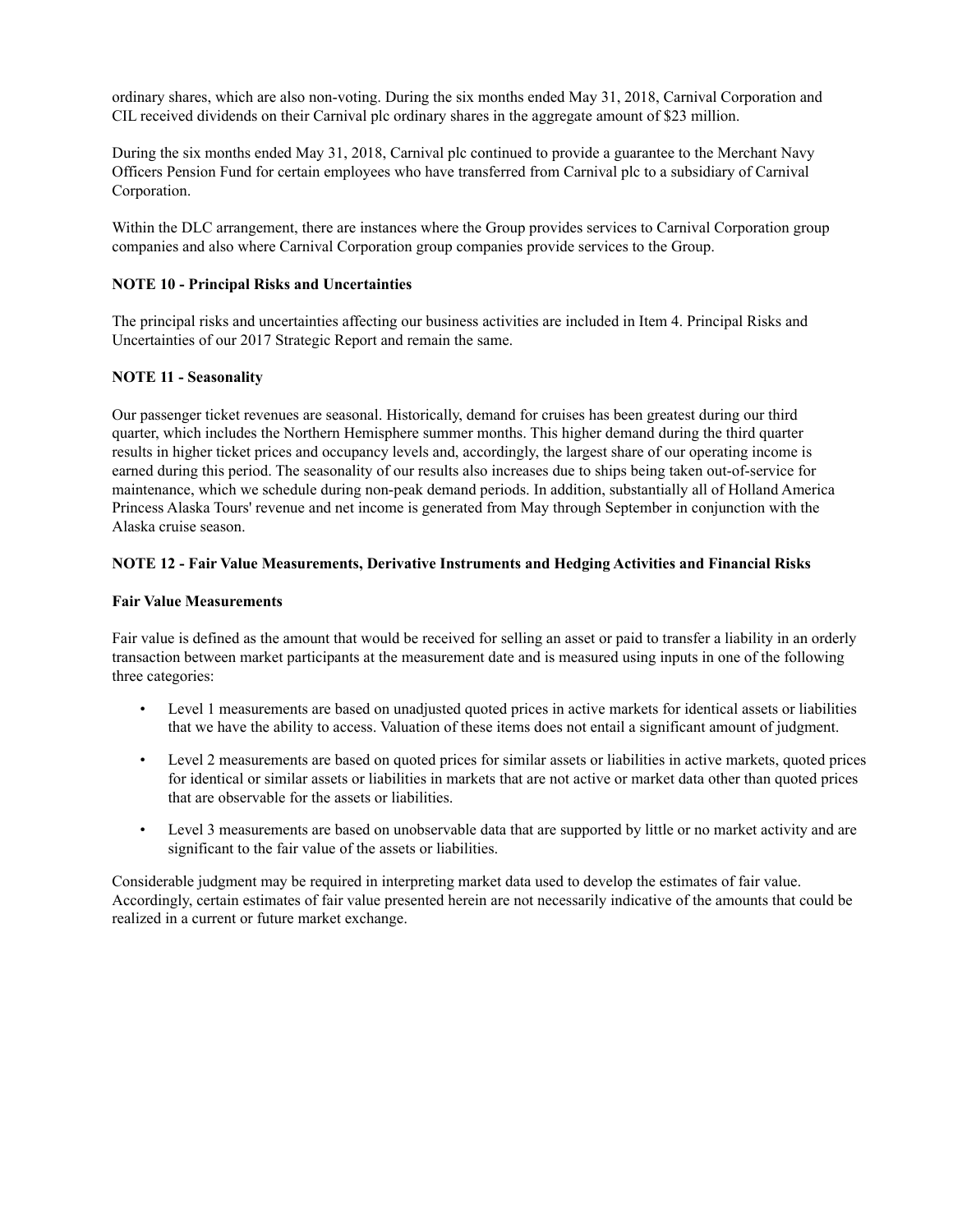ordinary shares, which are also non-voting. During the six months ended May 31, 2018, Carnival Corporation and CIL received dividends on their Carnival plc ordinary shares in the aggregate amount of $23 million.

During the six months ended May 31, 2018, Carnival plc continued to provide a guarantee to the Merchant Navy Officers Pension Fund for certain employees who have transferred from Carnival plc to a subsidiary of Carnival Corporation.

Within the DLC arrangement, there are instances where the Group provides services to Carnival Corporation group companies and also where Carnival Corporation group companies provide services to the Group.

**NOTE 10 - Principal Risks and Uncertainties**

The principal risks and uncertainties affecting our business activities are included in Item 4. Principal Risks and Uncertainties of our 2017 Strategic Report and remain the same.

**NOTE 11 - Seasonality**

Our passenger ticket revenues are seasonal. Historically, demand for cruises has been greatest during our third quarter, which includes the Northern Hemisphere summer months. This higher demand during the third quarter results in higher ticket prices and occupancy levels and, accordingly, the largest share of our operating income is earned during this period. The seasonality of our results also increases due to ships being taken out-of-service for maintenance, which we schedule during non-peak demand periods. In addition, substantially all of Holland America Princess Alaska Tours' revenue and net income is generated from May through September in conjunction with the Alaska cruise season.

**NOTE 12 - Fair Value Measurements, Derivative Instruments and Hedging Activities and Financial Risks**

**Fair Value Measurements**

Fair value is defined as the amount that would be received for selling an asset or paid to transfer a liability in an orderly transaction between market participants at the measurement date and is measured using inputs in one of the following three categories:

- Level 1 measurements are based on unadjusted quoted prices in active markets for identical assets or liabilities that we have the ability to access. Valuation of these items does not entail a significant amount of judgment.
- Level 2 measurements are based on quoted prices for similar assets or liabilities in active markets, quoted prices for identical or similar assets or liabilities in markets that are not active or market data other than quoted prices that are observable for the assets or liabilities.
- Level 3 measurements are based on unobservable data that are supported by little or no market activity and are significant to the fair value of the assets or liabilities.

Considerable judgment may be required in interpreting market data used to develop the estimates of fair value. Accordingly, certain estimates of fair value presented herein are not necessarily indicative of the amounts that could be realized in a current or future market exchange.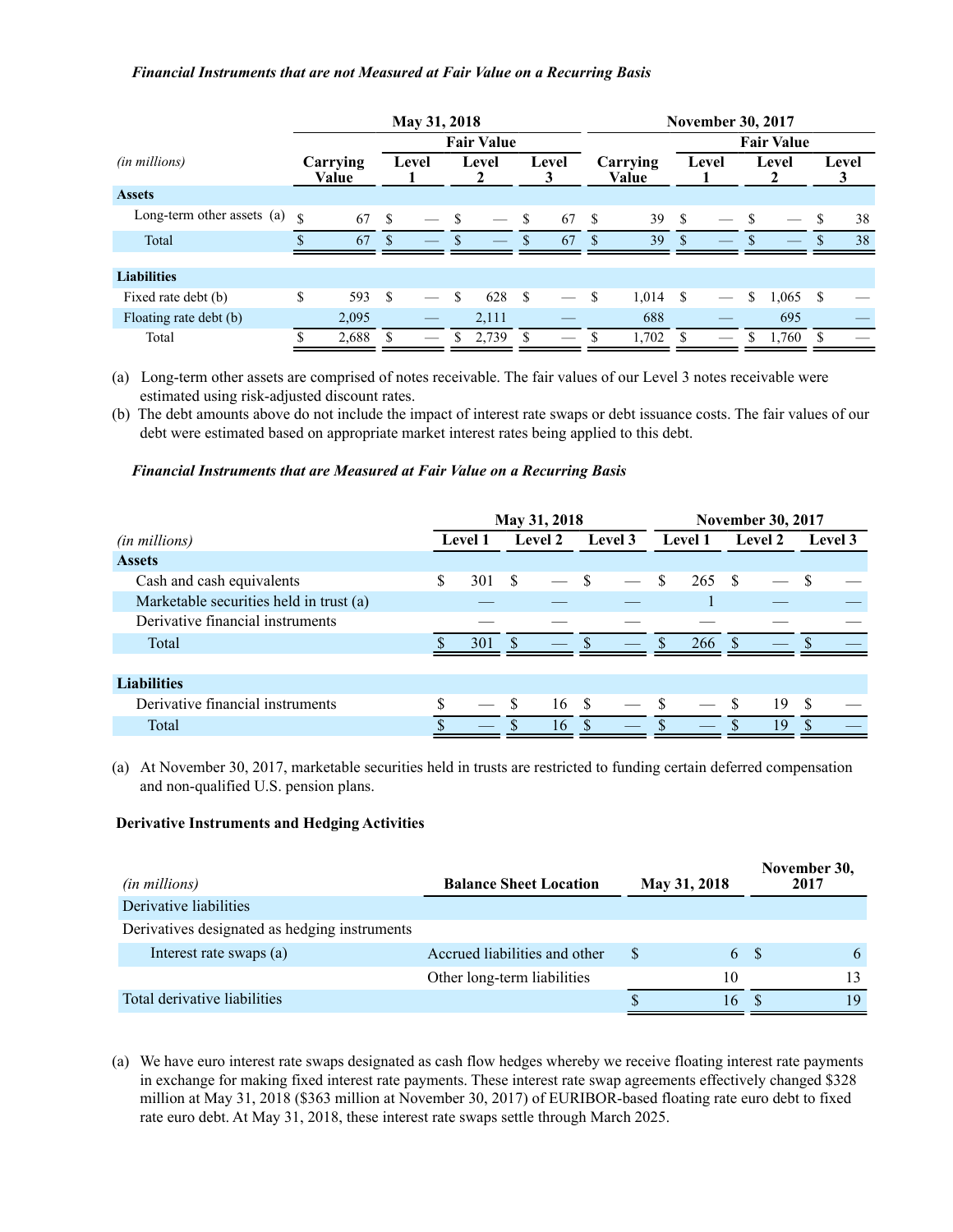***Financial Instruments that are not Measured at Fair Value on a Recurring Basis***

| | May 31, 2018 | | | | November 30, 2017 | | | |
|---|---|---|---|---|---|---|---|---|
| | | Fair Value | | | | Fair Value | | |
| *(in millions)* | Carrying Value | Level 1 | Level 2 | Level 3 | Carrying Value | Level 1 | Level 2 | Level 3 |
| **Assets** | | | | | | | | |
| Long-term other assets (a) | $ 67 | $ — | $ — | $ 67 | $ 39 | $ — | $ — | $ 38 |
| Total | $ 67 | $ — | $ — | $ 67 | $ 39 | $ — | $ — | $ 38 |
| **Liabilities** | | | | | | | | |
| Fixed rate debt (b) | $ 593 | $ — | $ 628 | $ — | $ 1,014 | $ — | $ 1,065 | $ — |
| Floating rate debt (b) | 2,095 | — | 2,111 | — | 688 | — | 695 | — |
| Total | $ 2,688 | $ — | $ 2,739 | $ — | $ 1,702 | $ — | $ 1,760 | $ — |

(a) Long-term other assets are comprised of notes receivable. The fair values of our Level 3 notes receivable were estimated using risk-adjusted discount rates.

(b) The debt amounts above do not include the impact of interest rate swaps or debt issuance costs. The fair values of our debt were estimated based on appropriate market interest rates being applied to this debt.

***Financial Instruments that are Measured at Fair Value on a Recurring Basis***

| | May 31, 2018 | | | November 30, 2017 | | |
|---|---|---|---|---|---|---|
| *(in millions)* | Level 1 | Level 2 | Level 3 | Level 1 | Level 2 | Level 3 |
| **Assets** | | | | | | |
| Cash and cash equivalents | $ 301 | $ — | $ — | $ 265 | $ — | $ — |
| Marketable securities held in trust (a) | — | — | — | 1 | — | — |
| Derivative financial instruments | — | — | — | — | — | — |
| Total | $ 301 | $ — | $ — | $ 266 | $ — | $ — |
| **Liabilities** | | | | | | |
| Derivative financial instruments | $ — | $ 16 | $ — | $ — | $ 19 | $ — |
| Total | $ — | $ 16 | $ — | $ — | $ 19 | $ — |

(a) At November 30, 2017, marketable securities held in trusts are restricted to funding certain deferred compensation and non-qualified U.S. pension plans.

**Derivative Instruments and Hedging Activities**

| *(in millions)* | Balance Sheet Location | May 31, 2018 | November 30, 2017 |
|---|---|---|---|
| Derivative liabilities | | | |
| Derivatives designated as hedging instruments | | | |
| Interest rate swaps (a) | Accrued liabilities and other | $ 6 | $ 6 |
| | Other long-term liabilities | 10 | 13 |
| Total derivative liabilities | | $ 16 | $ 19 |

(a) We have euro interest rate swaps designated as cash flow hedges whereby we receive floating interest rate payments in exchange for making fixed interest rate payments. These interest rate swap agreements effectively changed $328 million at May 31, 2018 ($363 million at November 30, 2017) of EURIBOR-based floating rate euro debt to fixed rate euro debt. At May 31, 2018, these interest rate swaps settle through March 2025.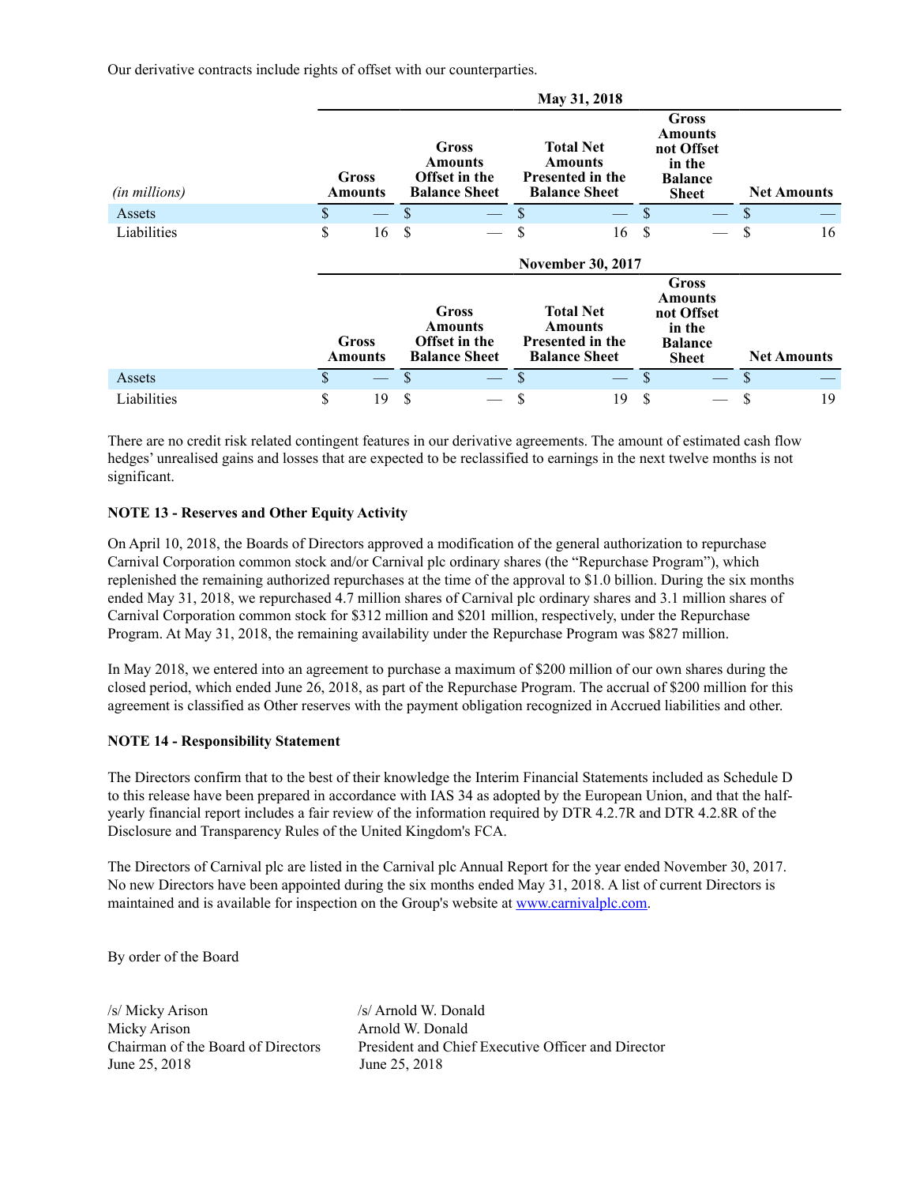Our derivative contracts include rights of offset with our counterparties.

| | May 31, 2018 | | | | |
|---|---|---|---|---|---|
| *(in millions)* | Gross Amounts | Gross Amounts Offset in the Balance Sheet | Total Net Amounts Presented in the Balance Sheet | Gross Amounts not Offset in the Balance Sheet | Net Amounts |
| Assets | $ — | $ — | $ — | $ — | $ — |
| Liabilities | $ 16 | $ — | $ 16 | $ — | $ 16 |

| | November 30, 2017 | | | | |
|---|---|---|---|---|---|
| | Gross Amounts | Gross Amounts Offset in the Balance Sheet | Total Net Amounts Presented in the Balance Sheet | Gross Amounts not Offset in the Balance Sheet | Net Amounts |
| Assets | $ — | $ — | $ — | $ — | $ — |
| Liabilities | $ 19 | $ — | $ 19 | $ — | $ 19 |

There are no credit risk related contingent features in our derivative agreements. The amount of estimated cash flow hedges' unrealised gains and losses that are expected to be reclassified to earnings in the next twelve months is not significant.

**NOTE 13 - Reserves and Other Equity Activity**

On April 10, 2018, the Boards of Directors approved a modification of the general authorization to repurchase Carnival Corporation common stock and/or Carnival plc ordinary shares (the "Repurchase Program"), which replenished the remaining authorized repurchases at the time of the approval to $1.0 billion. During the six months ended May 31, 2018, we repurchased 4.7 million shares of Carnival plc ordinary shares and 3.1 million shares of Carnival Corporation common stock for $312 million and $201 million, respectively, under the Repurchase Program. At May 31, 2018, the remaining availability under the Repurchase Program was $827 million.

In May 2018, we entered into an agreement to purchase a maximum of $200 million of our own shares during the closed period, which ended June 26, 2018, as part of the Repurchase Program. The accrual of $200 million for this agreement is classified as Other reserves with the payment obligation recognized in Accrued liabilities and other.

**NOTE 14 - Responsibility Statement**

The Directors confirm that to the best of their knowledge the Interim Financial Statements included as Schedule D to this release have been prepared in accordance with IAS 34 as adopted by the European Union, and that the half-yearly financial report includes a fair review of the information required by DTR 4.2.7R and DTR 4.2.8R of the Disclosure and Transparency Rules of the United Kingdom's FCA.

The Directors of Carnival plc are listed in the Carnival plc Annual Report for the year ended November 30, 2017. No new Directors have been appointed during the six months ended May 31, 2018. A list of current Directors is maintained and is available for inspection on the Group's website at www.carnivalplc.com.

By order of the Board

/s/ Micky Arison
Micky Arison
Chairman of the Board of Directors
June 25, 2018

/s/ Arnold W. Donald
Arnold W. Donald
President and Chief Executive Officer and Director
June 25, 2018